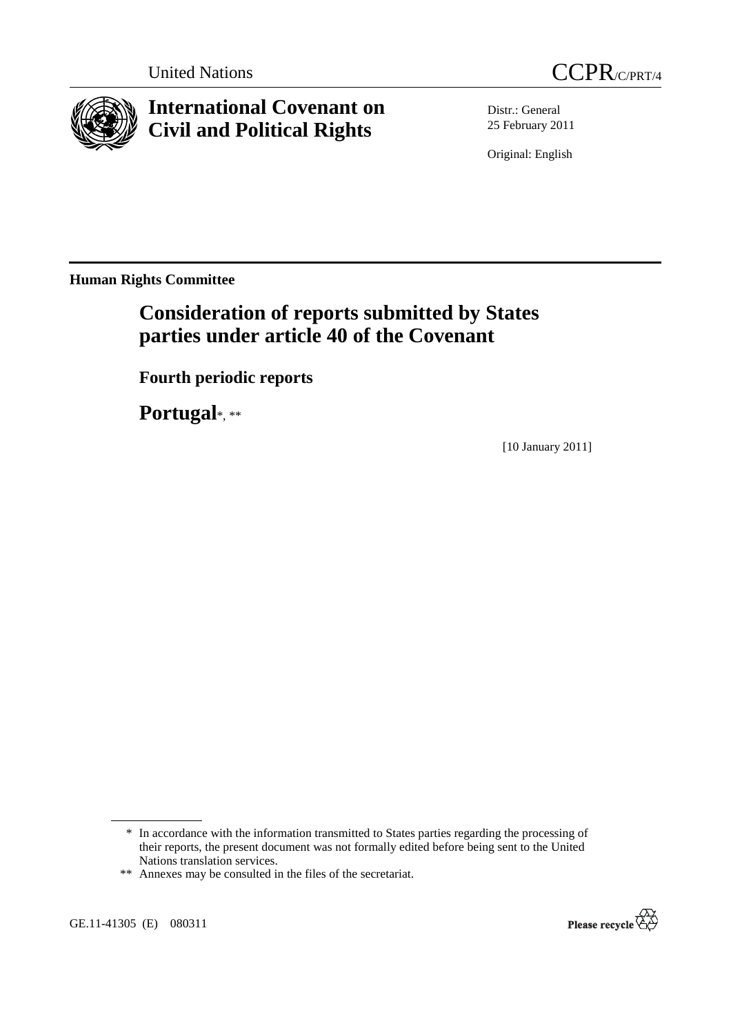United Nations

CCPR/C/PRT/4

# International Covenant on Civil and Political Rights

Distr.: General
25 February 2011

Original: English

**Human Rights Committee**

## Consideration of reports submitted by States parties under article 40 of the Covenant

### Fourth periodic reports

### Portugal*, **

[10 January 2011]

---

\* In accordance with the information transmitted to States parties regarding the processing of their reports, the present document was not formally edited before being sent to the United Nations translation services.

\*\* Annexes may be consulted in the files of the secretariat.

GE.11-41305 (E) 080311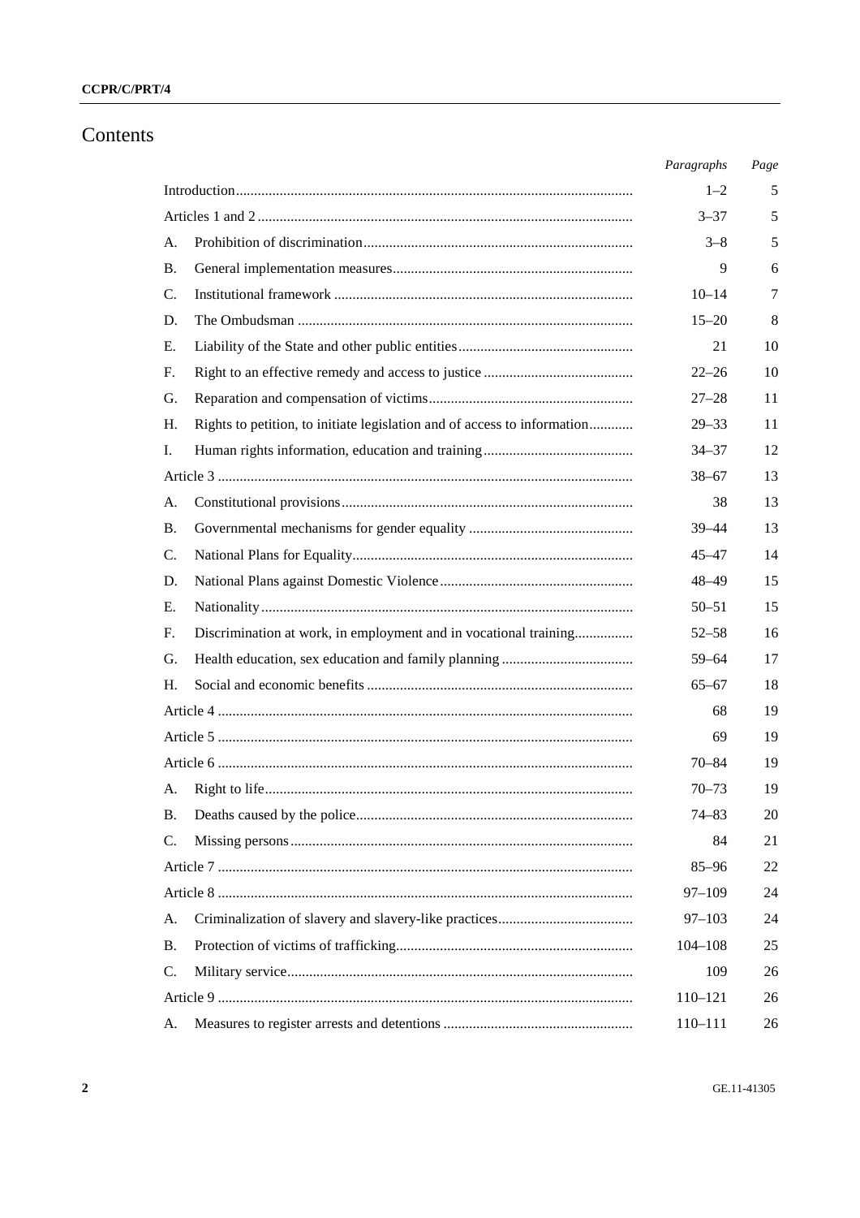# Contents

| | | Paragraphs | Page |
|---|---|---|---|
| | Introduction | 1–2 | 5 |
| | Articles 1 and 2 | 3–37 | 5 |
| A. | Prohibition of discrimination | 3–8 | 5 |
| B. | General implementation measures | 9 | 6 |
| C. | Institutional framework | 10–14 | 7 |
| D. | The Ombudsman | 15–20 | 8 |
| E. | Liability of the State and other public entities | 21 | 10 |
| F. | Right to an effective remedy and access to justice | 22–26 | 10 |
| G. | Reparation and compensation of victims | 27–28 | 11 |
| H. | Rights to petition, to initiate legislation and of access to information | 29–33 | 11 |
| I. | Human rights information, education and training | 34–37 | 12 |
| | Article 3 | 38–67 | 13 |
| A. | Constitutional provisions | 38 | 13 |
| B. | Governmental mechanisms for gender equality | 39–44 | 13 |
| C. | National Plans for Equality | 45–47 | 14 |
| D. | National Plans against Domestic Violence | 48–49 | 15 |
| E. | Nationality | 50–51 | 15 |
| F. | Discrimination at work, in employment and in vocational training | 52–58 | 16 |
| G. | Health education, sex education and family planning | 59–64 | 17 |
| H. | Social and economic benefits | 65–67 | 18 |
| | Article 4 | 68 | 19 |
| | Article 5 | 69 | 19 |
| | Article 6 | 70–84 | 19 |
| A. | Right to life | 70–73 | 19 |
| B. | Deaths caused by the police | 74–83 | 20 |
| C. | Missing persons | 84 | 21 |
| | Article 7 | 85–96 | 22 |
| | Article 8 | 97–109 | 24 |
| A. | Criminalization of slavery and slavery-like practices | 97–103 | 24 |
| B. | Protection of victims of trafficking | 104–108 | 25 |
| C. | Military service | 109 | 26 |
| | Article 9 | 110–121 | 26 |
| A. | Measures to register arrests and detentions | 110–111 | 26 |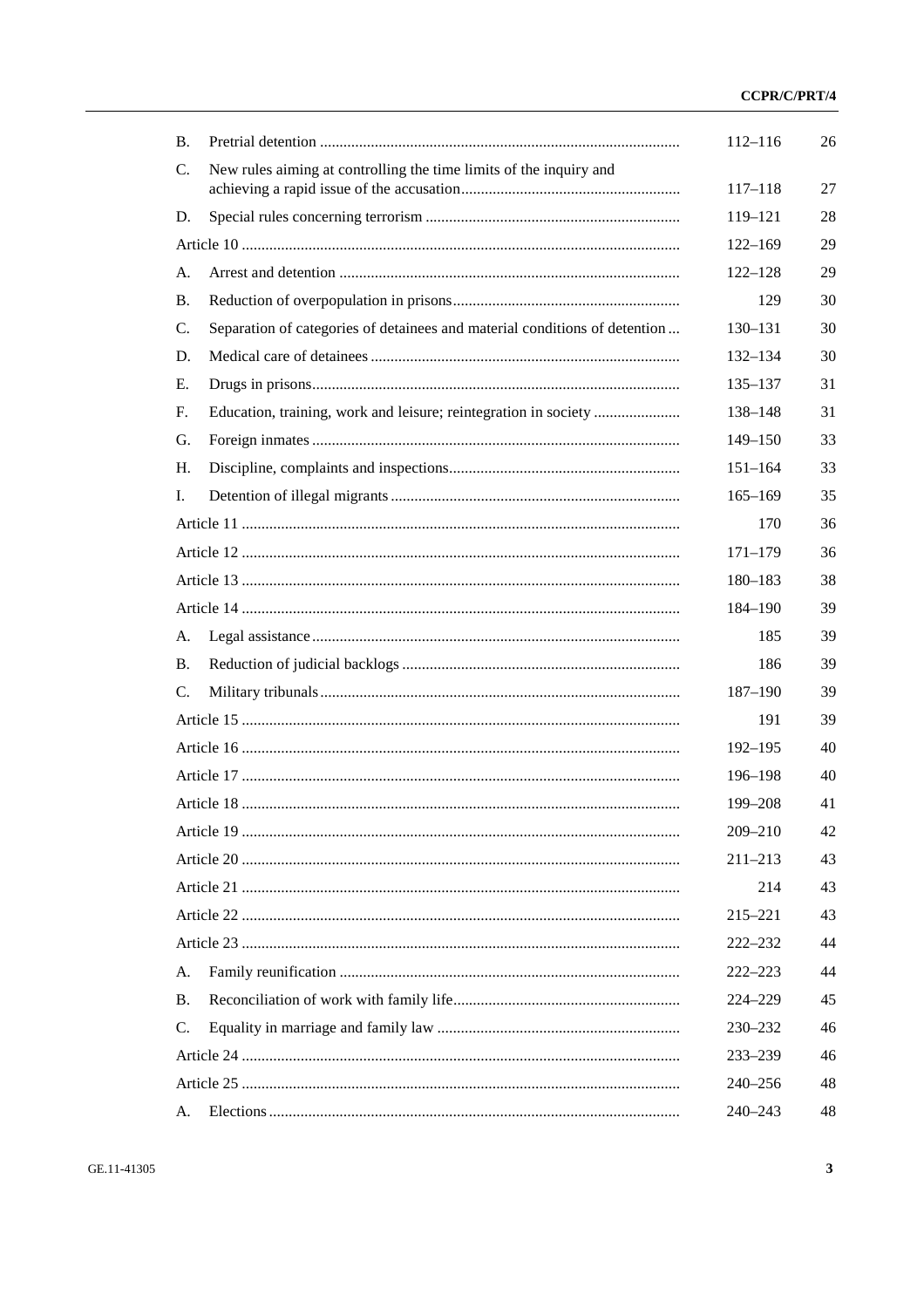| | | Paragraphs | Page |
|---|---|---|---|
| B. | Pretrial detention | 112–116 | 26 |
| C. | New rules aiming at controlling the time limits of the inquiry and achieving a rapid issue of the accusation | 117–118 | 27 |
| D. | Special rules concerning terrorism | 119–121 | 28 |
| | Article 10 | 122–169 | 29 |
| A. | Arrest and detention | 122–128 | 29 |
| B. | Reduction of overpopulation in prisons | 129 | 30 |
| C. | Separation of categories of detainees and material conditions of detention | 130–131 | 30 |
| D. | Medical care of detainees | 132–134 | 30 |
| E. | Drugs in prisons | 135–137 | 31 |
| F. | Education, training, work and leisure; reintegration in society | 138–148 | 31 |
| G. | Foreign inmates | 149–150 | 33 |
| H. | Discipline, complaints and inspections | 151–164 | 33 |
| I. | Detention of illegal migrants | 165–169 | 35 |
| | Article 11 | 170 | 36 |
| | Article 12 | 171–179 | 36 |
| | Article 13 | 180–183 | 38 |
| | Article 14 | 184–190 | 39 |
| A. | Legal assistance | 185 | 39 |
| B. | Reduction of judicial backlogs | 186 | 39 |
| C. | Military tribunals | 187–190 | 39 |
| | Article 15 | 191 | 39 |
| | Article 16 | 192–195 | 40 |
| | Article 17 | 196–198 | 40 |
| | Article 18 | 199–208 | 41 |
| | Article 19 | 209–210 | 42 |
| | Article 20 | 211–213 | 43 |
| | Article 21 | 214 | 43 |
| | Article 22 | 215–221 | 43 |
| | Article 23 | 222–232 | 44 |
| A. | Family reunification | 222–223 | 44 |
| B. | Reconciliation of work with family life | 224–229 | 45 |
| C. | Equality in marriage and family law | 230–232 | 46 |
| | Article 24 | 233–239 | 46 |
| | Article 25 | 240–256 | 48 |
| A. | Elections | 240–243 | 48 |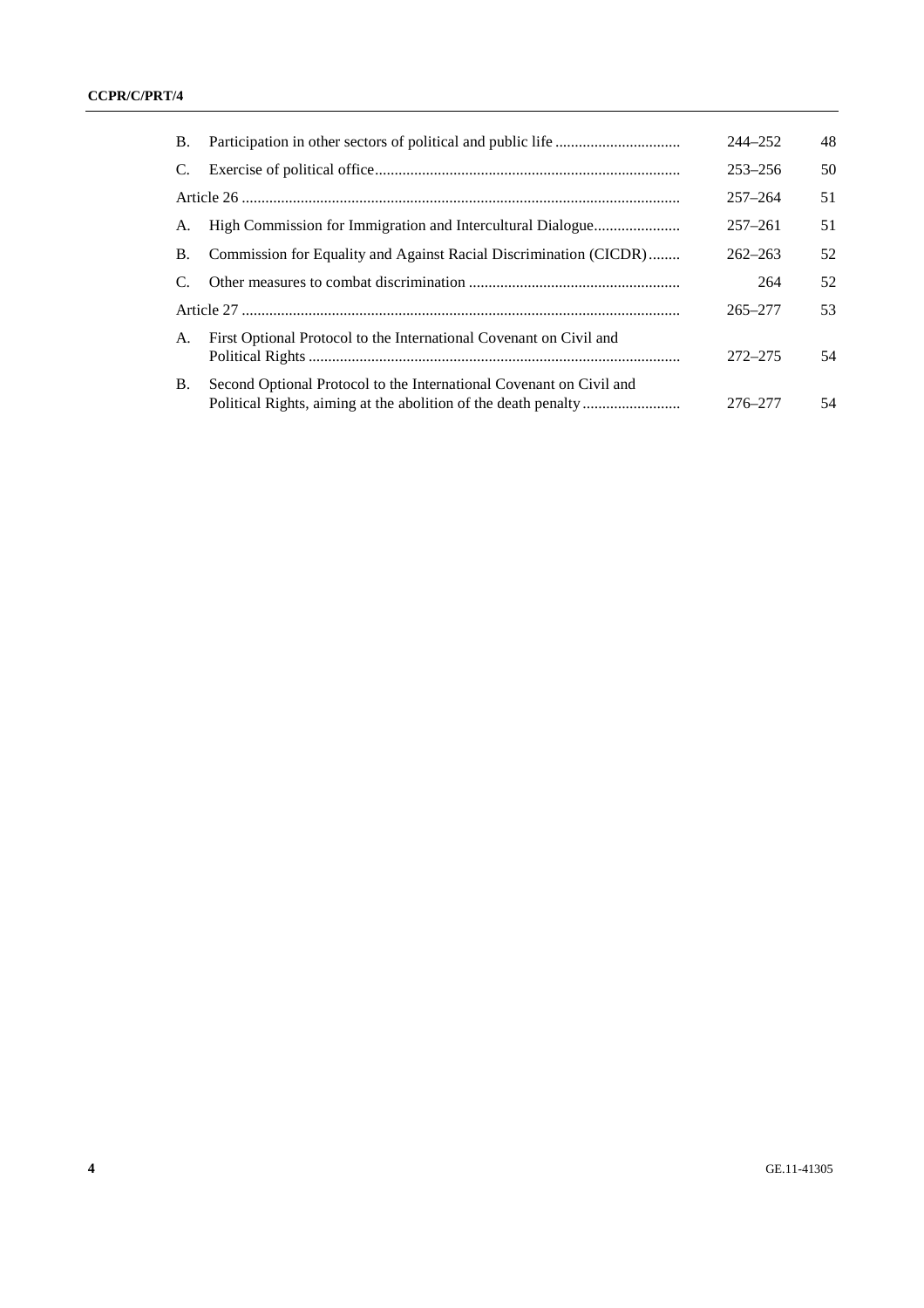| | | | |
|---|---|---|---|
| B. | Participation in other sectors of political and public life | 244–252 | 48 |
| C. | Exercise of political office | 253–256 | 50 |
| Article 26 | | 257–264 | 51 |
| A. | High Commission for Immigration and Intercultural Dialogue | 257–261 | 51 |
| B. | Commission for Equality and Against Racial Discrimination (CICDR) | 262–263 | 52 |
| C. | Other measures to combat discrimination | 264 | 52 |
| Article 27 | | 265–277 | 53 |
| A. | First Optional Protocol to the International Covenant on Civil and Political Rights | 272–275 | 54 |
| B. | Second Optional Protocol to the International Covenant on Civil and Political Rights, aiming at the abolition of the death penalty | 276–277 | 54 |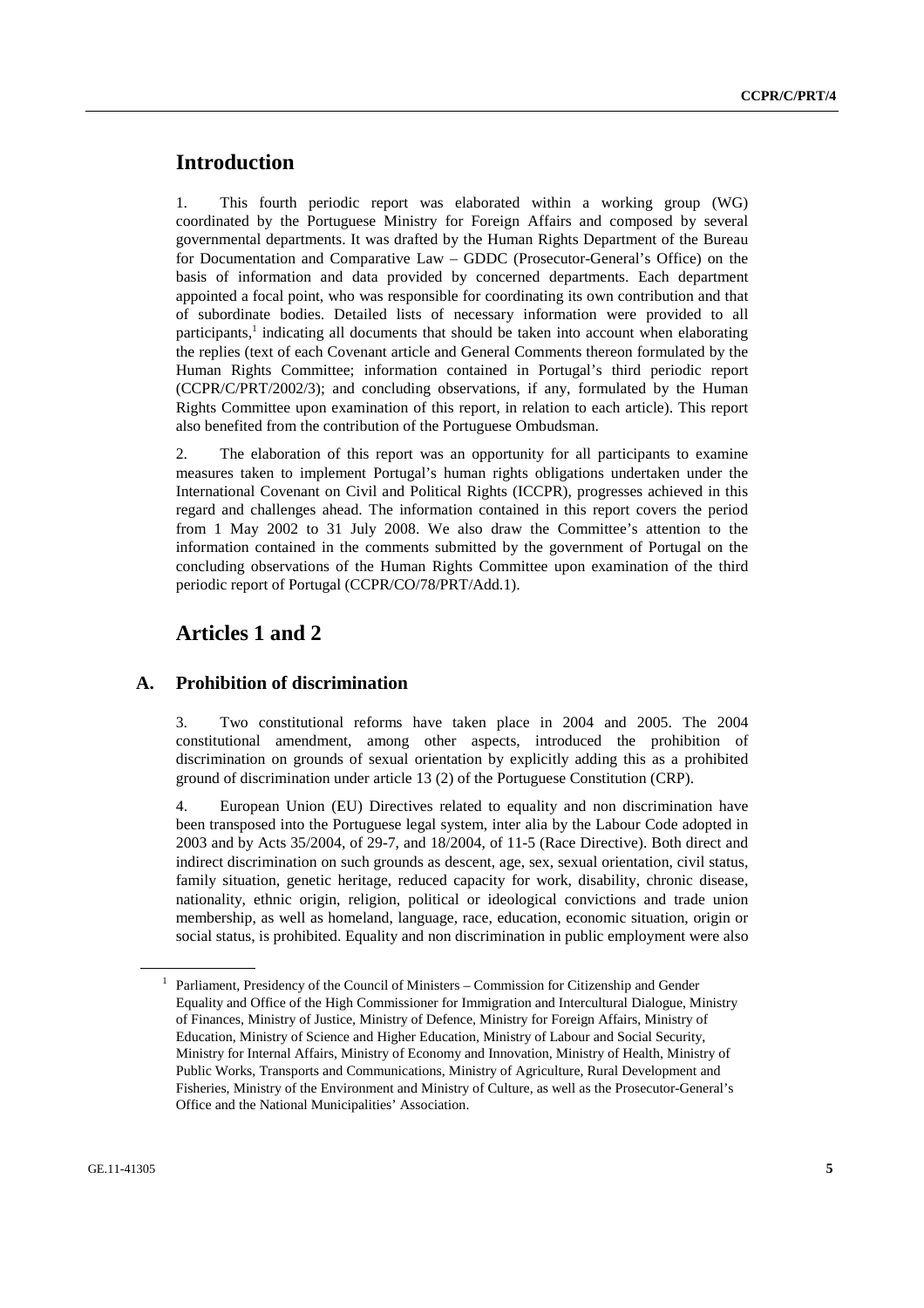# Introduction

1. This fourth periodic report was elaborated within a working group (WG) coordinated by the Portuguese Ministry for Foreign Affairs and composed by several governmental departments. It was drafted by the Human Rights Department of the Bureau for Documentation and Comparative Law – GDDC (Prosecutor-General's Office) on the basis of information and data provided by concerned departments. Each department appointed a focal point, who was responsible for coordinating its own contribution and that of subordinate bodies. Detailed lists of necessary information were provided to all participants,[1] indicating all documents that should be taken into account when elaborating the replies (text of each Covenant article and General Comments thereon formulated by the Human Rights Committee; information contained in Portugal's third periodic report (CCPR/C/PRT/2002/3); and concluding observations, if any, formulated by the Human Rights Committee upon examination of this report, in relation to each article). This report also benefited from the contribution of the Portuguese Ombudsman.

2. The elaboration of this report was an opportunity for all participants to examine measures taken to implement Portugal's human rights obligations undertaken under the International Covenant on Civil and Political Rights (ICCPR), progresses achieved in this regard and challenges ahead. The information contained in this report covers the period from 1 May 2002 to 31 July 2008. We also draw the Committee's attention to the information contained in the comments submitted by the government of Portugal on the concluding observations of the Human Rights Committee upon examination of the third periodic report of Portugal (CCPR/CO/78/PRT/Add.1).

# Articles 1 and 2

## A. Prohibition of discrimination

3. Two constitutional reforms have taken place in 2004 and 2005. The 2004 constitutional amendment, among other aspects, introduced the prohibition of discrimination on grounds of sexual orientation by explicitly adding this as a prohibited ground of discrimination under article 13 (2) of the Portuguese Constitution (CRP).

4. European Union (EU) Directives related to equality and non discrimination have been transposed into the Portuguese legal system, inter alia by the Labour Code adopted in 2003 and by Acts 35/2004, of 29-7, and 18/2004, of 11-5 (Race Directive). Both direct and indirect discrimination on such grounds as descent, age, sex, sexual orientation, civil status, family situation, genetic heritage, reduced capacity for work, disability, chronic disease, nationality, ethnic origin, religion, political or ideological convictions and trade union membership, as well as homeland, language, race, education, economic situation, origin or social status, is prohibited. Equality and non discrimination in public employment were also

[1] Parliament, Presidency of the Council of Ministers – Commission for Citizenship and Gender Equality and Office of the High Commissioner for Immigration and Intercultural Dialogue, Ministry of Finances, Ministry of Justice, Ministry of Defence, Ministry for Foreign Affairs, Ministry of Education, Ministry of Science and Higher Education, Ministry of Labour and Social Security, Ministry for Internal Affairs, Ministry of Economy and Innovation, Ministry of Health, Ministry of Public Works, Transports and Communications, Ministry of Agriculture, Rural Development and Fisheries, Ministry of the Environment and Ministry of Culture, as well as the Prosecutor-General's Office and the National Municipalities' Association.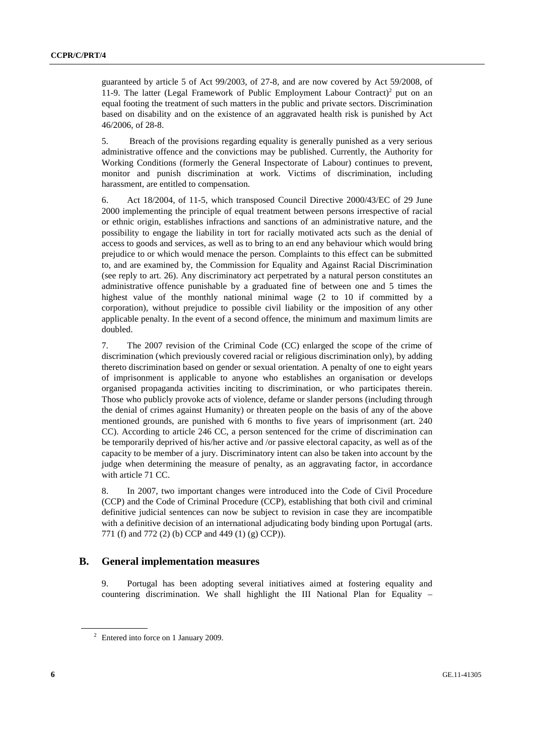guaranteed by article 5 of Act 99/2003, of 27-8, and are now covered by Act 59/2008, of 11-9. The latter (Legal Framework of Public Employment Labour Contract)[2] put on an equal footing the treatment of such matters in the public and private sectors. Discrimination based on disability and on the existence of an aggravated health risk is punished by Act 46/2006, of 28-8.

5. Breach of the provisions regarding equality is generally punished as a very serious administrative offence and the convictions may be published. Currently, the Authority for Working Conditions (formerly the General Inspectorate of Labour) continues to prevent, monitor and punish discrimination at work. Victims of discrimination, including harassment, are entitled to compensation.

6. Act 18/2004, of 11-5, which transposed Council Directive 2000/43/EC of 29 June 2000 implementing the principle of equal treatment between persons irrespective of racial or ethnic origin, establishes infractions and sanctions of an administrative nature, and the possibility to engage the liability in tort for racially motivated acts such as the denial of access to goods and services, as well as to bring to an end any behaviour which would bring prejudice to or which would menace the person. Complaints to this effect can be submitted to, and are examined by, the Commission for Equality and Against Racial Discrimination (see reply to art. 26). Any discriminatory act perpetrated by a natural person constitutes an administrative offence punishable by a graduated fine of between one and 5 times the highest value of the monthly national minimal wage (2 to 10 if committed by a corporation), without prejudice to possible civil liability or the imposition of any other applicable penalty. In the event of a second offence, the minimum and maximum limits are doubled.

7. The 2007 revision of the Criminal Code (CC) enlarged the scope of the crime of discrimination (which previously covered racial or religious discrimination only), by adding thereto discrimination based on gender or sexual orientation. A penalty of one to eight years of imprisonment is applicable to anyone who establishes an organisation or develops organised propaganda activities inciting to discrimination, or who participates therein. Those who publicly provoke acts of violence, defame or slander persons (including through the denial of crimes against Humanity) or threaten people on the basis of any of the above mentioned grounds, are punished with 6 months to five years of imprisonment (art. 240 CC). According to article 246 CC, a person sentenced for the crime of discrimination can be temporarily deprived of his/her active and /or passive electoral capacity, as well as of the capacity to be member of a jury. Discriminatory intent can also be taken into account by the judge when determining the measure of penalty, as an aggravating factor, in accordance with article 71 CC.

8. In 2007, two important changes were introduced into the Code of Civil Procedure (CCP) and the Code of Criminal Procedure (CCP), establishing that both civil and criminal definitive judicial sentences can now be subject to revision in case they are incompatible with a definitive decision of an international adjudicating body binding upon Portugal (arts. 771 (f) and 772 (2) (b) CCP and 449 (1) (g) CCP)).

## B. General implementation measures

9. Portugal has been adopting several initiatives aimed at fostering equality and countering discrimination. We shall highlight the III National Plan for Equality –

[2] Entered into force on 1 January 2009.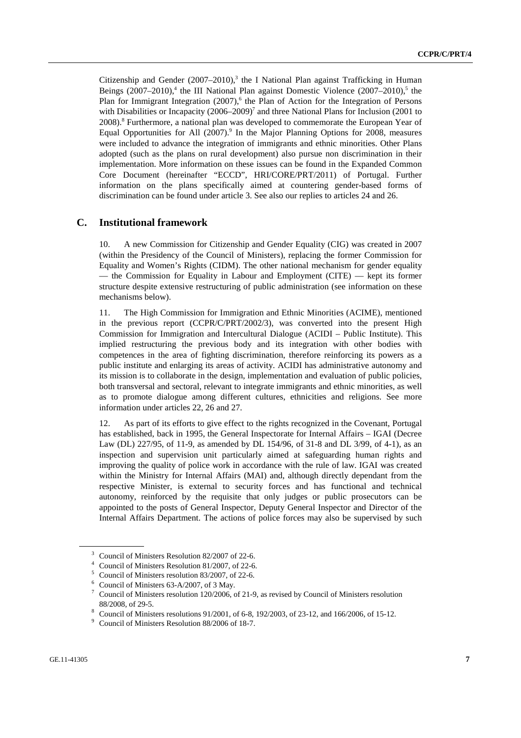Citizenship and Gender (2007–2010),[3] the I National Plan against Trafficking in Human Beings (2007–2010),[4] the III National Plan against Domestic Violence (2007–2010),[5] the Plan for Immigrant Integration (2007),[6] the Plan of Action for the Integration of Persons with Disabilities or Incapacity (2006–2009)[7] and three National Plans for Inclusion (2001 to 2008).[8] Furthermore, a national plan was developed to commemorate the European Year of Equal Opportunities for All (2007).[9] In the Major Planning Options for 2008, measures were included to advance the integration of immigrants and ethnic minorities. Other Plans adopted (such as the plans on rural development) also pursue non discrimination in their implementation. More information on these issues can be found in the Expanded Common Core Document (hereinafter "ECCD", HRI/CORE/PRT/2011) of Portugal. Further information on the plans specifically aimed at countering gender-based forms of discrimination can be found under article 3. See also our replies to articles 24 and 26.

## C. Institutional framework

10. A new Commission for Citizenship and Gender Equality (CIG) was created in 2007 (within the Presidency of the Council of Ministers), replacing the former Commission for Equality and Women's Rights (CIDM). The other national mechanism for gender equality — the Commission for Equality in Labour and Employment (CITE) — kept its former structure despite extensive restructuring of public administration (see information on these mechanisms below).

11. The High Commission for Immigration and Ethnic Minorities (ACIME), mentioned in the previous report (CCPR/C/PRT/2002/3), was converted into the present High Commission for Immigration and Intercultural Dialogue (ACIDI – Public Institute). This implied restructuring the previous body and its integration with other bodies with competences in the area of fighting discrimination, therefore reinforcing its powers as a public institute and enlarging its areas of activity. ACIDI has administrative autonomy and its mission is to collaborate in the design, implementation and evaluation of public policies, both transversal and sectoral, relevant to integrate immigrants and ethnic minorities, as well as to promote dialogue among different cultures, ethnicities and religions. See more information under articles 22, 26 and 27.

12. As part of its efforts to give effect to the rights recognized in the Covenant, Portugal has established, back in 1995, the General Inspectorate for Internal Affairs – IGAI (Decree Law (DL) 227/95, of 11-9, as amended by DL 154/96, of 31-8 and DL 3/99, of 4-1), as an inspection and supervision unit particularly aimed at safeguarding human rights and improving the quality of police work in accordance with the rule of law. IGAI was created within the Ministry for Internal Affairs (MAI) and, although directly dependant from the respective Minister, is external to security forces and has functional and technical autonomy, reinforced by the requisite that only judges or public prosecutors can be appointed to the posts of General Inspector, Deputy General Inspector and Director of the Internal Affairs Department. The actions of police forces may also be supervised by such

---

[3] Council of Ministers Resolution 82/2007 of 22-6.

[4] Council of Ministers Resolution 81/2007, of 22-6.

[5] Council of Ministers resolution 83/2007, of 22-6.

[6] Council of Ministers 63-A/2007, of 3 May.

[7] Council of Ministers resolution 120/2006, of 21-9, as revised by Council of Ministers resolution 88/2008, of 29-5.

[8] Council of Ministers resolutions 91/2001, of 6-8, 192/2003, of 23-12, and 166/2006, of 15-12.

[9] Council of Ministers Resolution 88/2006 of 18-7.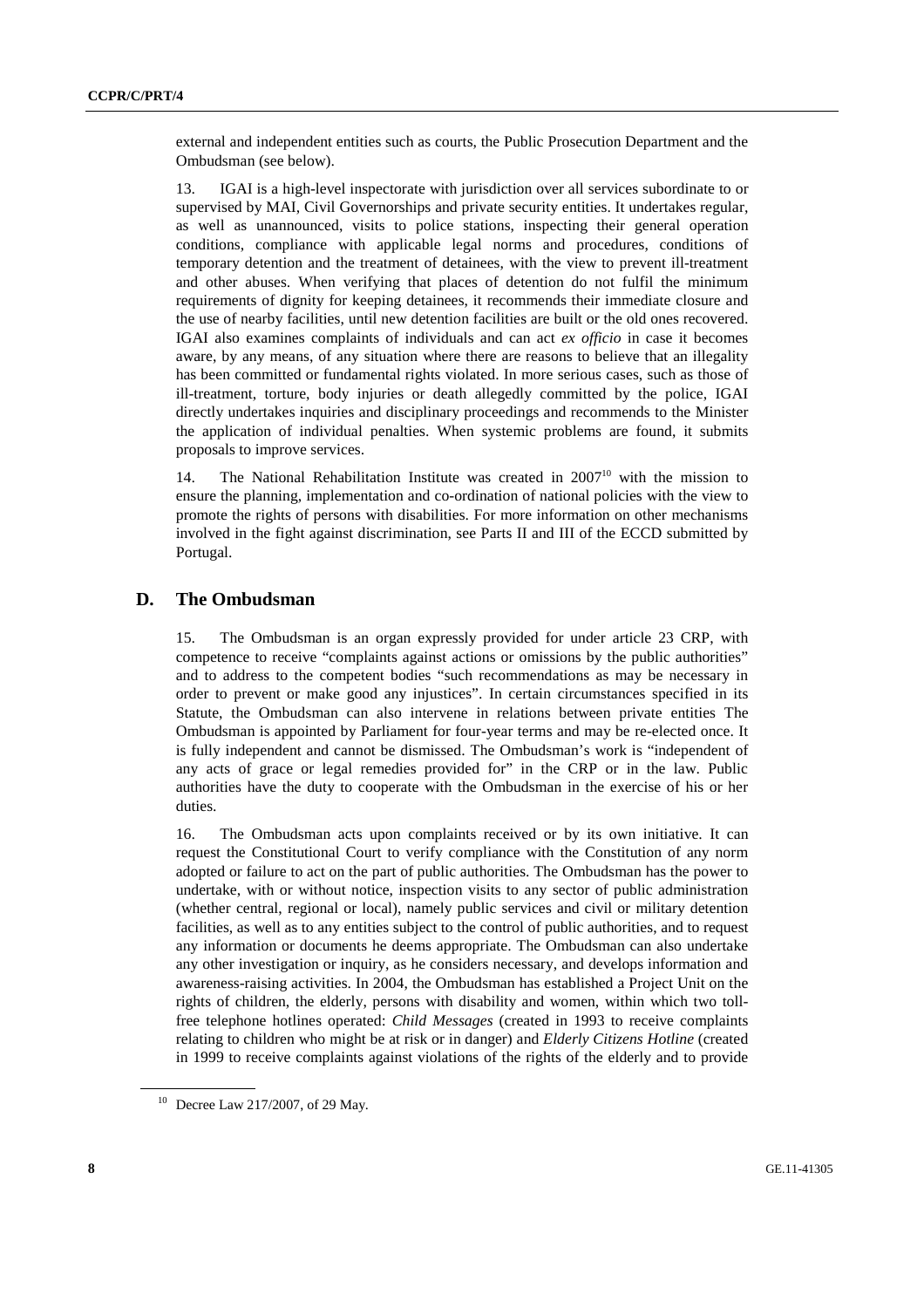external and independent entities such as courts, the Public Prosecution Department and the Ombudsman (see below).

13. IGAI is a high-level inspectorate with jurisdiction over all services subordinate to or supervised by MAI, Civil Governorships and private security entities. It undertakes regular, as well as unannounced, visits to police stations, inspecting their general operation conditions, compliance with applicable legal norms and procedures, conditions of temporary detention and the treatment of detainees, with the view to prevent ill-treatment and other abuses. When verifying that places of detention do not fulfil the minimum requirements of dignity for keeping detainees, it recommends their immediate closure and the use of nearby facilities, until new detention facilities are built or the old ones recovered. IGAI also examines complaints of individuals and can act *ex officio* in case it becomes aware, by any means, of any situation where there are reasons to believe that an illegality has been committed or fundamental rights violated. In more serious cases, such as those of ill-treatment, torture, body injuries or death allegedly committed by the police, IGAI directly undertakes inquiries and disciplinary proceedings and recommends to the Minister the application of individual penalties. When systemic problems are found, it submits proposals to improve services.

14. The National Rehabilitation Institute was created in 2007[10] with the mission to ensure the planning, implementation and co-ordination of national policies with the view to promote the rights of persons with disabilities. For more information on other mechanisms involved in the fight against discrimination, see Parts II and III of the ECCD submitted by Portugal.

## D. The Ombudsman

15. The Ombudsman is an organ expressly provided for under article 23 CRP, with competence to receive "complaints against actions or omissions by the public authorities" and to address to the competent bodies "such recommendations as may be necessary in order to prevent or make good any injustices". In certain circumstances specified in its Statute, the Ombudsman can also intervene in relations between private entities The Ombudsman is appointed by Parliament for four-year terms and may be re-elected once. It is fully independent and cannot be dismissed. The Ombudsman's work is "independent of any acts of grace or legal remedies provided for" in the CRP or in the law. Public authorities have the duty to cooperate with the Ombudsman in the exercise of his or her duties.

16. The Ombudsman acts upon complaints received or by its own initiative. It can request the Constitutional Court to verify compliance with the Constitution of any norm adopted or failure to act on the part of public authorities. The Ombudsman has the power to undertake, with or without notice, inspection visits to any sector of public administration (whether central, regional or local), namely public services and civil or military detention facilities, as well as to any entities subject to the control of public authorities, and to request any information or documents he deems appropriate. The Ombudsman can also undertake any other investigation or inquiry, as he considers necessary, and develops information and awareness-raising activities. In 2004, the Ombudsman has established a Project Unit on the rights of children, the elderly, persons with disability and women, within which two toll-free telephone hotlines operated: *Child Messages* (created in 1993 to receive complaints relating to children who might be at risk or in danger) and *Elderly Citizens Hotline* (created in 1999 to receive complaints against violations of the rights of the elderly and to provide

---

[10] Decree Law 217/2007, of 29 May.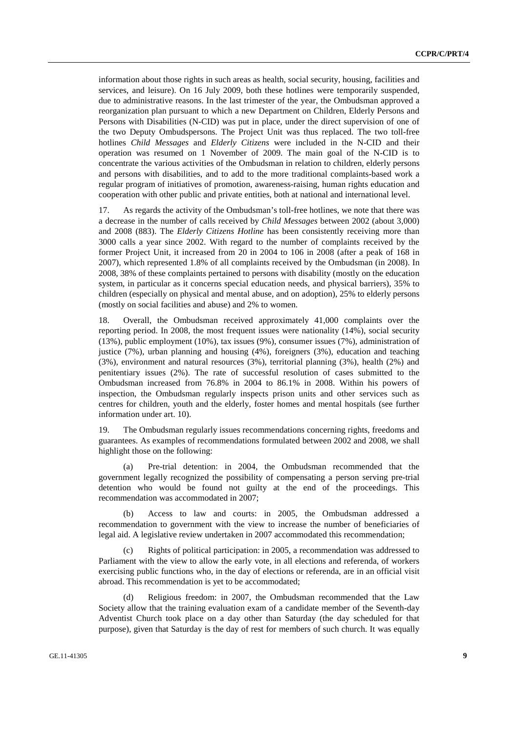information about those rights in such areas as health, social security, housing, facilities and services, and leisure). On 16 July 2009, both these hotlines were temporarily suspended, due to administrative reasons. In the last trimester of the year, the Ombudsman approved a reorganization plan pursuant to which a new Department on Children, Elderly Persons and Persons with Disabilities (N-CID) was put in place, under the direct supervision of one of the two Deputy Ombudspersons. The Project Unit was thus replaced. The two toll-free hotlines *Child Messages* and *Elderly Citizens* were included in the N-CID and their operation was resumed on 1 November of 2009. The main goal of the N-CID is to concentrate the various activities of the Ombudsman in relation to children, elderly persons and persons with disabilities, and to add to the more traditional complaints-based work a regular program of initiatives of promotion, awareness-raising, human rights education and cooperation with other public and private entities, both at national and international level.

17. As regards the activity of the Ombudsman's toll-free hotlines, we note that there was a decrease in the number of calls received by *Child Messages* between 2002 (about 3,000) and 2008 (883). The *Elderly Citizens Hotline* has been consistently receiving more than 3000 calls a year since 2002. With regard to the number of complaints received by the former Project Unit, it increased from 20 in 2004 to 106 in 2008 (after a peak of 168 in 2007), which represented 1.8% of all complaints received by the Ombudsman (in 2008). In 2008, 38% of these complaints pertained to persons with disability (mostly on the education system, in particular as it concerns special education needs, and physical barriers), 35% to children (especially on physical and mental abuse, and on adoption), 25% to elderly persons (mostly on social facilities and abuse) and 2% to women.

18. Overall, the Ombudsman received approximately 41,000 complaints over the reporting period. In 2008, the most frequent issues were nationality (14%), social security (13%), public employment (10%), tax issues (9%), consumer issues (7%), administration of justice (7%), urban planning and housing (4%), foreigners (3%), education and teaching (3%), environment and natural resources (3%), territorial planning (3%), health (2%) and penitentiary issues (2%). The rate of successful resolution of cases submitted to the Ombudsman increased from 76.8% in 2004 to 86.1% in 2008. Within his powers of inspection, the Ombudsman regularly inspects prison units and other services such as centres for children, youth and the elderly, foster homes and mental hospitals (see further information under art. 10).

19. The Ombudsman regularly issues recommendations concerning rights, freedoms and guarantees. As examples of recommendations formulated between 2002 and 2008, we shall highlight those on the following:

(a) Pre-trial detention: in 2004, the Ombudsman recommended that the government legally recognized the possibility of compensating a person serving pre-trial detention who would be found not guilty at the end of the proceedings. This recommendation was accommodated in 2007;

(b) Access to law and courts: in 2005, the Ombudsman addressed a recommendation to government with the view to increase the number of beneficiaries of legal aid. A legislative review undertaken in 2007 accommodated this recommendation;

(c) Rights of political participation: in 2005, a recommendation was addressed to Parliament with the view to allow the early vote, in all elections and referenda, of workers exercising public functions who, in the day of elections or referenda, are in an official visit abroad. This recommendation is yet to be accommodated;

(d) Religious freedom: in 2007, the Ombudsman recommended that the Law Society allow that the training evaluation exam of a candidate member of the Seventh-day Adventist Church took place on a day other than Saturday (the day scheduled for that purpose), given that Saturday is the day of rest for members of such church. It was equally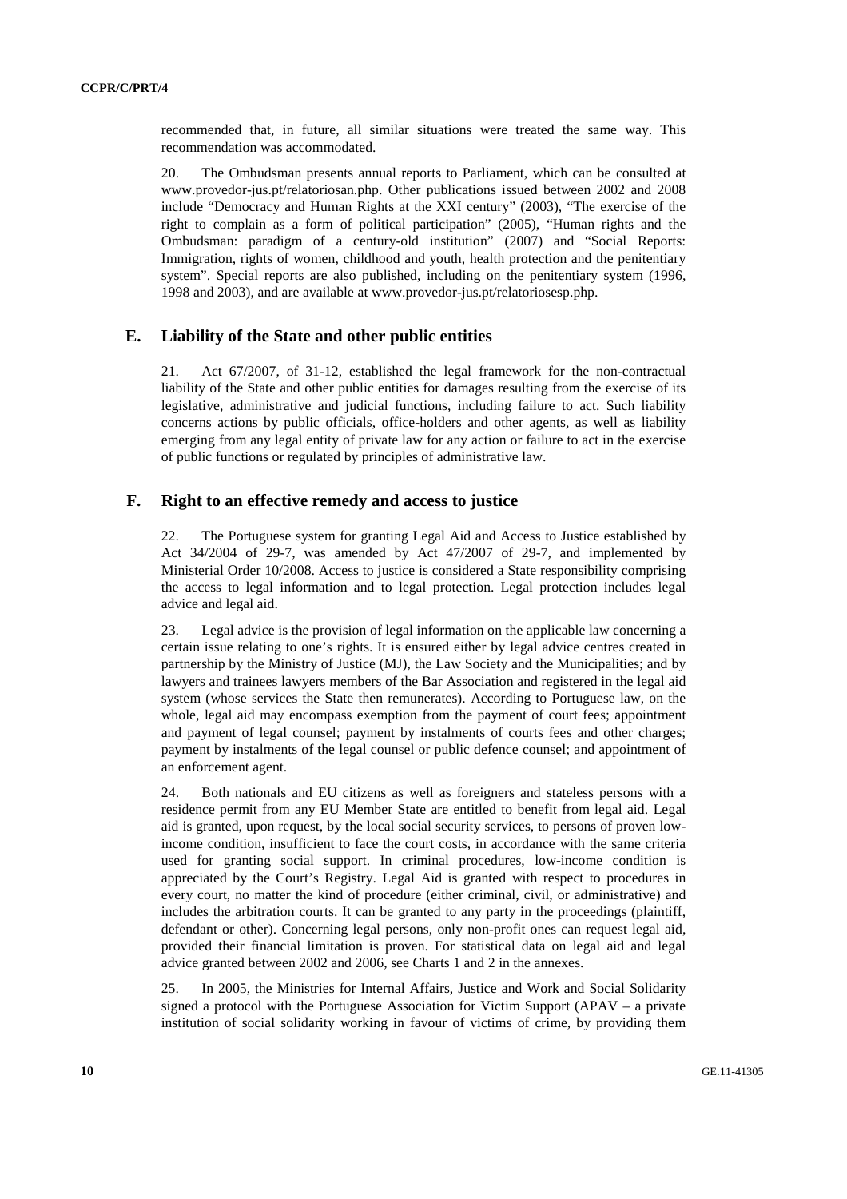recommended that, in future, all similar situations were treated the same way. This recommendation was accommodated.

20. The Ombudsman presents annual reports to Parliament, which can be consulted at www.provedor-jus.pt/relatoriosan.php. Other publications issued between 2002 and 2008 include "Democracy and Human Rights at the XXI century" (2003), "The exercise of the right to complain as a form of political participation" (2005), "Human rights and the Ombudsman: paradigm of a century-old institution" (2007) and "Social Reports: Immigration, rights of women, childhood and youth, health protection and the penitentiary system". Special reports are also published, including on the penitentiary system (1996, 1998 and 2003), and are available at www.provedor-jus.pt/relatoriosesp.php.

## E. Liability of the State and other public entities

21. Act 67/2007, of 31-12, established the legal framework for the non-contractual liability of the State and other public entities for damages resulting from the exercise of its legislative, administrative and judicial functions, including failure to act. Such liability concerns actions by public officials, office-holders and other agents, as well as liability emerging from any legal entity of private law for any action or failure to act in the exercise of public functions or regulated by principles of administrative law.

## F. Right to an effective remedy and access to justice

22. The Portuguese system for granting Legal Aid and Access to Justice established by Act 34/2004 of 29-7, was amended by Act 47/2007 of 29-7, and implemented by Ministerial Order 10/2008. Access to justice is considered a State responsibility comprising the access to legal information and to legal protection. Legal protection includes legal advice and legal aid.

23. Legal advice is the provision of legal information on the applicable law concerning a certain issue relating to one's rights. It is ensured either by legal advice centres created in partnership by the Ministry of Justice (MJ), the Law Society and the Municipalities; and by lawyers and trainees lawyers members of the Bar Association and registered in the legal aid system (whose services the State then remunerates). According to Portuguese law, on the whole, legal aid may encompass exemption from the payment of court fees; appointment and payment of legal counsel; payment by instalments of courts fees and other charges; payment by instalments of the legal counsel or public defence counsel; and appointment of an enforcement agent.

24. Both nationals and EU citizens as well as foreigners and stateless persons with a residence permit from any EU Member State are entitled to benefit from legal aid. Legal aid is granted, upon request, by the local social security services, to persons of proven low-income condition, insufficient to face the court costs, in accordance with the same criteria used for granting social support. In criminal procedures, low-income condition is appreciated by the Court's Registry. Legal Aid is granted with respect to procedures in every court, no matter the kind of procedure (either criminal, civil, or administrative) and includes the arbitration courts. It can be granted to any party in the proceedings (plaintiff, defendant or other). Concerning legal persons, only non-profit ones can request legal aid, provided their financial limitation is proven. For statistical data on legal aid and legal advice granted between 2002 and 2006, see Charts 1 and 2 in the annexes.

25. In 2005, the Ministries for Internal Affairs, Justice and Work and Social Solidarity signed a protocol with the Portuguese Association for Victim Support (APAV – a private institution of social solidarity working in favour of victims of crime, by providing them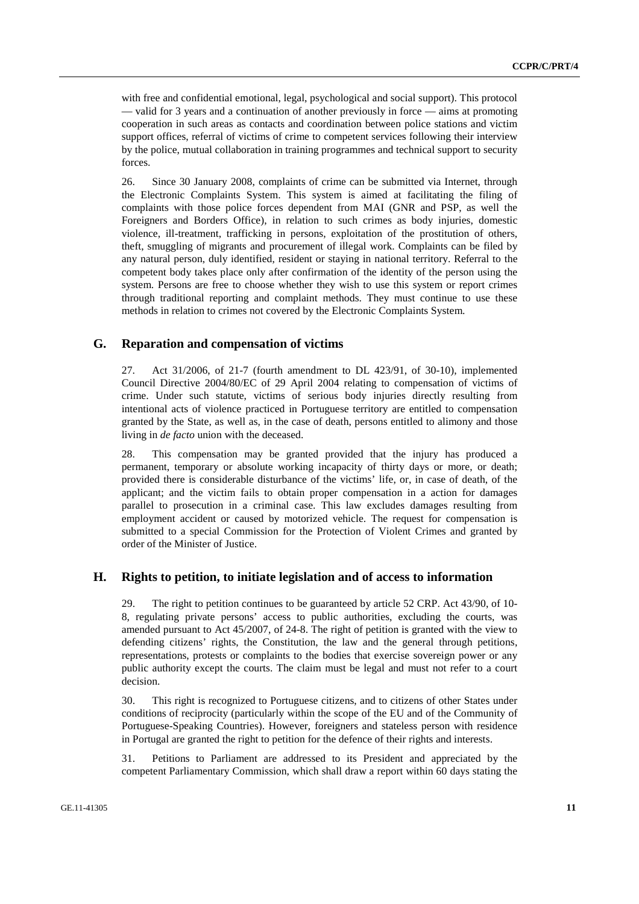with free and confidential emotional, legal, psychological and social support). This protocol — valid for 3 years and a continuation of another previously in force — aims at promoting cooperation in such areas as contacts and coordination between police stations and victim support offices, referral of victims of crime to competent services following their interview by the police, mutual collaboration in training programmes and technical support to security forces.

26. Since 30 January 2008, complaints of crime can be submitted via Internet, through the Electronic Complaints System. This system is aimed at facilitating the filing of complaints with those police forces dependent from MAI (GNR and PSP, as well the Foreigners and Borders Office), in relation to such crimes as body injuries, domestic violence, ill-treatment, trafficking in persons, exploitation of the prostitution of others, theft, smuggling of migrants and procurement of illegal work. Complaints can be filed by any natural person, duly identified, resident or staying in national territory. Referral to the competent body takes place only after confirmation of the identity of the person using the system. Persons are free to choose whether they wish to use this system or report crimes through traditional reporting and complaint methods. They must continue to use these methods in relation to crimes not covered by the Electronic Complaints System.

## G. Reparation and compensation of victims

27. Act 31/2006, of 21-7 (fourth amendment to DL 423/91, of 30-10), implemented Council Directive 2004/80/EC of 29 April 2004 relating to compensation of victims of crime. Under such statute, victims of serious body injuries directly resulting from intentional acts of violence practiced in Portuguese territory are entitled to compensation granted by the State, as well as, in the case of death, persons entitled to alimony and those living in *de facto* union with the deceased.

28. This compensation may be granted provided that the injury has produced a permanent, temporary or absolute working incapacity of thirty days or more, or death; provided there is considerable disturbance of the victims' life, or, in case of death, of the applicant; and the victim fails to obtain proper compensation in a action for damages parallel to prosecution in a criminal case. This law excludes damages resulting from employment accident or caused by motorized vehicle. The request for compensation is submitted to a special Commission for the Protection of Violent Crimes and granted by order of the Minister of Justice.

## H. Rights to petition, to initiate legislation and of access to information

29. The right to petition continues to be guaranteed by article 52 CRP. Act 43/90, of 10-8, regulating private persons' access to public authorities, excluding the courts, was amended pursuant to Act 45/2007, of 24-8. The right of petition is granted with the view to defending citizens' rights, the Constitution, the law and the general through petitions, representations, protests or complaints to the bodies that exercise sovereign power or any public authority except the courts. The claim must be legal and must not refer to a court decision.

30. This right is recognized to Portuguese citizens, and to citizens of other States under conditions of reciprocity (particularly within the scope of the EU and of the Community of Portuguese-Speaking Countries). However, foreigners and stateless person with residence in Portugal are granted the right to petition for the defence of their rights and interests.

31. Petitions to Parliament are addressed to its President and appreciated by the competent Parliamentary Commission, which shall draw a report within 60 days stating the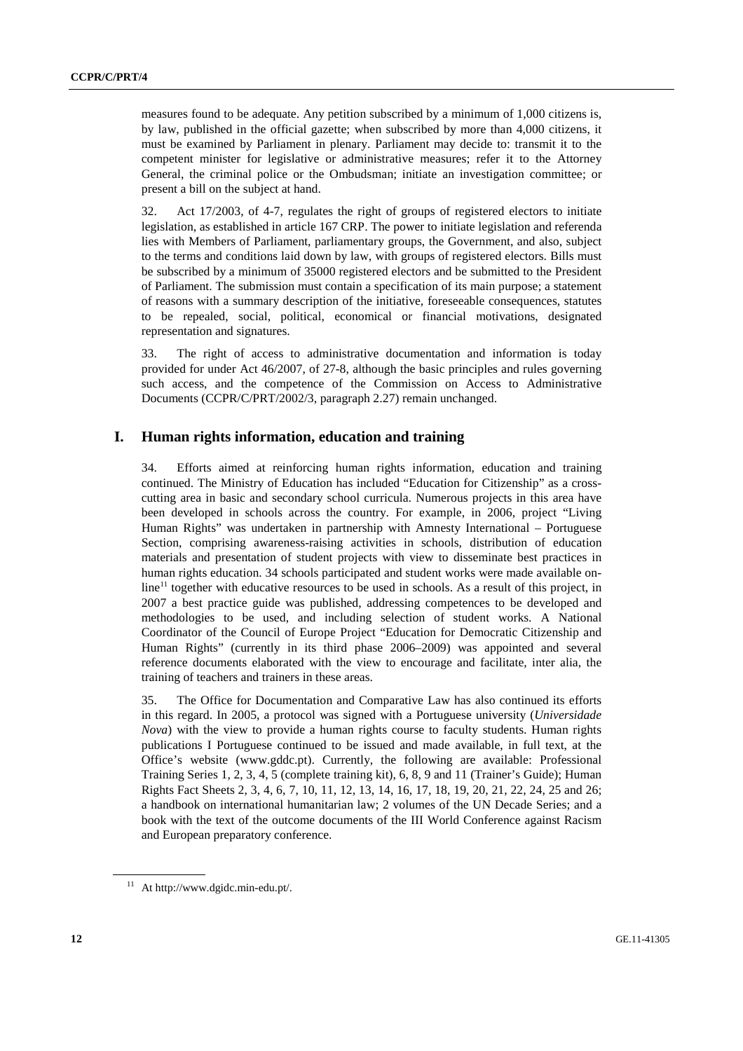measures found to be adequate. Any petition subscribed by a minimum of 1,000 citizens is, by law, published in the official gazette; when subscribed by more than 4,000 citizens, it must be examined by Parliament in plenary. Parliament may decide to: transmit it to the competent minister for legislative or administrative measures; refer it to the Attorney General, the criminal police or the Ombudsman; initiate an investigation committee; or present a bill on the subject at hand.

32. Act 17/2003, of 4-7, regulates the right of groups of registered electors to initiate legislation, as established in article 167 CRP. The power to initiate legislation and referenda lies with Members of Parliament, parliamentary groups, the Government, and also, subject to the terms and conditions laid down by law, with groups of registered electors. Bills must be subscribed by a minimum of 35000 registered electors and be submitted to the President of Parliament. The submission must contain a specification of its main purpose; a statement of reasons with a summary description of the initiative, foreseeable consequences, statutes to be repealed, social, political, economical or financial motivations, designated representation and signatures.

33. The right of access to administrative documentation and information is today provided for under Act 46/2007, of 27-8, although the basic principles and rules governing such access, and the competence of the Commission on Access to Administrative Documents (CCPR/C/PRT/2002/3, paragraph 2.27) remain unchanged.

## I. Human rights information, education and training

34. Efforts aimed at reinforcing human rights information, education and training continued. The Ministry of Education has included "Education for Citizenship" as a cross-cutting area in basic and secondary school curricula. Numerous projects in this area have been developed in schools across the country. For example, in 2006, project "Living Human Rights" was undertaken in partnership with Amnesty International – Portuguese Section, comprising awareness-raising activities in schools, distribution of education materials and presentation of student projects with view to disseminate best practices in human rights education. 34 schools participated and student works were made available on-line[11] together with educative resources to be used in schools. As a result of this project, in 2007 a best practice guide was published, addressing competences to be developed and methodologies to be used, and including selection of student works. A National Coordinator of the Council of Europe Project "Education for Democratic Citizenship and Human Rights" (currently in its third phase 2006–2009) was appointed and several reference documents elaborated with the view to encourage and facilitate, inter alia, the training of teachers and trainers in these areas.

35. The Office for Documentation and Comparative Law has also continued its efforts in this regard. In 2005, a protocol was signed with a Portuguese university (*Universidade Nova*) with the view to provide a human rights course to faculty students. Human rights publications I Portuguese continued to be issued and made available, in full text, at the Office's website (www.gddc.pt). Currently, the following are available: Professional Training Series 1, 2, 3, 4, 5 (complete training kit), 6, 8, 9 and 11 (Trainer's Guide); Human Rights Fact Sheets 2, 3, 4, 6, 7, 10, 11, 12, 13, 14, 16, 17, 18, 19, 20, 21, 22, 24, 25 and 26; a handbook on international humanitarian law; 2 volumes of the UN Decade Series; and a book with the text of the outcome documents of the III World Conference against Racism and European preparatory conference.

[11] At http://www.dgidc.min-edu.pt/.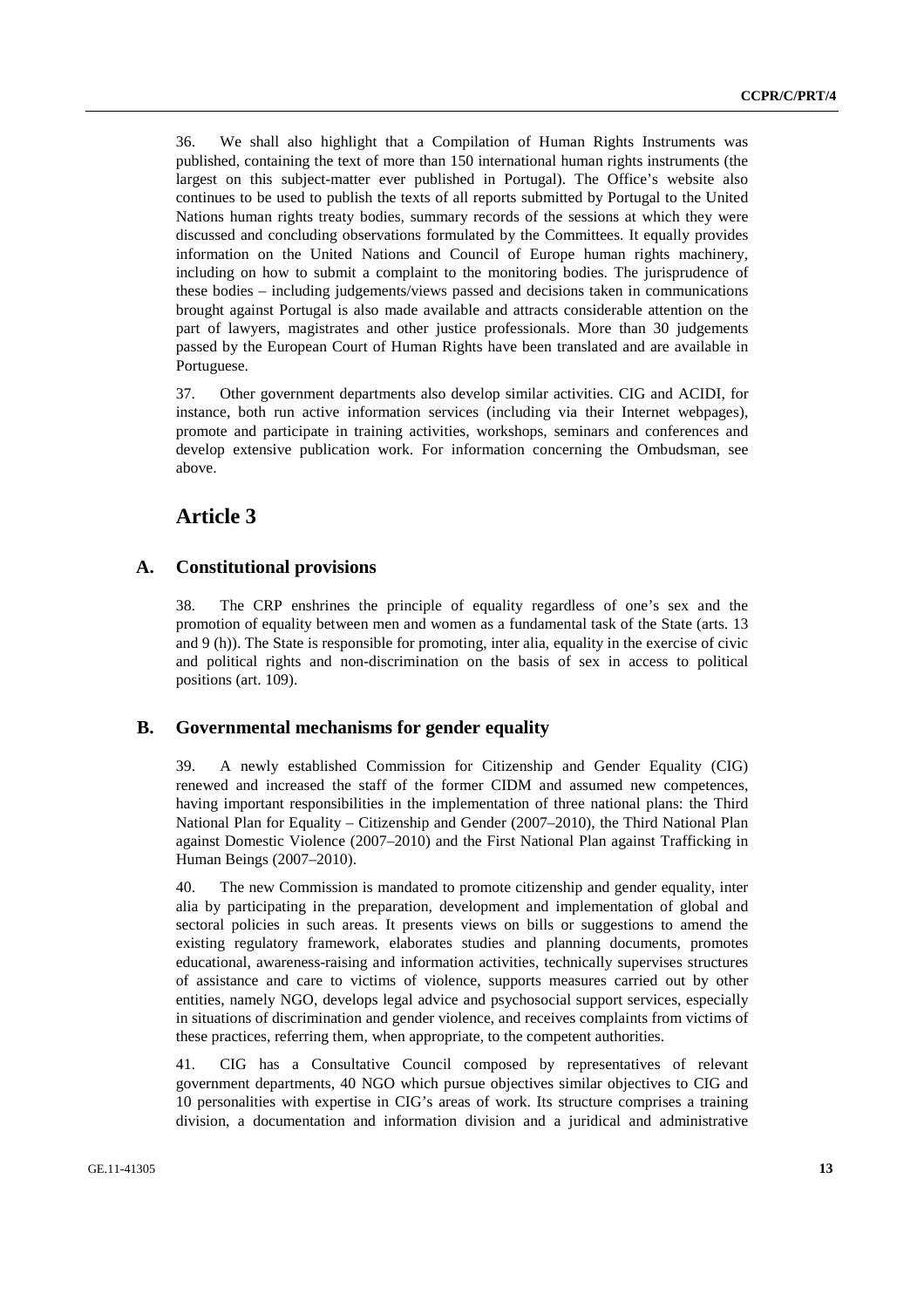36. We shall also highlight that a Compilation of Human Rights Instruments was published, containing the text of more than 150 international human rights instruments (the largest on this subject-matter ever published in Portugal). The Office's website also continues to be used to publish the texts of all reports submitted by Portugal to the United Nations human rights treaty bodies, summary records of the sessions at which they were discussed and concluding observations formulated by the Committees. It equally provides information on the United Nations and Council of Europe human rights machinery, including on how to submit a complaint to the monitoring bodies. The jurisprudence of these bodies – including judgements/views passed and decisions taken in communications brought against Portugal is also made available and attracts considerable attention on the part of lawyers, magistrates and other justice professionals. More than 30 judgements passed by the European Court of Human Rights have been translated and are available in Portuguese.

37. Other government departments also develop similar activities. CIG and ACIDI, for instance, both run active information services (including via their Internet webpages), promote and participate in training activities, workshops, seminars and conferences and develop extensive publication work. For information concerning the Ombudsman, see above.

# Article 3

## A. Constitutional provisions

38. The CRP enshrines the principle of equality regardless of one's sex and the promotion of equality between men and women as a fundamental task of the State (arts. 13 and 9 (h)). The State is responsible for promoting, inter alia, equality in the exercise of civic and political rights and non-discrimination on the basis of sex in access to political positions (art. 109).

## B. Governmental mechanisms for gender equality

39. A newly established Commission for Citizenship and Gender Equality (CIG) renewed and increased the staff of the former CIDM and assumed new competences, having important responsibilities in the implementation of three national plans: the Third National Plan for Equality – Citizenship and Gender (2007–2010), the Third National Plan against Domestic Violence (2007–2010) and the First National Plan against Trafficking in Human Beings (2007–2010).

40. The new Commission is mandated to promote citizenship and gender equality, inter alia by participating in the preparation, development and implementation of global and sectoral policies in such areas. It presents views on bills or suggestions to amend the existing regulatory framework, elaborates studies and planning documents, promotes educational, awareness-raising and information activities, technically supervises structures of assistance and care to victims of violence, supports measures carried out by other entities, namely NGO, develops legal advice and psychosocial support services, especially in situations of discrimination and gender violence, and receives complaints from victims of these practices, referring them, when appropriate, to the competent authorities.

41. CIG has a Consultative Council composed by representatives of relevant government departments, 40 NGO which pursue objectives similar objectives to CIG and 10 personalities with expertise in CIG's areas of work. Its structure comprises a training division, a documentation and information division and a juridical and administrative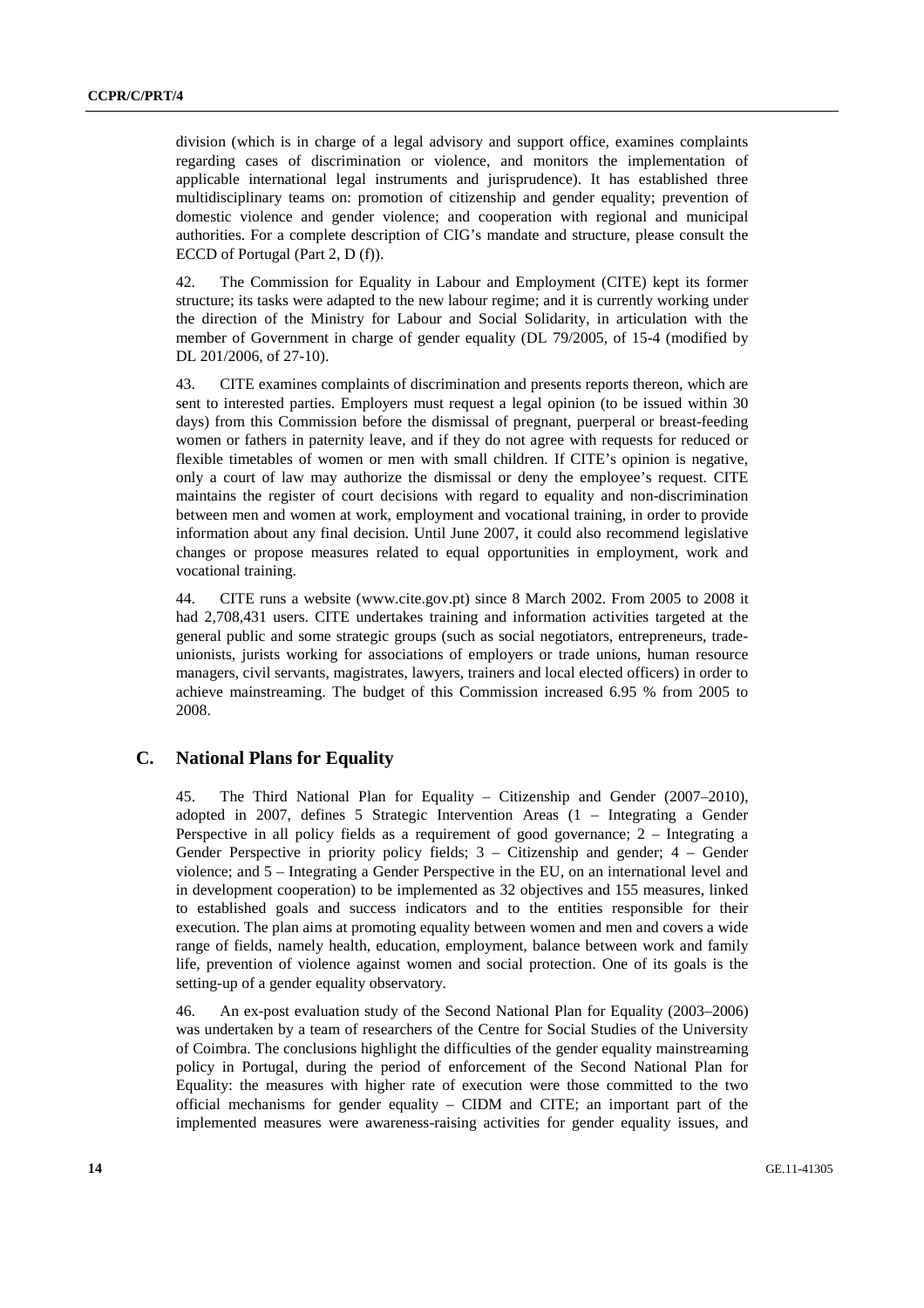division (which is in charge of a legal advisory and support office, examines complaints regarding cases of discrimination or violence, and monitors the implementation of applicable international legal instruments and jurisprudence). It has established three multidisciplinary teams on: promotion of citizenship and gender equality; prevention of domestic violence and gender violence; and cooperation with regional and municipal authorities. For a complete description of CIG's mandate and structure, please consult the ECCD of Portugal (Part 2, D (f)).

42. The Commission for Equality in Labour and Employment (CITE) kept its former structure; its tasks were adapted to the new labour regime; and it is currently working under the direction of the Ministry for Labour and Social Solidarity, in articulation with the member of Government in charge of gender equality (DL 79/2005, of 15-4 (modified by DL 201/2006, of 27-10).

43. CITE examines complaints of discrimination and presents reports thereon, which are sent to interested parties. Employers must request a legal opinion (to be issued within 30 days) from this Commission before the dismissal of pregnant, puerperal or breast-feeding women or fathers in paternity leave, and if they do not agree with requests for reduced or flexible timetables of women or men with small children. If CITE's opinion is negative, only a court of law may authorize the dismissal or deny the employee's request. CITE maintains the register of court decisions with regard to equality and non-discrimination between men and women at work, employment and vocational training, in order to provide information about any final decision. Until June 2007, it could also recommend legislative changes or propose measures related to equal opportunities in employment, work and vocational training.

44. CITE runs a website (www.cite.gov.pt) since 8 March 2002. From 2005 to 2008 it had 2,708,431 users. CITE undertakes training and information activities targeted at the general public and some strategic groups (such as social negotiators, entrepreneurs, trade-unionists, jurists working for associations of employers or trade unions, human resource managers, civil servants, magistrates, lawyers, trainers and local elected officers) in order to achieve mainstreaming. The budget of this Commission increased 6.95 % from 2005 to 2008.

## C. National Plans for Equality

45. The Third National Plan for Equality – Citizenship and Gender (2007–2010), adopted in 2007, defines 5 Strategic Intervention Areas (1 – Integrating a Gender Perspective in all policy fields as a requirement of good governance; 2 – Integrating a Gender Perspective in priority policy fields; 3 – Citizenship and gender; 4 – Gender violence; and 5 – Integrating a Gender Perspective in the EU, on an international level and in development cooperation) to be implemented as 32 objectives and 155 measures, linked to established goals and success indicators and to the entities responsible for their execution. The plan aims at promoting equality between women and men and covers a wide range of fields, namely health, education, employment, balance between work and family life, prevention of violence against women and social protection. One of its goals is the setting-up of a gender equality observatory.

46. An ex-post evaluation study of the Second National Plan for Equality (2003–2006) was undertaken by a team of researchers of the Centre for Social Studies of the University of Coimbra. The conclusions highlight the difficulties of the gender equality mainstreaming policy in Portugal, during the period of enforcement of the Second National Plan for Equality: the measures with higher rate of execution were those committed to the two official mechanisms for gender equality – CIDM and CITE; an important part of the implemented measures were awareness-raising activities for gender equality issues, and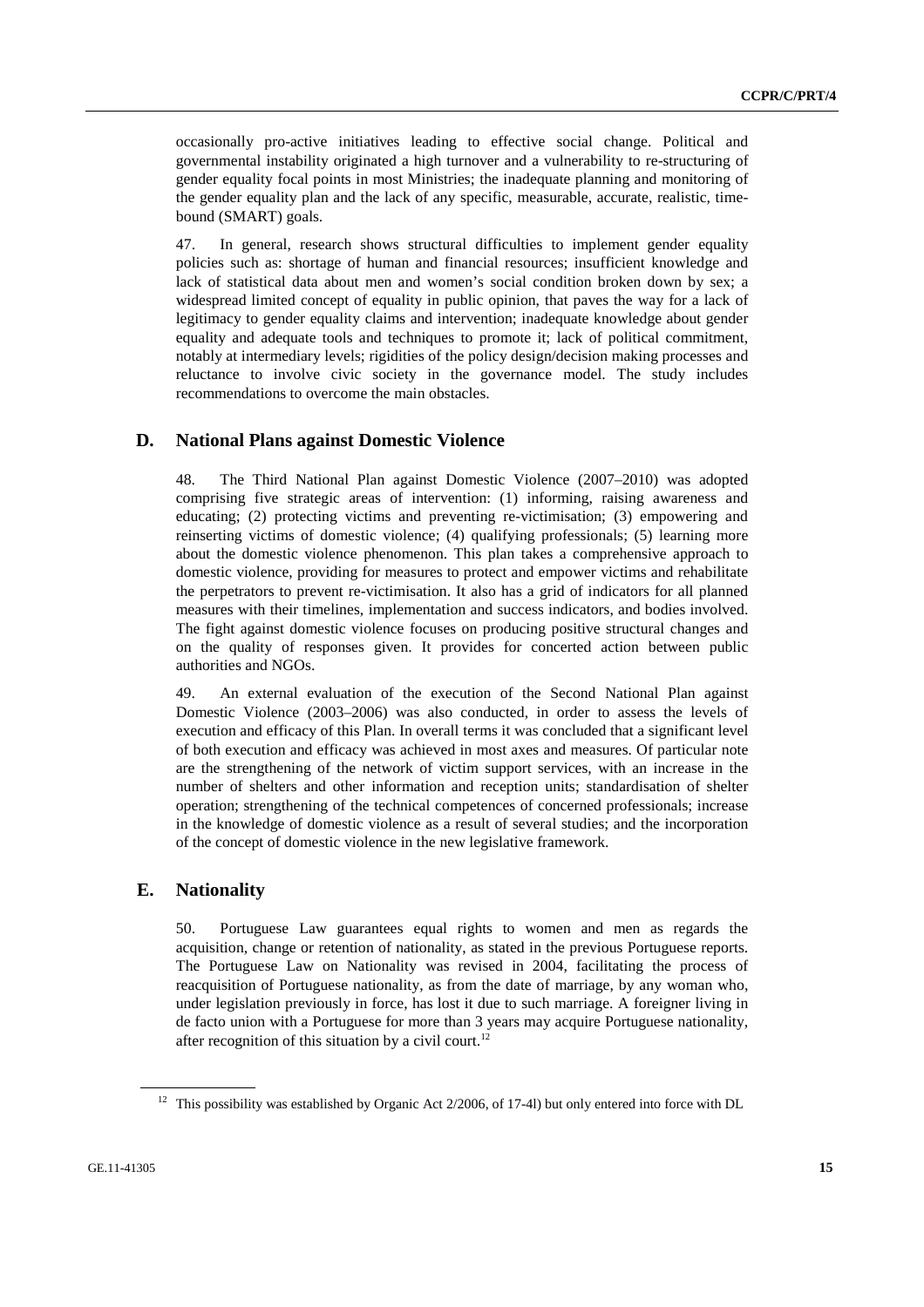occasionally pro-active initiatives leading to effective social change. Political and governmental instability originated a high turnover and a vulnerability to re-structuring of gender equality focal points in most Ministries; the inadequate planning and monitoring of the gender equality plan and the lack of any specific, measurable, accurate, realistic, time-bound (SMART) goals.

47. In general, research shows structural difficulties to implement gender equality policies such as: shortage of human and financial resources; insufficient knowledge and lack of statistical data about men and women's social condition broken down by sex; a widespread limited concept of equality in public opinion, that paves the way for a lack of legitimacy to gender equality claims and intervention; inadequate knowledge about gender equality and adequate tools and techniques to promote it; lack of political commitment, notably at intermediary levels; rigidities of the policy design/decision making processes and reluctance to involve civic society in the governance model. The study includes recommendations to overcome the main obstacles.

## D. National Plans against Domestic Violence

48. The Third National Plan against Domestic Violence (2007–2010) was adopted comprising five strategic areas of intervention: (1) informing, raising awareness and educating; (2) protecting victims and preventing re-victimisation; (3) empowering and reinserting victims of domestic violence; (4) qualifying professionals; (5) learning more about the domestic violence phenomenon. This plan takes a comprehensive approach to domestic violence, providing for measures to protect and empower victims and rehabilitate the perpetrators to prevent re-victimisation. It also has a grid of indicators for all planned measures with their timelines, implementation and success indicators, and bodies involved. The fight against domestic violence focuses on producing positive structural changes and on the quality of responses given. It provides for concerted action between public authorities and NGOs.

49. An external evaluation of the execution of the Second National Plan against Domestic Violence (2003–2006) was also conducted, in order to assess the levels of execution and efficacy of this Plan. In overall terms it was concluded that a significant level of both execution and efficacy was achieved in most axes and measures. Of particular note are the strengthening of the network of victim support services, with an increase in the number of shelters and other information and reception units; standardisation of shelter operation; strengthening of the technical competences of concerned professionals; increase in the knowledge of domestic violence as a result of several studies; and the incorporation of the concept of domestic violence in the new legislative framework.

## E. Nationality

50. Portuguese Law guarantees equal rights to women and men as regards the acquisition, change or retention of nationality, as stated in the previous Portuguese reports. The Portuguese Law on Nationality was revised in 2004, facilitating the process of reacquisition of Portuguese nationality, as from the date of marriage, by any woman who, under legislation previously in force, has lost it due to such marriage. A foreigner living in de facto union with a Portuguese for more than 3 years may acquire Portuguese nationality, after recognition of this situation by a civil court.[12]

[12] This possibility was established by Organic Act 2/2006, of 17-4l) but only entered into force with DL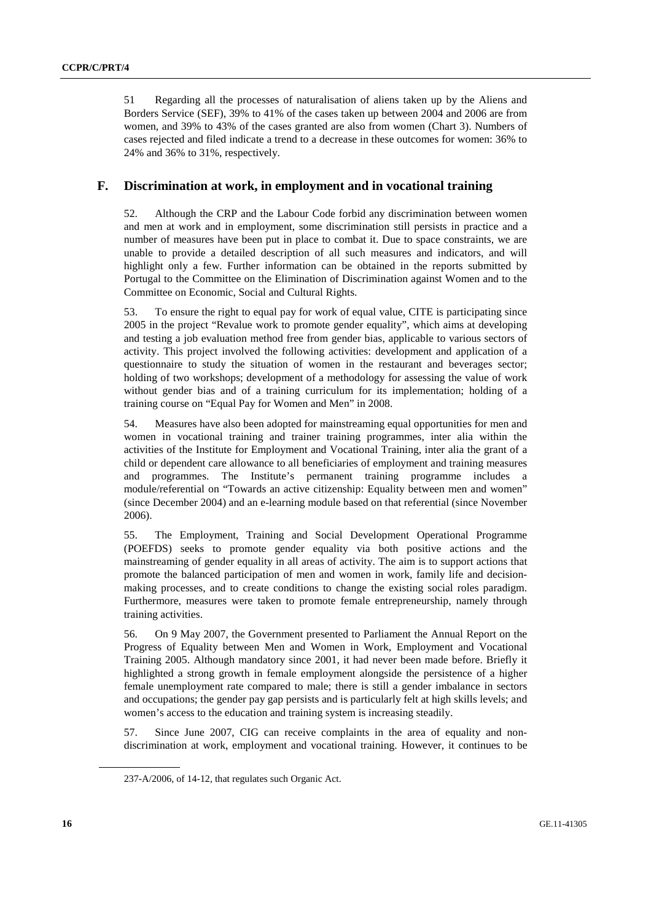51 Regarding all the processes of naturalisation of aliens taken up by the Aliens and Borders Service (SEF), 39% to 41% of the cases taken up between 2004 and 2006 are from women, and 39% to 43% of the cases granted are also from women (Chart 3). Numbers of cases rejected and filed indicate a trend to a decrease in these outcomes for women: 36% to 24% and 36% to 31%, respectively.

## F. Discrimination at work, in employment and in vocational training

52. Although the CRP and the Labour Code forbid any discrimination between women and men at work and in employment, some discrimination still persists in practice and a number of measures have been put in place to combat it. Due to space constraints, we are unable to provide a detailed description of all such measures and indicators, and will highlight only a few. Further information can be obtained in the reports submitted by Portugal to the Committee on the Elimination of Discrimination against Women and to the Committee on Economic, Social and Cultural Rights.

53. To ensure the right to equal pay for work of equal value, CITE is participating since 2005 in the project "Revalue work to promote gender equality", which aims at developing and testing a job evaluation method free from gender bias, applicable to various sectors of activity. This project involved the following activities: development and application of a questionnaire to study the situation of women in the restaurant and beverages sector; holding of two workshops; development of a methodology for assessing the value of work without gender bias and of a training curriculum for its implementation; holding of a training course on "Equal Pay for Women and Men" in 2008.

54. Measures have also been adopted for mainstreaming equal opportunities for men and women in vocational training and trainer training programmes, inter alia within the activities of the Institute for Employment and Vocational Training, inter alia the grant of a child or dependent care allowance to all beneficiaries of employment and training measures and programmes. The Institute's permanent training programme includes a module/referential on "Towards an active citizenship: Equality between men and women" (since December 2004) and an e-learning module based on that referential (since November 2006).

55. The Employment, Training and Social Development Operational Programme (POEFDS) seeks to promote gender equality via both positive actions and the mainstreaming of gender equality in all areas of activity. The aim is to support actions that promote the balanced participation of men and women in work, family life and decision-making processes, and to create conditions to change the existing social roles paradigm. Furthermore, measures were taken to promote female entrepreneurship, namely through training activities.

56. On 9 May 2007, the Government presented to Parliament the Annual Report on the Progress of Equality between Men and Women in Work, Employment and Vocational Training 2005. Although mandatory since 2001, it had never been made before. Briefly it highlighted a strong growth in female employment alongside the persistence of a higher female unemployment rate compared to male; there is still a gender imbalance in sectors and occupations; the gender pay gap persists and is particularly felt at high skills levels; and women's access to the education and training system is increasing steadily.

57. Since June 2007, CIG can receive complaints in the area of equality and non-discrimination at work, employment and vocational training. However, it continues to be

237-A/2006, of 14-12, that regulates such Organic Act.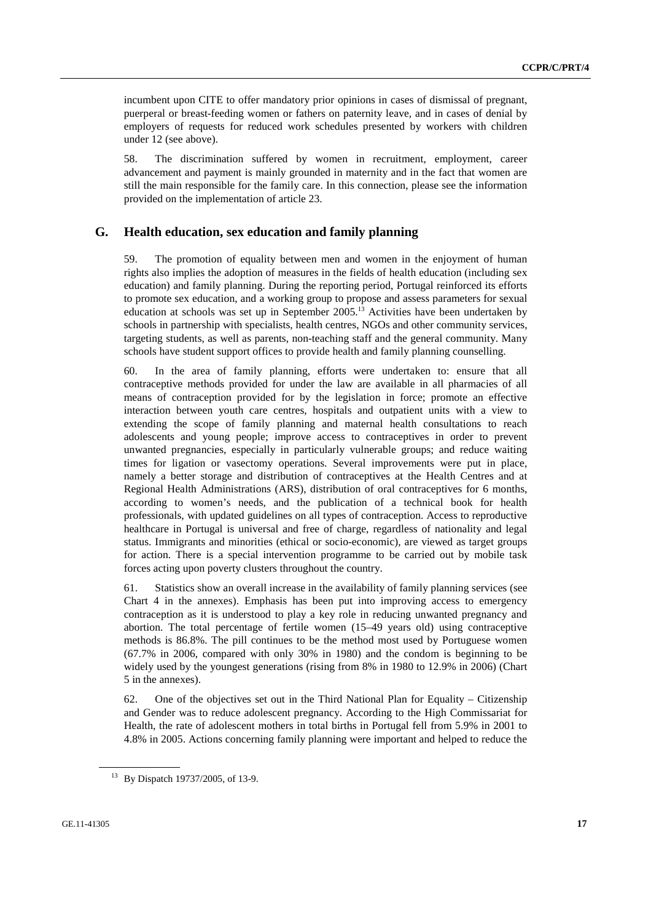incumbent upon CITE to offer mandatory prior opinions in cases of dismissal of pregnant, puerperal or breast-feeding women or fathers on paternity leave, and in cases of denial by employers of requests for reduced work schedules presented by workers with children under 12 (see above).

58. The discrimination suffered by women in recruitment, employment, career advancement and payment is mainly grounded in maternity and in the fact that women are still the main responsible for the family care. In this connection, please see the information provided on the implementation of article 23.

## G. Health education, sex education and family planning

59. The promotion of equality between men and women in the enjoyment of human rights also implies the adoption of measures in the fields of health education (including sex education) and family planning. During the reporting period, Portugal reinforced its efforts to promote sex education, and a working group to propose and assess parameters for sexual education at schools was set up in September 2005.[13] Activities have been undertaken by schools in partnership with specialists, health centres, NGOs and other community services, targeting students, as well as parents, non-teaching staff and the general community. Many schools have student support offices to provide health and family planning counselling.

60. In the area of family planning, efforts were undertaken to: ensure that all contraceptive methods provided for under the law are available in all pharmacies of all means of contraception provided for by the legislation in force; promote an effective interaction between youth care centres, hospitals and outpatient units with a view to extending the scope of family planning and maternal health consultations to reach adolescents and young people; improve access to contraceptives in order to prevent unwanted pregnancies, especially in particularly vulnerable groups; and reduce waiting times for ligation or vasectomy operations. Several improvements were put in place, namely a better storage and distribution of contraceptives at the Health Centres and at Regional Health Administrations (ARS), distribution of oral contraceptives for 6 months, according to women's needs, and the publication of a technical book for health professionals, with updated guidelines on all types of contraception. Access to reproductive healthcare in Portugal is universal and free of charge, regardless of nationality and legal status. Immigrants and minorities (ethical or socio-economic), are viewed as target groups for action. There is a special intervention programme to be carried out by mobile task forces acting upon poverty clusters throughout the country.

61. Statistics show an overall increase in the availability of family planning services (see Chart 4 in the annexes). Emphasis has been put into improving access to emergency contraception as it is understood to play a key role in reducing unwanted pregnancy and abortion. The total percentage of fertile women (15–49 years old) using contraceptive methods is 86.8%. The pill continues to be the method most used by Portuguese women (67.7% in 2006, compared with only 30% in 1980) and the condom is beginning to be widely used by the youngest generations (rising from 8% in 1980 to 12.9% in 2006) (Chart 5 in the annexes).

62. One of the objectives set out in the Third National Plan for Equality – Citizenship and Gender was to reduce adolescent pregnancy. According to the High Commissariat for Health, the rate of adolescent mothers in total births in Portugal fell from 5.9% in 2001 to 4.8% in 2005. Actions concerning family planning were important and helped to reduce the

[13] By Dispatch 19737/2005, of 13-9.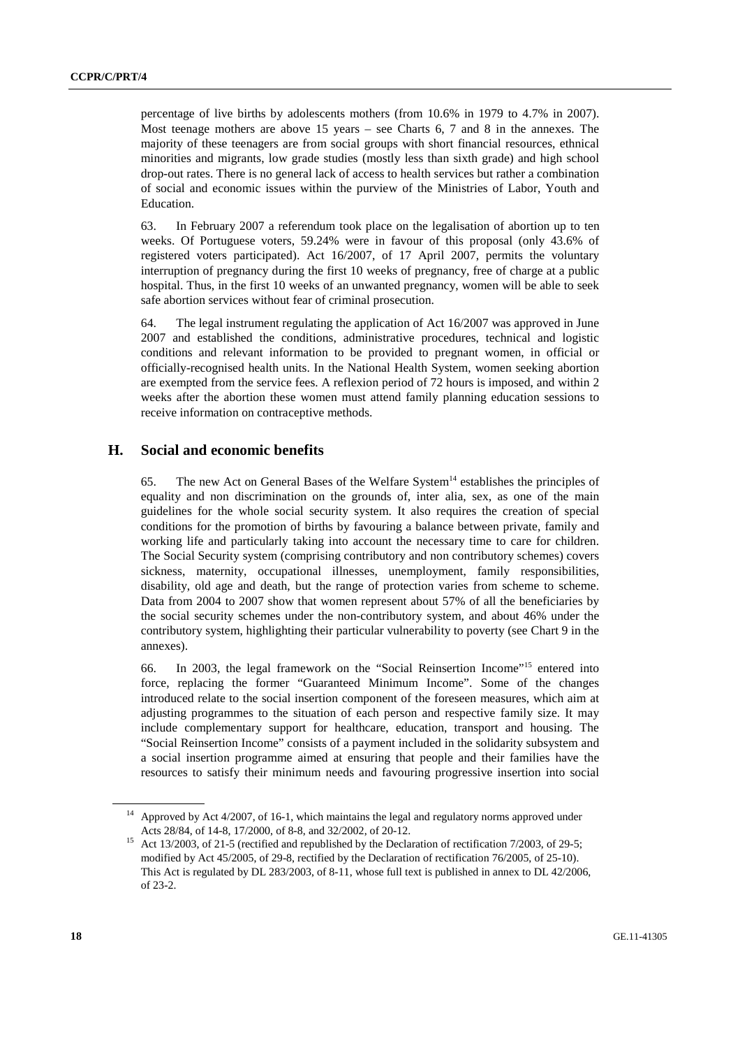percentage of live births by adolescents mothers (from 10.6% in 1979 to 4.7% in 2007). Most teenage mothers are above 15 years – see Charts 6, 7 and 8 in the annexes. The majority of these teenagers are from social groups with short financial resources, ethnical minorities and migrants, low grade studies (mostly less than sixth grade) and high school drop-out rates. There is no general lack of access to health services but rather a combination of social and economic issues within the purview of the Ministries of Labor, Youth and Education.

63. In February 2007 a referendum took place on the legalisation of abortion up to ten weeks. Of Portuguese voters, 59.24% were in favour of this proposal (only 43.6% of registered voters participated). Act 16/2007, of 17 April 2007, permits the voluntary interruption of pregnancy during the first 10 weeks of pregnancy, free of charge at a public hospital. Thus, in the first 10 weeks of an unwanted pregnancy, women will be able to seek safe abortion services without fear of criminal prosecution.

64. The legal instrument regulating the application of Act 16/2007 was approved in June 2007 and established the conditions, administrative procedures, technical and logistic conditions and relevant information to be provided to pregnant women, in official or officially-recognised health units. In the National Health System, women seeking abortion are exempted from the service fees. A reflexion period of 72 hours is imposed, and within 2 weeks after the abortion these women must attend family planning education sessions to receive information on contraceptive methods.

## H. Social and economic benefits

65. The new Act on General Bases of the Welfare System[14] establishes the principles of equality and non discrimination on the grounds of, inter alia, sex, as one of the main guidelines for the whole social security system. It also requires the creation of special conditions for the promotion of births by favouring a balance between private, family and working life and particularly taking into account the necessary time to care for children. The Social Security system (comprising contributory and non contributory schemes) covers sickness, maternity, occupational illnesses, unemployment, family responsibilities, disability, old age and death, but the range of protection varies from scheme to scheme. Data from 2004 to 2007 show that women represent about 57% of all the beneficiaries by the social security schemes under the non-contributory system, and about 46% under the contributory system, highlighting their particular vulnerability to poverty (see Chart 9 in the annexes).

66. In 2003, the legal framework on the "Social Reinsertion Income"[15] entered into force, replacing the former "Guaranteed Minimum Income". Some of the changes introduced relate to the social insertion component of the foreseen measures, which aim at adjusting programmes to the situation of each person and respective family size. It may include complementary support for healthcare, education, transport and housing. The "Social Reinsertion Income" consists of a payment included in the solidarity subsystem and a social insertion programme aimed at ensuring that people and their families have the resources to satisfy their minimum needs and favouring progressive insertion into social

---

[14] Approved by Act 4/2007, of 16-1, which maintains the legal and regulatory norms approved under Acts 28/84, of 14-8, 17/2000, of 8-8, and 32/2002, of 20-12.

[15] Act 13/2003, of 21-5 (rectified and republished by the Declaration of rectification 7/2003, of 29-5; modified by Act 45/2005, of 29-8, rectified by the Declaration of rectification 76/2005, of 25-10). This Act is regulated by DL 283/2003, of 8-11, whose full text is published in annex to DL 42/2006, of 23-2.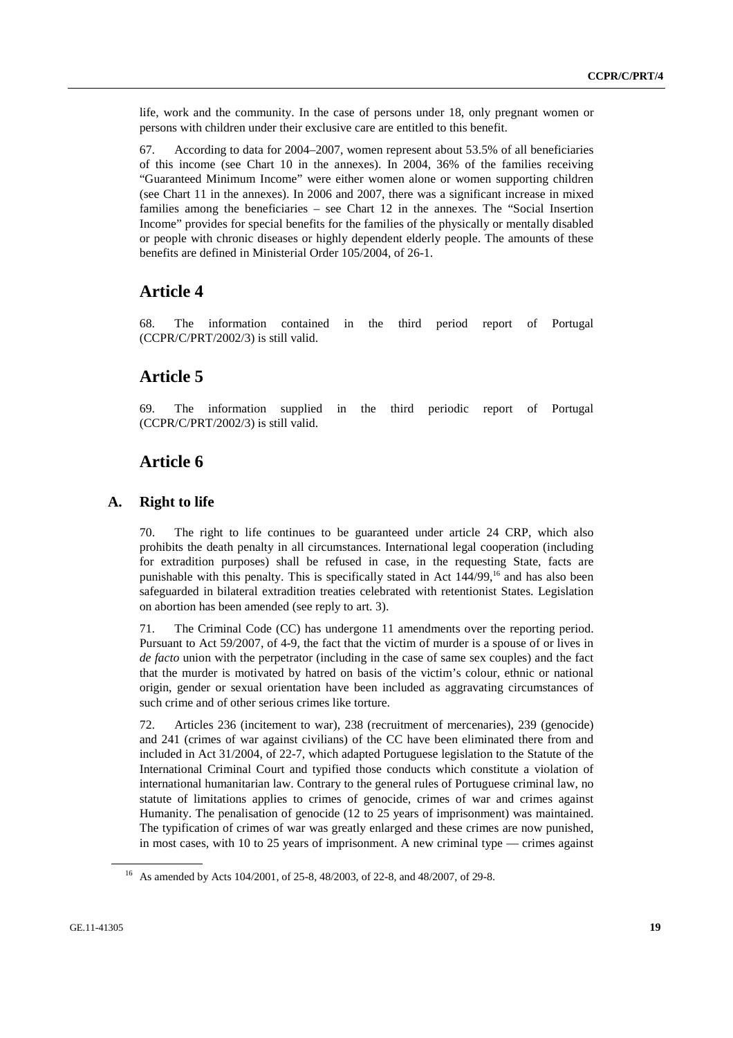life, work and the community. In the case of persons under 18, only pregnant women or persons with children under their exclusive care are entitled to this benefit.

67. According to data for 2004–2007, women represent about 53.5% of all beneficiaries of this income (see Chart 10 in the annexes). In 2004, 36% of the families receiving "Guaranteed Minimum Income" were either women alone or women supporting children (see Chart 11 in the annexes). In 2006 and 2007, there was a significant increase in mixed families among the beneficiaries – see Chart 12 in the annexes. The "Social Insertion Income" provides for special benefits for the families of the physically or mentally disabled or people with chronic diseases or highly dependent elderly people. The amounts of these benefits are defined in Ministerial Order 105/2004, of 26-1.

## Article 4

68. The information contained in the third period report of Portugal (CCPR/C/PRT/2002/3) is still valid.

## Article 5

69. The information supplied in the third periodic report of Portugal (CCPR/C/PRT/2002/3) is still valid.

## Article 6

### A. Right to life

70. The right to life continues to be guaranteed under article 24 CRP, which also prohibits the death penalty in all circumstances. International legal cooperation (including for extradition purposes) shall be refused in case, in the requesting State, facts are punishable with this penalty. This is specifically stated in Act 144/99,[16] and has also been safeguarded in bilateral extradition treaties celebrated with retentionist States. Legislation on abortion has been amended (see reply to art. 3).

71. The Criminal Code (CC) has undergone 11 amendments over the reporting period. Pursuant to Act 59/2007, of 4-9, the fact that the victim of murder is a spouse of or lives in *de facto* union with the perpetrator (including in the case of same sex couples) and the fact that the murder is motivated by hatred on basis of the victim's colour, ethnic or national origin, gender or sexual orientation have been included as aggravating circumstances of such crime and of other serious crimes like torture.

72. Articles 236 (incitement to war), 238 (recruitment of mercenaries), 239 (genocide) and 241 (crimes of war against civilians) of the CC have been eliminated there from and included in Act 31/2004, of 22-7, which adapted Portuguese legislation to the Statute of the International Criminal Court and typified those conducts which constitute a violation of international humanitarian law. Contrary to the general rules of Portuguese criminal law, no statute of limitations applies to crimes of genocide, crimes of war and crimes against Humanity. The penalisation of genocide (12 to 25 years of imprisonment) was maintained. The typification of crimes of war was greatly enlarged and these crimes are now punished, in most cases, with 10 to 25 years of imprisonment. A new criminal type — crimes against

[16] As amended by Acts 104/2001, of 25-8, 48/2003, of 22-8, and 48/2007, of 29-8.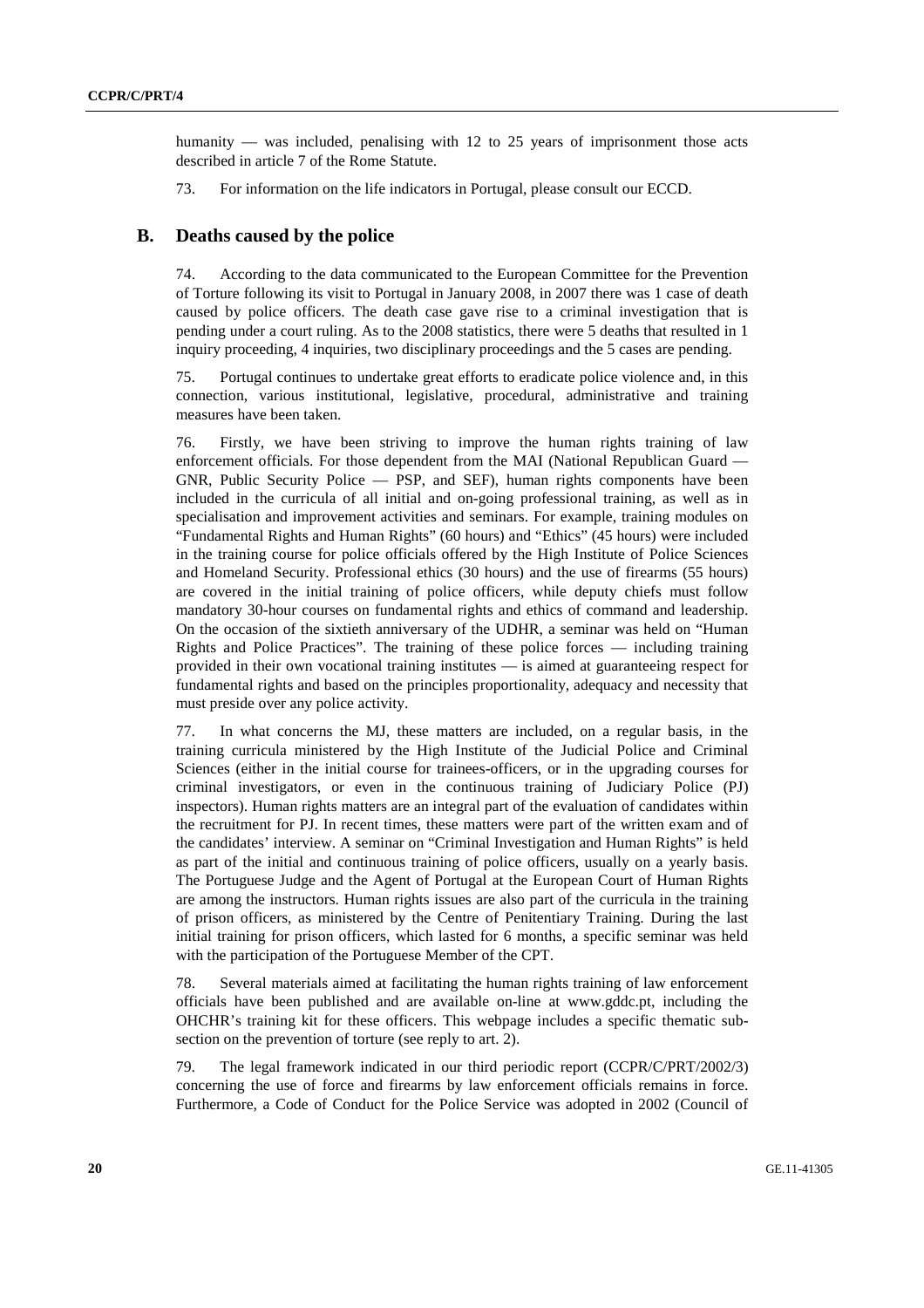humanity — was included, penalising with 12 to 25 years of imprisonment those acts described in article 7 of the Rome Statute.

73. For information on the life indicators in Portugal, please consult our ECCD.

## B. Deaths caused by the police

74. According to the data communicated to the European Committee for the Prevention of Torture following its visit to Portugal in January 2008, in 2007 there was 1 case of death caused by police officers. The death case gave rise to a criminal investigation that is pending under a court ruling. As to the 2008 statistics, there were 5 deaths that resulted in 1 inquiry proceeding, 4 inquiries, two disciplinary proceedings and the 5 cases are pending.

75. Portugal continues to undertake great efforts to eradicate police violence and, in this connection, various institutional, legislative, procedural, administrative and training measures have been taken.

76. Firstly, we have been striving to improve the human rights training of law enforcement officials. For those dependent from the MAI (National Republican Guard — GNR, Public Security Police — PSP, and SEF), human rights components have been included in the curricula of all initial and on-going professional training, as well as in specialisation and improvement activities and seminars. For example, training modules on "Fundamental Rights and Human Rights" (60 hours) and "Ethics" (45 hours) were included in the training course for police officials offered by the High Institute of Police Sciences and Homeland Security. Professional ethics (30 hours) and the use of firearms (55 hours) are covered in the initial training of police officers, while deputy chiefs must follow mandatory 30-hour courses on fundamental rights and ethics of command and leadership. On the occasion of the sixtieth anniversary of the UDHR, a seminar was held on "Human Rights and Police Practices". The training of these police forces — including training provided in their own vocational training institutes — is aimed at guaranteeing respect for fundamental rights and based on the principles proportionality, adequacy and necessity that must preside over any police activity.

77. In what concerns the MJ, these matters are included, on a regular basis, in the training curricula ministered by the High Institute of the Judicial Police and Criminal Sciences (either in the initial course for trainees-officers, or in the upgrading courses for criminal investigators, or even in the continuous training of Judiciary Police (PJ) inspectors). Human rights matters are an integral part of the evaluation of candidates within the recruitment for PJ. In recent times, these matters were part of the written exam and of the candidates' interview. A seminar on "Criminal Investigation and Human Rights" is held as part of the initial and continuous training of police officers, usually on a yearly basis. The Portuguese Judge and the Agent of Portugal at the European Court of Human Rights are among the instructors. Human rights issues are also part of the curricula in the training of prison officers, as ministered by the Centre of Penitentiary Training. During the last initial training for prison officers, which lasted for 6 months, a specific seminar was held with the participation of the Portuguese Member of the CPT.

78. Several materials aimed at facilitating the human rights training of law enforcement officials have been published and are available on-line at www.gddc.pt, including the OHCHR's training kit for these officers. This webpage includes a specific thematic sub-section on the prevention of torture (see reply to art. 2).

79. The legal framework indicated in our third periodic report (CCPR/C/PRT/2002/3) concerning the use of force and firearms by law enforcement officials remains in force. Furthermore, a Code of Conduct for the Police Service was adopted in 2002 (Council of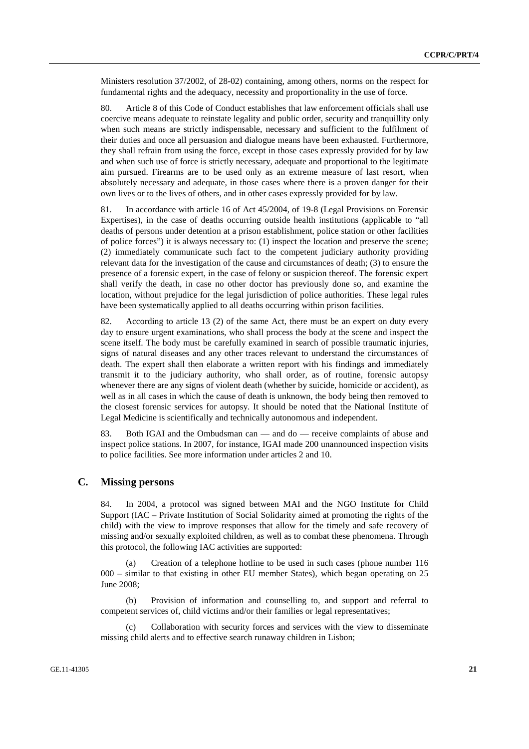Ministers resolution 37/2002, of 28-02) containing, among others, norms on the respect for fundamental rights and the adequacy, necessity and proportionality in the use of force.

80. Article 8 of this Code of Conduct establishes that law enforcement officials shall use coercive means adequate to reinstate legality and public order, security and tranquillity only when such means are strictly indispensable, necessary and sufficient to the fulfilment of their duties and once all persuasion and dialogue means have been exhausted. Furthermore, they shall refrain from using the force, except in those cases expressly provided for by law and when such use of force is strictly necessary, adequate and proportional to the legitimate aim pursued. Firearms are to be used only as an extreme measure of last resort, when absolutely necessary and adequate, in those cases where there is a proven danger for their own lives or to the lives of others, and in other cases expressly provided for by law.

81. In accordance with article 16 of Act 45/2004, of 19-8 (Legal Provisions on Forensic Expertises), in the case of deaths occurring outside health institutions (applicable to "all deaths of persons under detention at a prison establishment, police station or other facilities of police forces") it is always necessary to: (1) inspect the location and preserve the scene; (2) immediately communicate such fact to the competent judiciary authority providing relevant data for the investigation of the cause and circumstances of death; (3) to ensure the presence of a forensic expert, in the case of felony or suspicion thereof. The forensic expert shall verify the death, in case no other doctor has previously done so, and examine the location, without prejudice for the legal jurisdiction of police authorities. These legal rules have been systematically applied to all deaths occurring within prison facilities.

82. According to article 13 (2) of the same Act, there must be an expert on duty every day to ensure urgent examinations, who shall process the body at the scene and inspect the scene itself. The body must be carefully examined in search of possible traumatic injuries, signs of natural diseases and any other traces relevant to understand the circumstances of death. The expert shall then elaborate a written report with his findings and immediately transmit it to the judiciary authority, who shall order, as of routine, forensic autopsy whenever there are any signs of violent death (whether by suicide, homicide or accident), as well as in all cases in which the cause of death is unknown, the body being then removed to the closest forensic services for autopsy. It should be noted that the National Institute of Legal Medicine is scientifically and technically autonomous and independent.

83. Both IGAI and the Ombudsman can — and do — receive complaints of abuse and inspect police stations. In 2007, for instance, IGAI made 200 unannounced inspection visits to police facilities. See more information under articles 2 and 10.

## C. Missing persons

84. In 2004, a protocol was signed between MAI and the NGO Institute for Child Support (IAC – Private Institution of Social Solidarity aimed at promoting the rights of the child) with the view to improve responses that allow for the timely and safe recovery of missing and/or sexually exploited children, as well as to combat these phenomena. Through this protocol, the following IAC activities are supported:

(a) Creation of a telephone hotline to be used in such cases (phone number 116 000 – similar to that existing in other EU member States), which began operating on 25 June 2008;

(b) Provision of information and counselling to, and support and referral to competent services of, child victims and/or their families or legal representatives;

(c) Collaboration with security forces and services with the view to disseminate missing child alerts and to effective search runaway children in Lisbon;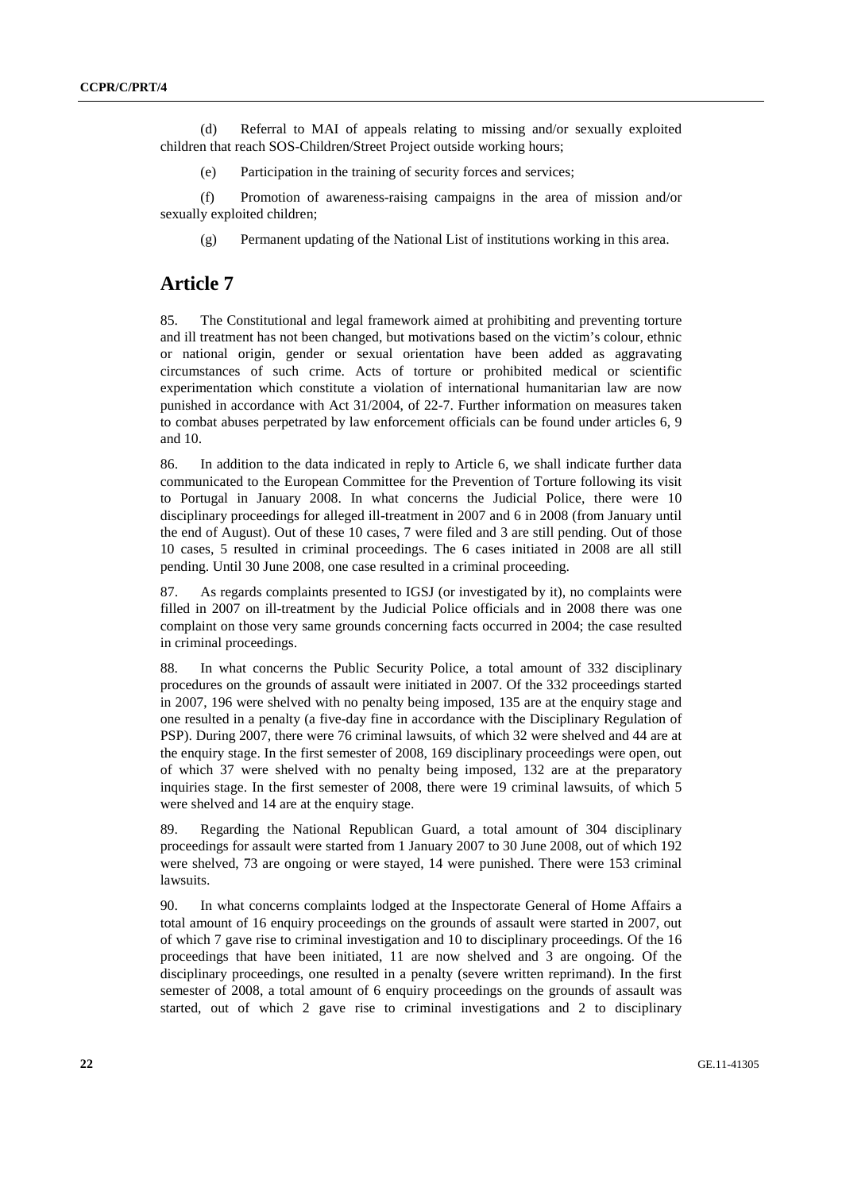(d) Referral to MAI of appeals relating to missing and/or sexually exploited children that reach SOS-Children/Street Project outside working hours;

(e) Participation in the training of security forces and services;

(f) Promotion of awareness-raising campaigns in the area of mission and/or sexually exploited children;

(g) Permanent updating of the National List of institutions working in this area.

## Article 7

85. The Constitutional and legal framework aimed at prohibiting and preventing torture and ill treatment has not been changed, but motivations based on the victim's colour, ethnic or national origin, gender or sexual orientation have been added as aggravating circumstances of such crime. Acts of torture or prohibited medical or scientific experimentation which constitute a violation of international humanitarian law are now punished in accordance with Act 31/2004, of 22-7. Further information on measures taken to combat abuses perpetrated by law enforcement officials can be found under articles 6, 9 and 10.

86. In addition to the data indicated in reply to Article 6, we shall indicate further data communicated to the European Committee for the Prevention of Torture following its visit to Portugal in January 2008. In what concerns the Judicial Police, there were 10 disciplinary proceedings for alleged ill-treatment in 2007 and 6 in 2008 (from January until the end of August). Out of these 10 cases, 7 were filed and 3 are still pending. Out of those 10 cases, 5 resulted in criminal proceedings. The 6 cases initiated in 2008 are all still pending. Until 30 June 2008, one case resulted in a criminal proceeding.

87. As regards complaints presented to IGSJ (or investigated by it), no complaints were filled in 2007 on ill-treatment by the Judicial Police officials and in 2008 there was one complaint on those very same grounds concerning facts occurred in 2004; the case resulted in criminal proceedings.

88. In what concerns the Public Security Police, a total amount of 332 disciplinary procedures on the grounds of assault were initiated in 2007. Of the 332 proceedings started in 2007, 196 were shelved with no penalty being imposed, 135 are at the enquiry stage and one resulted in a penalty (a five-day fine in accordance with the Disciplinary Regulation of PSP). During 2007, there were 76 criminal lawsuits, of which 32 were shelved and 44 are at the enquiry stage. In the first semester of 2008, 169 disciplinary proceedings were open, out of which 37 were shelved with no penalty being imposed, 132 are at the preparatory inquiries stage. In the first semester of 2008, there were 19 criminal lawsuits, of which 5 were shelved and 14 are at the enquiry stage.

89. Regarding the National Republican Guard, a total amount of 304 disciplinary proceedings for assault were started from 1 January 2007 to 30 June 2008, out of which 192 were shelved, 73 are ongoing or were stayed, 14 were punished. There were 153 criminal lawsuits.

90. In what concerns complaints lodged at the Inspectorate General of Home Affairs a total amount of 16 enquiry proceedings on the grounds of assault were started in 2007, out of which 7 gave rise to criminal investigation and 10 to disciplinary proceedings. Of the 16 proceedings that have been initiated, 11 are now shelved and 3 are ongoing. Of the disciplinary proceedings, one resulted in a penalty (severe written reprimand). In the first semester of 2008, a total amount of 6 enquiry proceedings on the grounds of assault was started, out of which 2 gave rise to criminal investigations and 2 to disciplinary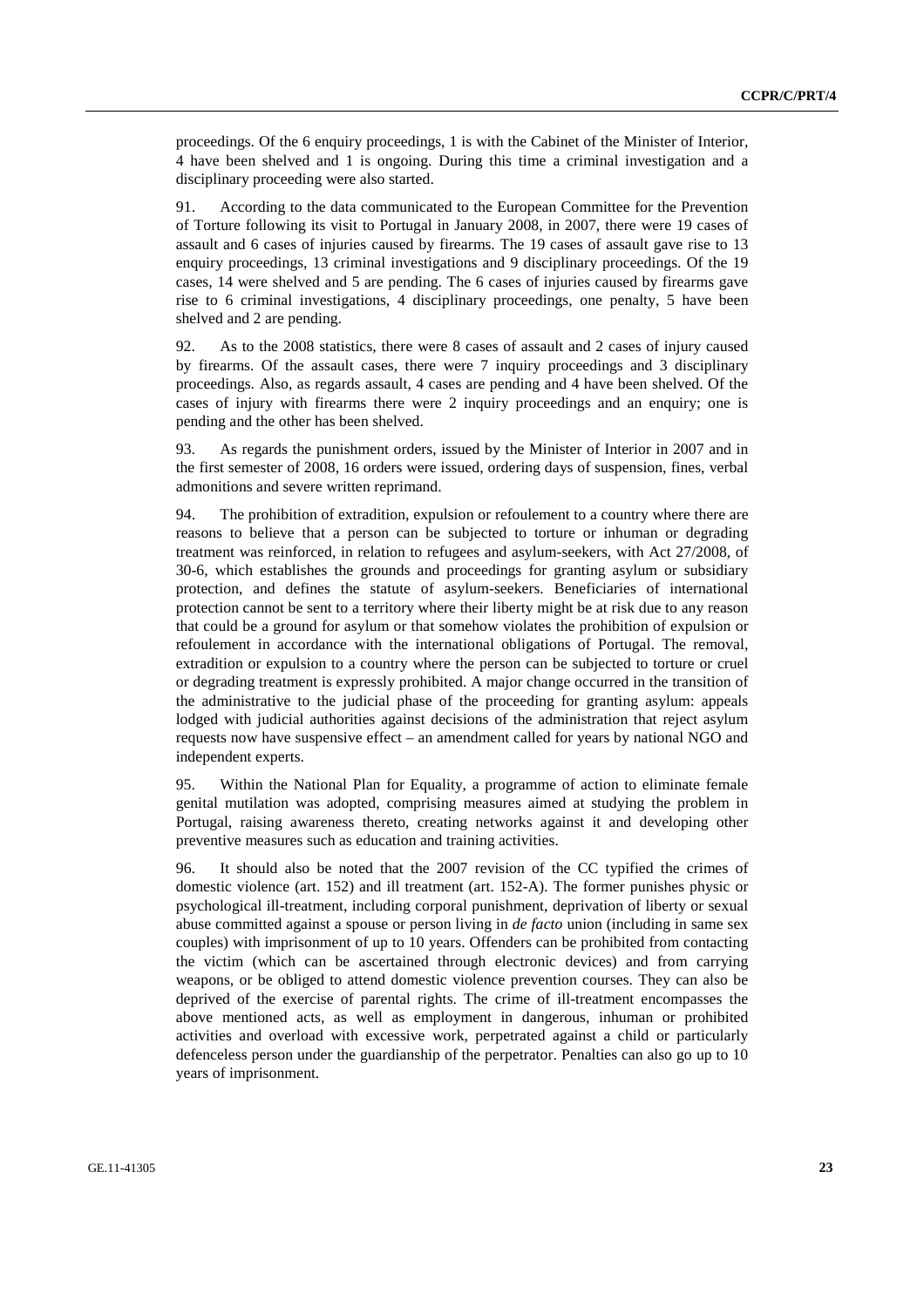proceedings. Of the 6 enquiry proceedings, 1 is with the Cabinet of the Minister of Interior, 4 have been shelved and 1 is ongoing. During this time a criminal investigation and a disciplinary proceeding were also started.

91. According to the data communicated to the European Committee for the Prevention of Torture following its visit to Portugal in January 2008, in 2007, there were 19 cases of assault and 6 cases of injuries caused by firearms. The 19 cases of assault gave rise to 13 enquiry proceedings, 13 criminal investigations and 9 disciplinary proceedings. Of the 19 cases, 14 were shelved and 5 are pending. The 6 cases of injuries caused by firearms gave rise to 6 criminal investigations, 4 disciplinary proceedings, one penalty, 5 have been shelved and 2 are pending.

92. As to the 2008 statistics, there were 8 cases of assault and 2 cases of injury caused by firearms. Of the assault cases, there were 7 inquiry proceedings and 3 disciplinary proceedings. Also, as regards assault, 4 cases are pending and 4 have been shelved. Of the cases of injury with firearms there were 2 inquiry proceedings and an enquiry; one is pending and the other has been shelved.

93. As regards the punishment orders, issued by the Minister of Interior in 2007 and in the first semester of 2008, 16 orders were issued, ordering days of suspension, fines, verbal admonitions and severe written reprimand.

94. The prohibition of extradition, expulsion or refoulement to a country where there are reasons to believe that a person can be subjected to torture or inhuman or degrading treatment was reinforced, in relation to refugees and asylum-seekers, with Act 27/2008, of 30-6, which establishes the grounds and proceedings for granting asylum or subsidiary protection, and defines the statute of asylum-seekers. Beneficiaries of international protection cannot be sent to a territory where their liberty might be at risk due to any reason that could be a ground for asylum or that somehow violates the prohibition of expulsion or refoulement in accordance with the international obligations of Portugal. The removal, extradition or expulsion to a country where the person can be subjected to torture or cruel or degrading treatment is expressly prohibited. A major change occurred in the transition of the administrative to the judicial phase of the proceeding for granting asylum: appeals lodged with judicial authorities against decisions of the administration that reject asylum requests now have suspensive effect – an amendment called for years by national NGO and independent experts.

95. Within the National Plan for Equality, a programme of action to eliminate female genital mutilation was adopted, comprising measures aimed at studying the problem in Portugal, raising awareness thereto, creating networks against it and developing other preventive measures such as education and training activities.

96. It should also be noted that the 2007 revision of the CC typified the crimes of domestic violence (art. 152) and ill treatment (art. 152-A). The former punishes physic or psychological ill-treatment, including corporal punishment, deprivation of liberty or sexual abuse committed against a spouse or person living in *de facto* union (including in same sex couples) with imprisonment of up to 10 years. Offenders can be prohibited from contacting the victim (which can be ascertained through electronic devices) and from carrying weapons, or be obliged to attend domestic violence prevention courses. They can also be deprived of the exercise of parental rights. The crime of ill-treatment encompasses the above mentioned acts, as well as employment in dangerous, inhuman or prohibited activities and overload with excessive work, perpetrated against a child or particularly defenceless person under the guardianship of the perpetrator. Penalties can also go up to 10 years of imprisonment.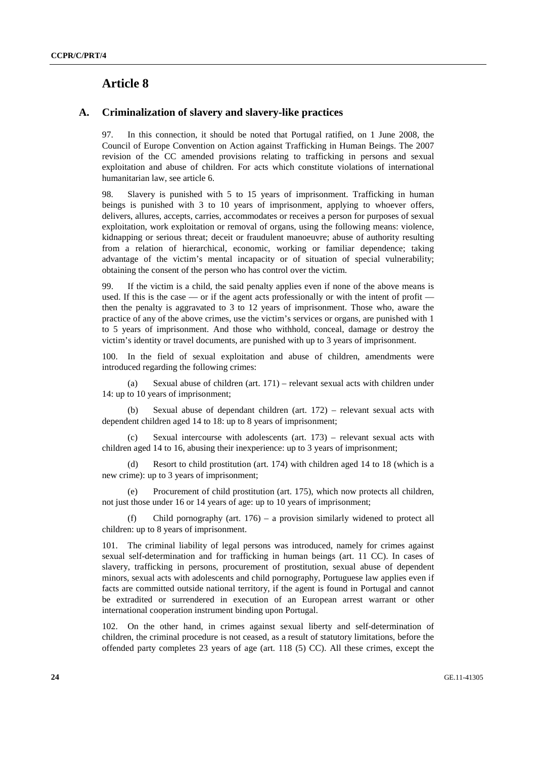# Article 8

## A. Criminalization of slavery and slavery-like practices

97. In this connection, it should be noted that Portugal ratified, on 1 June 2008, the Council of Europe Convention on Action against Trafficking in Human Beings. The 2007 revision of the CC amended provisions relating to trafficking in persons and sexual exploitation and abuse of children. For acts which constitute violations of international humanitarian law, see article 6.

98. Slavery is punished with 5 to 15 years of imprisonment. Trafficking in human beings is punished with 3 to 10 years of imprisonment, applying to whoever offers, delivers, allures, accepts, carries, accommodates or receives a person for purposes of sexual exploitation, work exploitation or removal of organs, using the following means: violence, kidnapping or serious threat; deceit or fraudulent manoeuvre; abuse of authority resulting from a relation of hierarchical, economic, working or familiar dependence; taking advantage of the victim's mental incapacity or of situation of special vulnerability; obtaining the consent of the person who has control over the victim.

99. If the victim is a child, the said penalty applies even if none of the above means is used. If this is the case — or if the agent acts professionally or with the intent of profit — then the penalty is aggravated to 3 to 12 years of imprisonment. Those who, aware the practice of any of the above crimes, use the victim's services or organs, are punished with 1 to 5 years of imprisonment. And those who withhold, conceal, damage or destroy the victim's identity or travel documents, are punished with up to 3 years of imprisonment.

100. In the field of sexual exploitation and abuse of children, amendments were introduced regarding the following crimes:

(a) Sexual abuse of children (art. 171) – relevant sexual acts with children under 14: up to 10 years of imprisonment;

(b) Sexual abuse of dependant children (art. 172) – relevant sexual acts with dependent children aged 14 to 18: up to 8 years of imprisonment;

(c) Sexual intercourse with adolescents (art. 173) – relevant sexual acts with children aged 14 to 16, abusing their inexperience: up to 3 years of imprisonment;

(d) Resort to child prostitution (art. 174) with children aged 14 to 18 (which is a new crime): up to 3 years of imprisonment;

(e) Procurement of child prostitution (art. 175), which now protects all children, not just those under 16 or 14 years of age: up to 10 years of imprisonment;

(f) Child pornography (art. 176) – a provision similarly widened to protect all children: up to 8 years of imprisonment.

101. The criminal liability of legal persons was introduced, namely for crimes against sexual self-determination and for trafficking in human beings (art. 11 CC). In cases of slavery, trafficking in persons, procurement of prostitution, sexual abuse of dependent minors, sexual acts with adolescents and child pornography, Portuguese law applies even if facts are committed outside national territory, if the agent is found in Portugal and cannot be extradited or surrendered in execution of an European arrest warrant or other international cooperation instrument binding upon Portugal.

102. On the other hand, in crimes against sexual liberty and self-determination of children, the criminal procedure is not ceased, as a result of statutory limitations, before the offended party completes 23 years of age (art. 118 (5) CC). All these crimes, except the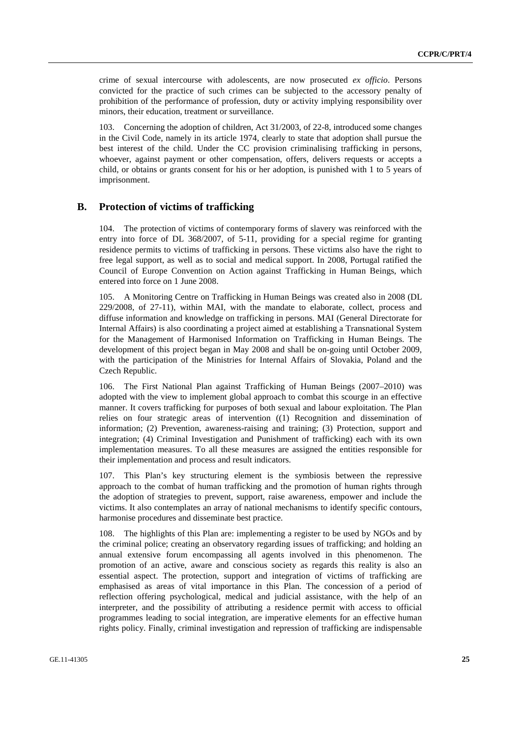crime of sexual intercourse with adolescents, are now prosecuted *ex officio*. Persons convicted for the practice of such crimes can be subjected to the accessory penalty of prohibition of the performance of profession, duty or activity implying responsibility over minors, their education, treatment or surveillance.

103. Concerning the adoption of children, Act 31/2003, of 22-8, introduced some changes in the Civil Code, namely in its article 1974, clearly to state that adoption shall pursue the best interest of the child. Under the CC provision criminalising trafficking in persons, whoever, against payment or other compensation, offers, delivers requests or accepts a child, or obtains or grants consent for his or her adoption, is punished with 1 to 5 years of imprisonment.

## B. Protection of victims of trafficking

104. The protection of victims of contemporary forms of slavery was reinforced with the entry into force of DL 368/2007, of 5-11, providing for a special regime for granting residence permits to victims of trafficking in persons. These victims also have the right to free legal support, as well as to social and medical support. In 2008, Portugal ratified the Council of Europe Convention on Action against Trafficking in Human Beings, which entered into force on 1 June 2008.

105. A Monitoring Centre on Trafficking in Human Beings was created also in 2008 (DL 229/2008, of 27-11), within MAI, with the mandate to elaborate, collect, process and diffuse information and knowledge on trafficking in persons. MAI (General Directorate for Internal Affairs) is also coordinating a project aimed at establishing a Transnational System for the Management of Harmonised Information on Trafficking in Human Beings. The development of this project began in May 2008 and shall be on-going until October 2009, with the participation of the Ministries for Internal Affairs of Slovakia, Poland and the Czech Republic.

106. The First National Plan against Trafficking of Human Beings (2007–2010) was adopted with the view to implement global approach to combat this scourge in an effective manner. It covers trafficking for purposes of both sexual and labour exploitation. The Plan relies on four strategic areas of intervention ((1) Recognition and dissemination of information; (2) Prevention, awareness-raising and training; (3) Protection, support and integration; (4) Criminal Investigation and Punishment of trafficking) each with its own implementation measures. To all these measures are assigned the entities responsible for their implementation and process and result indicators.

107. This Plan's key structuring element is the symbiosis between the repressive approach to the combat of human trafficking and the promotion of human rights through the adoption of strategies to prevent, support, raise awareness, empower and include the victims. It also contemplates an array of national mechanisms to identify specific contours, harmonise procedures and disseminate best practice.

108. The highlights of this Plan are: implementing a register to be used by NGOs and by the criminal police; creating an observatory regarding issues of trafficking; and holding an annual extensive forum encompassing all agents involved in this phenomenon. The promotion of an active, aware and conscious society as regards this reality is also an essential aspect. The protection, support and integration of victims of trafficking are emphasised as areas of vital importance in this Plan. The concession of a period of reflection offering psychological, medical and judicial assistance, with the help of an interpreter, and the possibility of attributing a residence permit with access to official programmes leading to social integration, are imperative elements for an effective human rights policy. Finally, criminal investigation and repression of trafficking are indispensable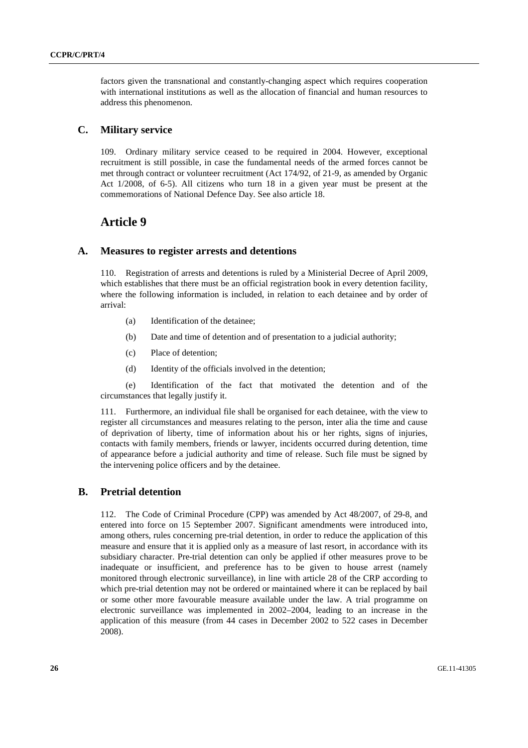factors given the transnational and constantly-changing aspect which requires cooperation with international institutions as well as the allocation of financial and human resources to address this phenomenon.

## C. Military service

109. Ordinary military service ceased to be required in 2004. However, exceptional recruitment is still possible, in case the fundamental needs of the armed forces cannot be met through contract or volunteer recruitment (Act 174/92, of 21-9, as amended by Organic Act 1/2008, of 6-5). All citizens who turn 18 in a given year must be present at the commemorations of National Defence Day. See also article 18.

# Article 9

## A. Measures to register arrests and detentions

110. Registration of arrests and detentions is ruled by a Ministerial Decree of April 2009, which establishes that there must be an official registration book in every detention facility, where the following information is included, in relation to each detainee and by order of arrival:

(a) Identification of the detainee;

(b) Date and time of detention and of presentation to a judicial authority;

(c) Place of detention;

(d) Identity of the officials involved in the detention;

(e) Identification of the fact that motivated the detention and of the circumstances that legally justify it.

111. Furthermore, an individual file shall be organised for each detainee, with the view to register all circumstances and measures relating to the person, inter alia the time and cause of deprivation of liberty, time of information about his or her rights, signs of injuries, contacts with family members, friends or lawyer, incidents occurred during detention, time of appearance before a judicial authority and time of release. Such file must be signed by the intervening police officers and by the detainee.

## B. Pretrial detention

112. The Code of Criminal Procedure (CPP) was amended by Act 48/2007, of 29-8, and entered into force on 15 September 2007. Significant amendments were introduced into, among others, rules concerning pre-trial detention, in order to reduce the application of this measure and ensure that it is applied only as a measure of last resort, in accordance with its subsidiary character. Pre-trial detention can only be applied if other measures prove to be inadequate or insufficient, and preference has to be given to house arrest (namely monitored through electronic surveillance), in line with article 28 of the CRP according to which pre-trial detention may not be ordered or maintained where it can be replaced by bail or some other more favourable measure available under the law. A trial programme on electronic surveillance was implemented in 2002–2004, leading to an increase in the application of this measure (from 44 cases in December 2002 to 522 cases in December 2008).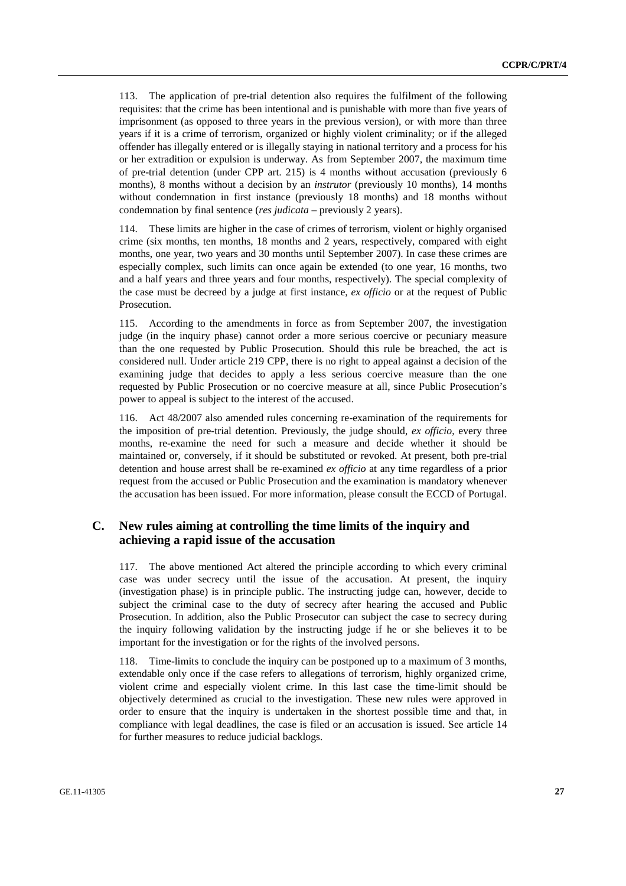113. The application of pre-trial detention also requires the fulfilment of the following requisites: that the crime has been intentional and is punishable with more than five years of imprisonment (as opposed to three years in the previous version), or with more than three years if it is a crime of terrorism, organized or highly violent criminality; or if the alleged offender has illegally entered or is illegally staying in national territory and a process for his or her extradition or expulsion is underway. As from September 2007, the maximum time of pre-trial detention (under CPP art. 215) is 4 months without accusation (previously 6 months), 8 months without a decision by an *instrutor* (previously 10 months), 14 months without condemnation in first instance (previously 18 months) and 18 months without condemnation by final sentence (*res judicata* – previously 2 years).

114. These limits are higher in the case of crimes of terrorism, violent or highly organised crime (six months, ten months, 18 months and 2 years, respectively, compared with eight months, one year, two years and 30 months until September 2007). In case these crimes are especially complex, such limits can once again be extended (to one year, 16 months, two and a half years and three years and four months, respectively). The special complexity of the case must be decreed by a judge at first instance, *ex officio* or at the request of Public Prosecution.

115. According to the amendments in force as from September 2007, the investigation judge (in the inquiry phase) cannot order a more serious coercive or pecuniary measure than the one requested by Public Prosecution. Should this rule be breached, the act is considered null. Under article 219 CPP, there is no right to appeal against a decision of the examining judge that decides to apply a less serious coercive measure than the one requested by Public Prosecution or no coercive measure at all, since Public Prosecution's power to appeal is subject to the interest of the accused.

116. Act 48/2007 also amended rules concerning re-examination of the requirements for the imposition of pre-trial detention. Previously, the judge should, *ex officio*, every three months, re-examine the need for such a measure and decide whether it should be maintained or, conversely, if it should be substituted or revoked. At present, both pre-trial detention and house arrest shall be re-examined *ex officio* at any time regardless of a prior request from the accused or Public Prosecution and the examination is mandatory whenever the accusation has been issued. For more information, please consult the ECCD of Portugal.

## C. New rules aiming at controlling the time limits of the inquiry and achieving a rapid issue of the accusation

117. The above mentioned Act altered the principle according to which every criminal case was under secrecy until the issue of the accusation. At present, the inquiry (investigation phase) is in principle public. The instructing judge can, however, decide to subject the criminal case to the duty of secrecy after hearing the accused and Public Prosecution. In addition, also the Public Prosecutor can subject the case to secrecy during the inquiry following validation by the instructing judge if he or she believes it to be important for the investigation or for the rights of the involved persons.

118. Time-limits to conclude the inquiry can be postponed up to a maximum of 3 months, extendable only once if the case refers to allegations of terrorism, highly organized crime, violent crime and especially violent crime. In this last case the time-limit should be objectively determined as crucial to the investigation. These new rules were approved in order to ensure that the inquiry is undertaken in the shortest possible time and that, in compliance with legal deadlines, the case is filed or an accusation is issued. See article 14 for further measures to reduce judicial backlogs.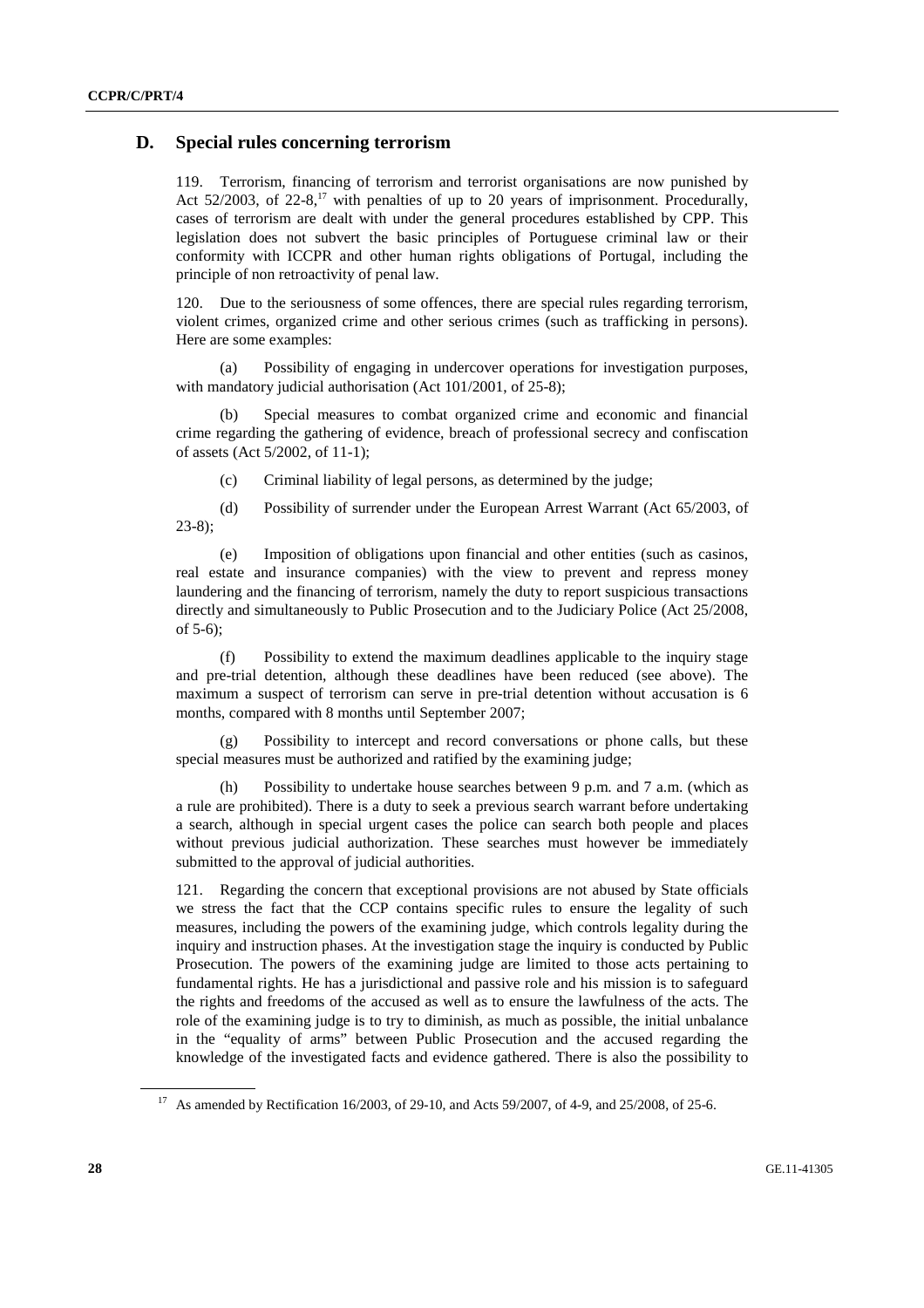## D. Special rules concerning terrorism

119. Terrorism, financing of terrorism and terrorist organisations are now punished by Act 52/2003, of 22-8,[17] with penalties of up to 20 years of imprisonment. Procedurally, cases of terrorism are dealt with under the general procedures established by CPP. This legislation does not subvert the basic principles of Portuguese criminal law or their conformity with ICCPR and other human rights obligations of Portugal, including the principle of non retroactivity of penal law.

120. Due to the seriousness of some offences, there are special rules regarding terrorism, violent crimes, organized crime and other serious crimes (such as trafficking in persons). Here are some examples:

(a) Possibility of engaging in undercover operations for investigation purposes, with mandatory judicial authorisation (Act 101/2001, of 25-8);

(b) Special measures to combat organized crime and economic and financial crime regarding the gathering of evidence, breach of professional secrecy and confiscation of assets (Act 5/2002, of 11-1);

(c) Criminal liability of legal persons, as determined by the judge;

(d) Possibility of surrender under the European Arrest Warrant (Act 65/2003, of 23-8);

(e) Imposition of obligations upon financial and other entities (such as casinos, real estate and insurance companies) with the view to prevent and repress money laundering and the financing of terrorism, namely the duty to report suspicious transactions directly and simultaneously to Public Prosecution and to the Judiciary Police (Act 25/2008, of 5-6);

(f) Possibility to extend the maximum deadlines applicable to the inquiry stage and pre-trial detention, although these deadlines have been reduced (see above). The maximum a suspect of terrorism can serve in pre-trial detention without accusation is 6 months, compared with 8 months until September 2007;

(g) Possibility to intercept and record conversations or phone calls, but these special measures must be authorized and ratified by the examining judge;

(h) Possibility to undertake house searches between 9 p.m. and 7 a.m. (which as a rule are prohibited). There is a duty to seek a previous search warrant before undertaking a search, although in special urgent cases the police can search both people and places without previous judicial authorization. These searches must however be immediately submitted to the approval of judicial authorities.

121. Regarding the concern that exceptional provisions are not abused by State officials we stress the fact that the CCP contains specific rules to ensure the legality of such measures, including the powers of the examining judge, which controls legality during the inquiry and instruction phases. At the investigation stage the inquiry is conducted by Public Prosecution. The powers of the examining judge are limited to those acts pertaining to fundamental rights. He has a jurisdictional and passive role and his mission is to safeguard the rights and freedoms of the accused as well as to ensure the lawfulness of the acts. The role of the examining judge is to try to diminish, as much as possible, the initial unbalance in the "equality of arms" between Public Prosecution and the accused regarding the knowledge of the investigated facts and evidence gathered. There is also the possibility to

[17] As amended by Rectification 16/2003, of 29-10, and Acts 59/2007, of 4-9, and 25/2008, of 25-6.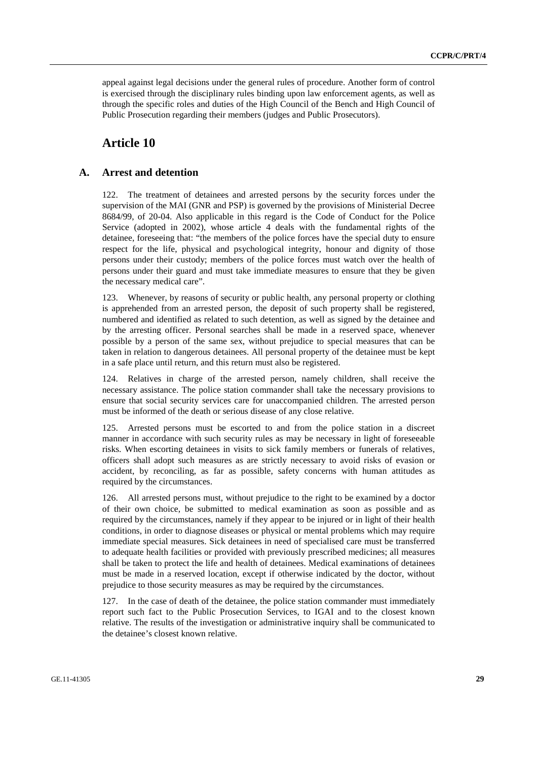appeal against legal decisions under the general rules of procedure. Another form of control is exercised through the disciplinary rules binding upon law enforcement agents, as well as through the specific roles and duties of the High Council of the Bench and High Council of Public Prosecution regarding their members (judges and Public Prosecutors).

# Article 10

## A. Arrest and detention

122. The treatment of detainees and arrested persons by the security forces under the supervision of the MAI (GNR and PSP) is governed by the provisions of Ministerial Decree 8684/99, of 20-04. Also applicable in this regard is the Code of Conduct for the Police Service (adopted in 2002), whose article 4 deals with the fundamental rights of the detainee, foreseeing that: "the members of the police forces have the special duty to ensure respect for the life, physical and psychological integrity, honour and dignity of those persons under their custody; members of the police forces must watch over the health of persons under their guard and must take immediate measures to ensure that they be given the necessary medical care".

123. Whenever, by reasons of security or public health, any personal property or clothing is apprehended from an arrested person, the deposit of such property shall be registered, numbered and identified as related to such detention, as well as signed by the detainee and by the arresting officer. Personal searches shall be made in a reserved space, whenever possible by a person of the same sex, without prejudice to special measures that can be taken in relation to dangerous detainees. All personal property of the detainee must be kept in a safe place until return, and this return must also be registered.

124. Relatives in charge of the arrested person, namely children, shall receive the necessary assistance. The police station commander shall take the necessary provisions to ensure that social security services care for unaccompanied children. The arrested person must be informed of the death or serious disease of any close relative.

125. Arrested persons must be escorted to and from the police station in a discreet manner in accordance with such security rules as may be necessary in light of foreseeable risks. When escorting detainees in visits to sick family members or funerals of relatives, officers shall adopt such measures as are strictly necessary to avoid risks of evasion or accident, by reconciling, as far as possible, safety concerns with human attitudes as required by the circumstances.

126. All arrested persons must, without prejudice to the right to be examined by a doctor of their own choice, be submitted to medical examination as soon as possible and as required by the circumstances, namely if they appear to be injured or in light of their health conditions, in order to diagnose diseases or physical or mental problems which may require immediate special measures. Sick detainees in need of specialised care must be transferred to adequate health facilities or provided with previously prescribed medicines; all measures shall be taken to protect the life and health of detainees. Medical examinations of detainees must be made in a reserved location, except if otherwise indicated by the doctor, without prejudice to those security measures as may be required by the circumstances.

127. In the case of death of the detainee, the police station commander must immediately report such fact to the Public Prosecution Services, to IGAI and to the closest known relative. The results of the investigation or administrative inquiry shall be communicated to the detainee's closest known relative.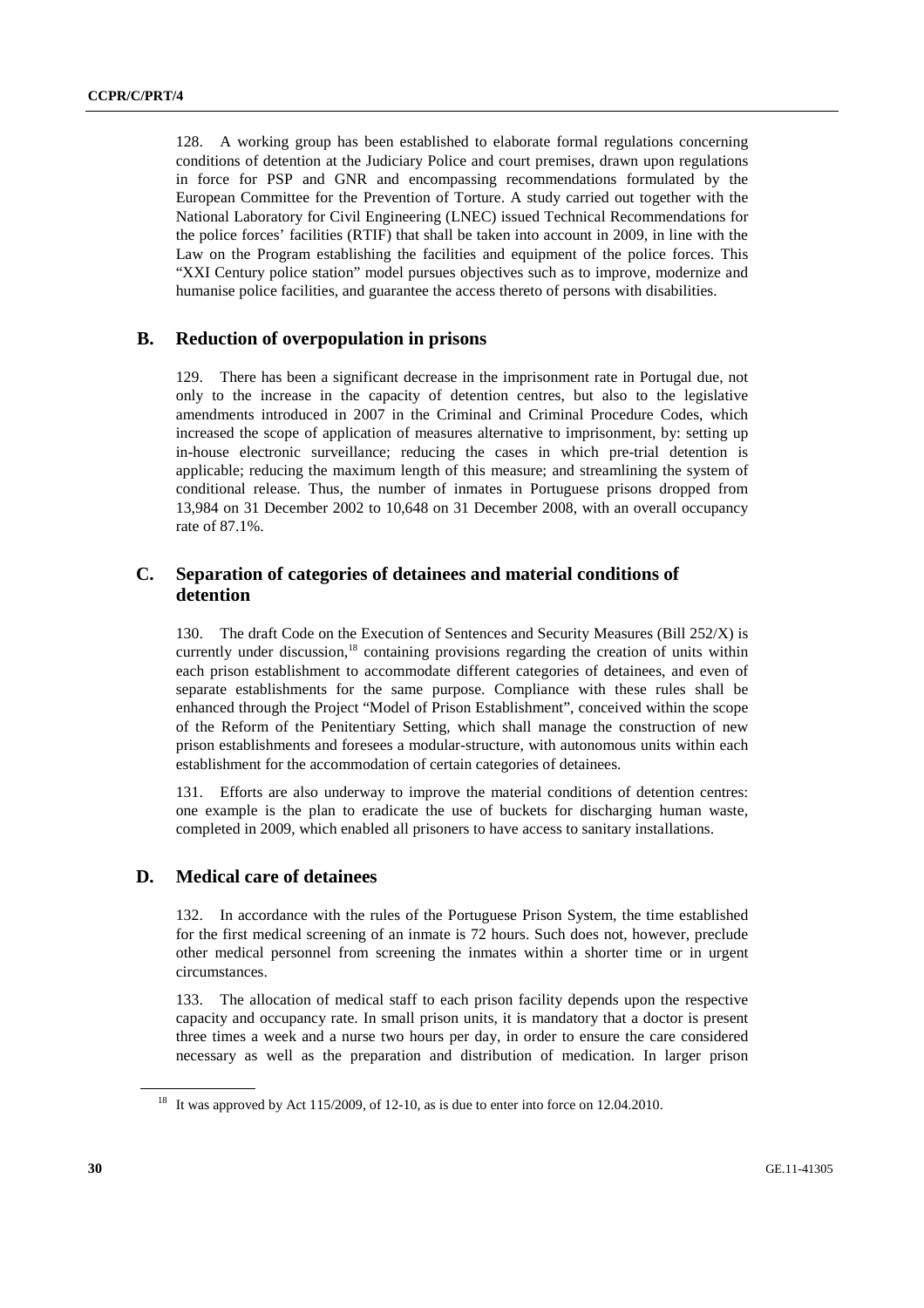128. A working group has been established to elaborate formal regulations concerning conditions of detention at the Judiciary Police and court premises, drawn upon regulations in force for PSP and GNR and encompassing recommendations formulated by the European Committee for the Prevention of Torture. A study carried out together with the National Laboratory for Civil Engineering (LNEC) issued Technical Recommendations for the police forces' facilities (RTIF) that shall be taken into account in 2009, in line with the Law on the Program establishing the facilities and equipment of the police forces. This "XXI Century police station" model pursues objectives such as to improve, modernize and humanise police facilities, and guarantee the access thereto of persons with disabilities.

## B. Reduction of overpopulation in prisons

129. There has been a significant decrease in the imprisonment rate in Portugal due, not only to the increase in the capacity of detention centres, but also to the legislative amendments introduced in 2007 in the Criminal and Criminal Procedure Codes, which increased the scope of application of measures alternative to imprisonment, by: setting up in-house electronic surveillance; reducing the cases in which pre-trial detention is applicable; reducing the maximum length of this measure; and streamlining the system of conditional release. Thus, the number of inmates in Portuguese prisons dropped from 13,984 on 31 December 2002 to 10,648 on 31 December 2008, with an overall occupancy rate of 87.1%.

## C. Separation of categories of detainees and material conditions of detention

130. The draft Code on the Execution of Sentences and Security Measures (Bill 252/X) is currently under discussion,[18] containing provisions regarding the creation of units within each prison establishment to accommodate different categories of detainees, and even of separate establishments for the same purpose. Compliance with these rules shall be enhanced through the Project "Model of Prison Establishment", conceived within the scope of the Reform of the Penitentiary Setting, which shall manage the construction of new prison establishments and foresees a modular-structure, with autonomous units within each establishment for the accommodation of certain categories of detainees.

131. Efforts are also underway to improve the material conditions of detention centres: one example is the plan to eradicate the use of buckets for discharging human waste, completed in 2009, which enabled all prisoners to have access to sanitary installations.

## D. Medical care of detainees

132. In accordance with the rules of the Portuguese Prison System, the time established for the first medical screening of an inmate is 72 hours. Such does not, however, preclude other medical personnel from screening the inmates within a shorter time or in urgent circumstances.

133. The allocation of medical staff to each prison facility depends upon the respective capacity and occupancy rate. In small prison units, it is mandatory that a doctor is present three times a week and a nurse two hours per day, in order to ensure the care considered necessary as well as the preparation and distribution of medication. In larger prison

[18] It was approved by Act 115/2009, of 12-10, as is due to enter into force on 12.04.2010.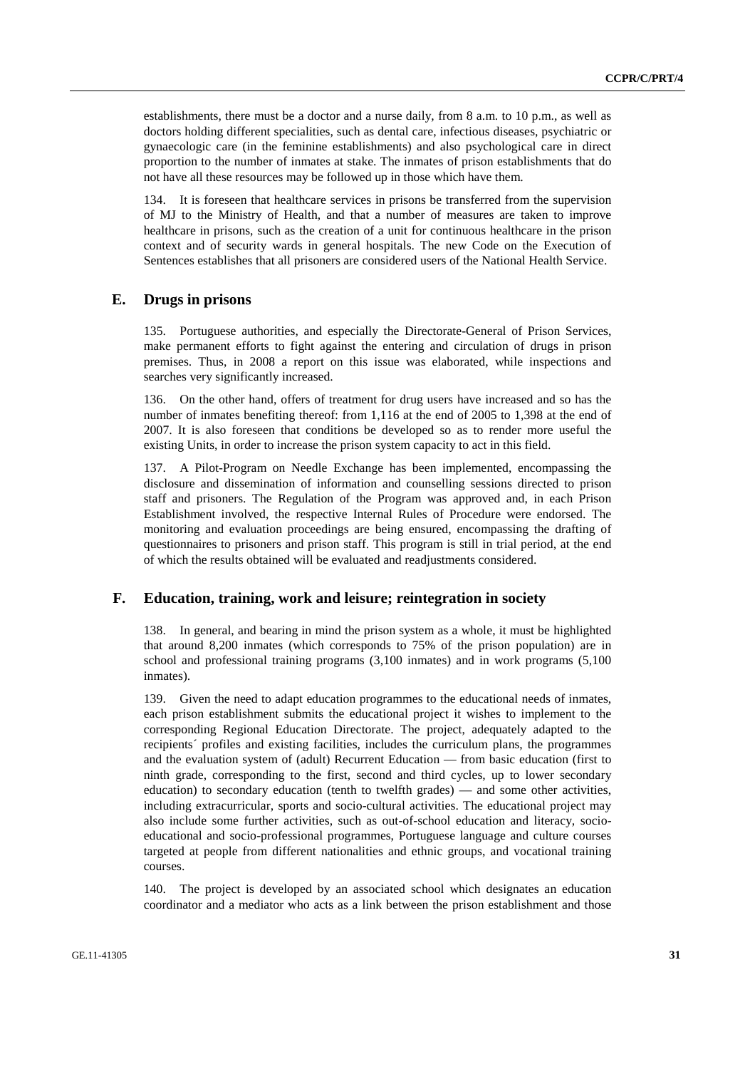establishments, there must be a doctor and a nurse daily, from 8 a.m. to 10 p.m., as well as doctors holding different specialities, such as dental care, infectious diseases, psychiatric or gynaecologic care (in the feminine establishments) and also psychological care in direct proportion to the number of inmates at stake. The inmates of prison establishments that do not have all these resources may be followed up in those which have them.

134. It is foreseen that healthcare services in prisons be transferred from the supervision of MJ to the Ministry of Health, and that a number of measures are taken to improve healthcare in prisons, such as the creation of a unit for continuous healthcare in the prison context and of security wards in general hospitals. The new Code on the Execution of Sentences establishes that all prisoners are considered users of the National Health Service.

## E. Drugs in prisons

135. Portuguese authorities, and especially the Directorate-General of Prison Services, make permanent efforts to fight against the entering and circulation of drugs in prison premises. Thus, in 2008 a report on this issue was elaborated, while inspections and searches very significantly increased.

136. On the other hand, offers of treatment for drug users have increased and so has the number of inmates benefiting thereof: from 1,116 at the end of 2005 to 1,398 at the end of 2007. It is also foreseen that conditions be developed so as to render more useful the existing Units, in order to increase the prison system capacity to act in this field.

137. A Pilot-Program on Needle Exchange has been implemented, encompassing the disclosure and dissemination of information and counselling sessions directed to prison staff and prisoners. The Regulation of the Program was approved and, in each Prison Establishment involved, the respective Internal Rules of Procedure were endorsed. The monitoring and evaluation proceedings are being ensured, encompassing the drafting of questionnaires to prisoners and prison staff. This program is still in trial period, at the end of which the results obtained will be evaluated and readjustments considered.

## F. Education, training, work and leisure; reintegration in society

138. In general, and bearing in mind the prison system as a whole, it must be highlighted that around 8,200 inmates (which corresponds to 75% of the prison population) are in school and professional training programs (3,100 inmates) and in work programs (5,100 inmates).

139. Given the need to adapt education programmes to the educational needs of inmates, each prison establishment submits the educational project it wishes to implement to the corresponding Regional Education Directorate. The project, adequately adapted to the recipients´ profiles and existing facilities, includes the curriculum plans, the programmes and the evaluation system of (adult) Recurrent Education — from basic education (first to ninth grade, corresponding to the first, second and third cycles, up to lower secondary education) to secondary education (tenth to twelfth grades) — and some other activities, including extracurricular, sports and socio-cultural activities. The educational project may also include some further activities, such as out-of-school education and literacy, socio-educational and socio-professional programmes, Portuguese language and culture courses targeted at people from different nationalities and ethnic groups, and vocational training courses.

140. The project is developed by an associated school which designates an education coordinator and a mediator who acts as a link between the prison establishment and those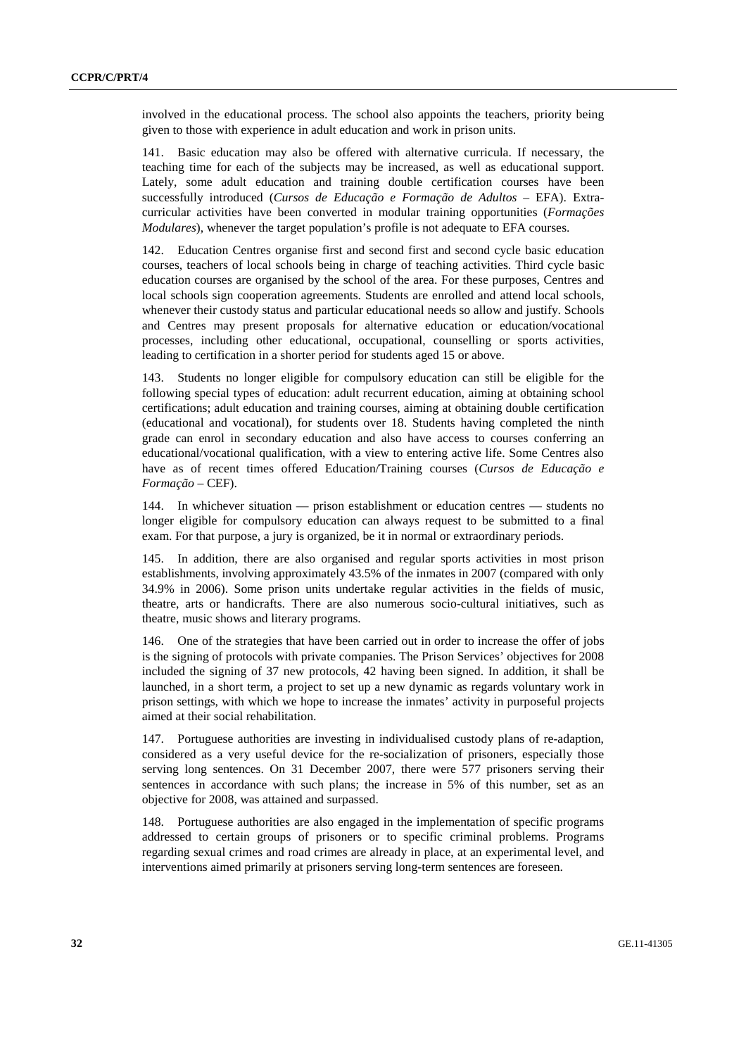involved in the educational process. The school also appoints the teachers, priority being given to those with experience in adult education and work in prison units.

141. Basic education may also be offered with alternative curricula. If necessary, the teaching time for each of the subjects may be increased, as well as educational support. Lately, some adult education and training double certification courses have been successfully introduced (*Cursos de Educação e Formação de Adultos* – EFA). Extra-curricular activities have been converted in modular training opportunities (*Formações Modulares*), whenever the target population's profile is not adequate to EFA courses.

142. Education Centres organise first and second first and second cycle basic education courses, teachers of local schools being in charge of teaching activities. Third cycle basic education courses are organised by the school of the area. For these purposes, Centres and local schools sign cooperation agreements. Students are enrolled and attend local schools, whenever their custody status and particular educational needs so allow and justify. Schools and Centres may present proposals for alternative education or education/vocational processes, including other educational, occupational, counselling or sports activities, leading to certification in a shorter period for students aged 15 or above.

143. Students no longer eligible for compulsory education can still be eligible for the following special types of education: adult recurrent education, aiming at obtaining school certifications; adult education and training courses, aiming at obtaining double certification (educational and vocational), for students over 18. Students having completed the ninth grade can enrol in secondary education and also have access to courses conferring an educational/vocational qualification, with a view to entering active life. Some Centres also have as of recent times offered Education/Training courses (*Cursos de Educação e Formação* – CEF).

144. In whichever situation — prison establishment or education centres — students no longer eligible for compulsory education can always request to be submitted to a final exam. For that purpose, a jury is organized, be it in normal or extraordinary periods.

145. In addition, there are also organised and regular sports activities in most prison establishments, involving approximately 43.5% of the inmates in 2007 (compared with only 34.9% in 2006). Some prison units undertake regular activities in the fields of music, theatre, arts or handicrafts. There are also numerous socio-cultural initiatives, such as theatre, music shows and literary programs.

146. One of the strategies that have been carried out in order to increase the offer of jobs is the signing of protocols with private companies. The Prison Services' objectives for 2008 included the signing of 37 new protocols, 42 having been signed. In addition, it shall be launched, in a short term, a project to set up a new dynamic as regards voluntary work in prison settings, with which we hope to increase the inmates' activity in purposeful projects aimed at their social rehabilitation.

147. Portuguese authorities are investing in individualised custody plans of re-adaption, considered as a very useful device for the re-socialization of prisoners, especially those serving long sentences. On 31 December 2007, there were 577 prisoners serving their sentences in accordance with such plans; the increase in 5% of this number, set as an objective for 2008, was attained and surpassed.

148. Portuguese authorities are also engaged in the implementation of specific programs addressed to certain groups of prisoners or to specific criminal problems. Programs regarding sexual crimes and road crimes are already in place, at an experimental level, and interventions aimed primarily at prisoners serving long-term sentences are foreseen.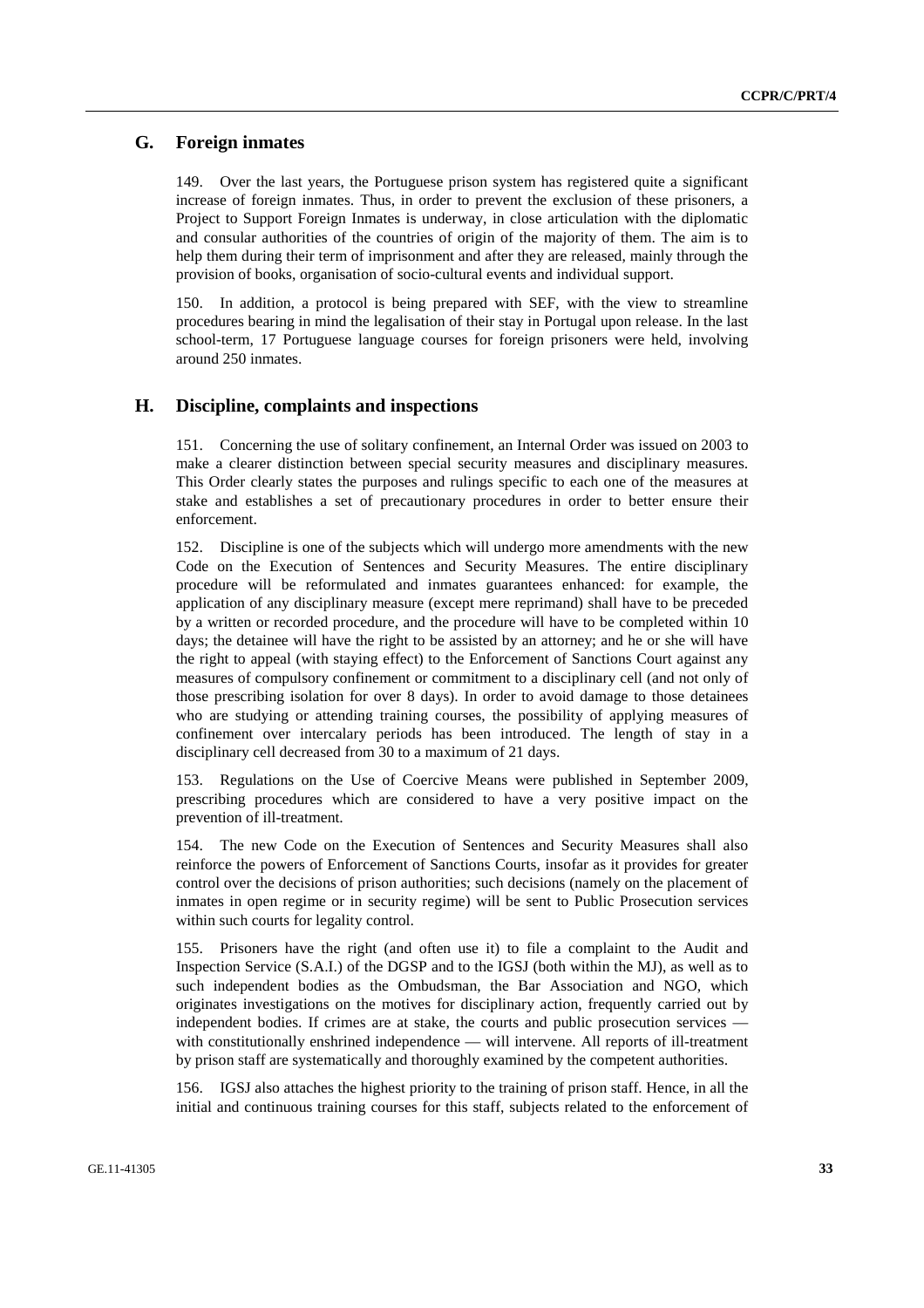## G. Foreign inmates

149. Over the last years, the Portuguese prison system has registered quite a significant increase of foreign inmates. Thus, in order to prevent the exclusion of these prisoners, a Project to Support Foreign Inmates is underway, in close articulation with the diplomatic and consular authorities of the countries of origin of the majority of them. The aim is to help them during their term of imprisonment and after they are released, mainly through the provision of books, organisation of socio-cultural events and individual support.

150. In addition, a protocol is being prepared with SEF, with the view to streamline procedures bearing in mind the legalisation of their stay in Portugal upon release. In the last school-term, 17 Portuguese language courses for foreign prisoners were held, involving around 250 inmates.

## H. Discipline, complaints and inspections

151. Concerning the use of solitary confinement, an Internal Order was issued on 2003 to make a clearer distinction between special security measures and disciplinary measures. This Order clearly states the purposes and rulings specific to each one of the measures at stake and establishes a set of precautionary procedures in order to better ensure their enforcement.

152. Discipline is one of the subjects which will undergo more amendments with the new Code on the Execution of Sentences and Security Measures. The entire disciplinary procedure will be reformulated and inmates guarantees enhanced: for example, the application of any disciplinary measure (except mere reprimand) shall have to be preceded by a written or recorded procedure, and the procedure will have to be completed within 10 days; the detainee will have the right to be assisted by an attorney; and he or she will have the right to appeal (with staying effect) to the Enforcement of Sanctions Court against any measures of compulsory confinement or commitment to a disciplinary cell (and not only of those prescribing isolation for over 8 days). In order to avoid damage to those detainees who are studying or attending training courses, the possibility of applying measures of confinement over intercalary periods has been introduced. The length of stay in a disciplinary cell decreased from 30 to a maximum of 21 days.

153. Regulations on the Use of Coercive Means were published in September 2009, prescribing procedures which are considered to have a very positive impact on the prevention of ill-treatment.

154. The new Code on the Execution of Sentences and Security Measures shall also reinforce the powers of Enforcement of Sanctions Courts, insofar as it provides for greater control over the decisions of prison authorities; such decisions (namely on the placement of inmates in open regime or in security regime) will be sent to Public Prosecution services within such courts for legality control.

155. Prisoners have the right (and often use it) to file a complaint to the Audit and Inspection Service (S.A.I.) of the DGSP and to the IGSJ (both within the MJ), as well as to such independent bodies as the Ombudsman, the Bar Association and NGO, which originates investigations on the motives for disciplinary action, frequently carried out by independent bodies. If crimes are at stake, the courts and public prosecution services — with constitutionally enshrined independence — will intervene. All reports of ill-treatment by prison staff are systematically and thoroughly examined by the competent authorities.

156. IGSJ also attaches the highest priority to the training of prison staff. Hence, in all the initial and continuous training courses for this staff, subjects related to the enforcement of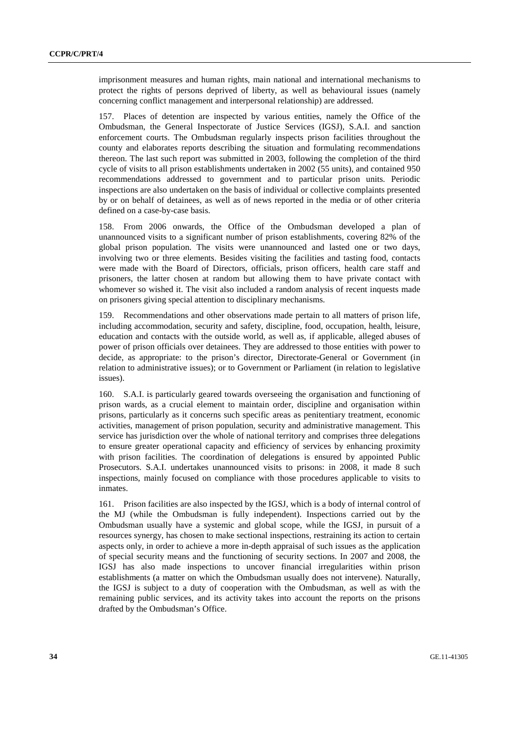imprisonment measures and human rights, main national and international mechanisms to protect the rights of persons deprived of liberty, as well as behavioural issues (namely concerning conflict management and interpersonal relationship) are addressed.

157. Places of detention are inspected by various entities, namely the Office of the Ombudsman, the General Inspectorate of Justice Services (IGSJ), S.A.I. and sanction enforcement courts. The Ombudsman regularly inspects prison facilities throughout the county and elaborates reports describing the situation and formulating recommendations thereon. The last such report was submitted in 2003, following the completion of the third cycle of visits to all prison establishments undertaken in 2002 (55 units), and contained 950 recommendations addressed to government and to particular prison units. Periodic inspections are also undertaken on the basis of individual or collective complaints presented by or on behalf of detainees, as well as of news reported in the media or of other criteria defined on a case-by-case basis.

158. From 2006 onwards, the Office of the Ombudsman developed a plan of unannounced visits to a significant number of prison establishments, covering 82% of the global prison population. The visits were unannounced and lasted one or two days, involving two or three elements. Besides visiting the facilities and tasting food, contacts were made with the Board of Directors, officials, prison officers, health care staff and prisoners, the latter chosen at random but allowing them to have private contact with whomever so wished it. The visit also included a random analysis of recent inquests made on prisoners giving special attention to disciplinary mechanisms.

159. Recommendations and other observations made pertain to all matters of prison life, including accommodation, security and safety, discipline, food, occupation, health, leisure, education and contacts with the outside world, as well as, if applicable, alleged abuses of power of prison officials over detainees. They are addressed to those entities with power to decide, as appropriate: to the prison's director, Directorate-General or Government (in relation to administrative issues); or to Government or Parliament (in relation to legislative issues).

160. S.A.I. is particularly geared towards overseeing the organisation and functioning of prison wards, as a crucial element to maintain order, discipline and organisation within prisons, particularly as it concerns such specific areas as penitentiary treatment, economic activities, management of prison population, security and administrative management. This service has jurisdiction over the whole of national territory and comprises three delegations to ensure greater operational capacity and efficiency of services by enhancing proximity with prison facilities. The coordination of delegations is ensured by appointed Public Prosecutors. S.A.I. undertakes unannounced visits to prisons: in 2008, it made 8 such inspections, mainly focused on compliance with those procedures applicable to visits to inmates.

161. Prison facilities are also inspected by the IGSJ, which is a body of internal control of the MJ (while the Ombudsman is fully independent). Inspections carried out by the Ombudsman usually have a systemic and global scope, while the IGSJ, in pursuit of a resources synergy, has chosen to make sectional inspections, restraining its action to certain aspects only, in order to achieve a more in-depth appraisal of such issues as the application of special security means and the functioning of security sections. In 2007 and 2008, the IGSJ has also made inspections to uncover financial irregularities within prison establishments (a matter on which the Ombudsman usually does not intervene). Naturally, the IGSJ is subject to a duty of cooperation with the Ombudsman, as well as with the remaining public services, and its activity takes into account the reports on the prisons drafted by the Ombudsman's Office.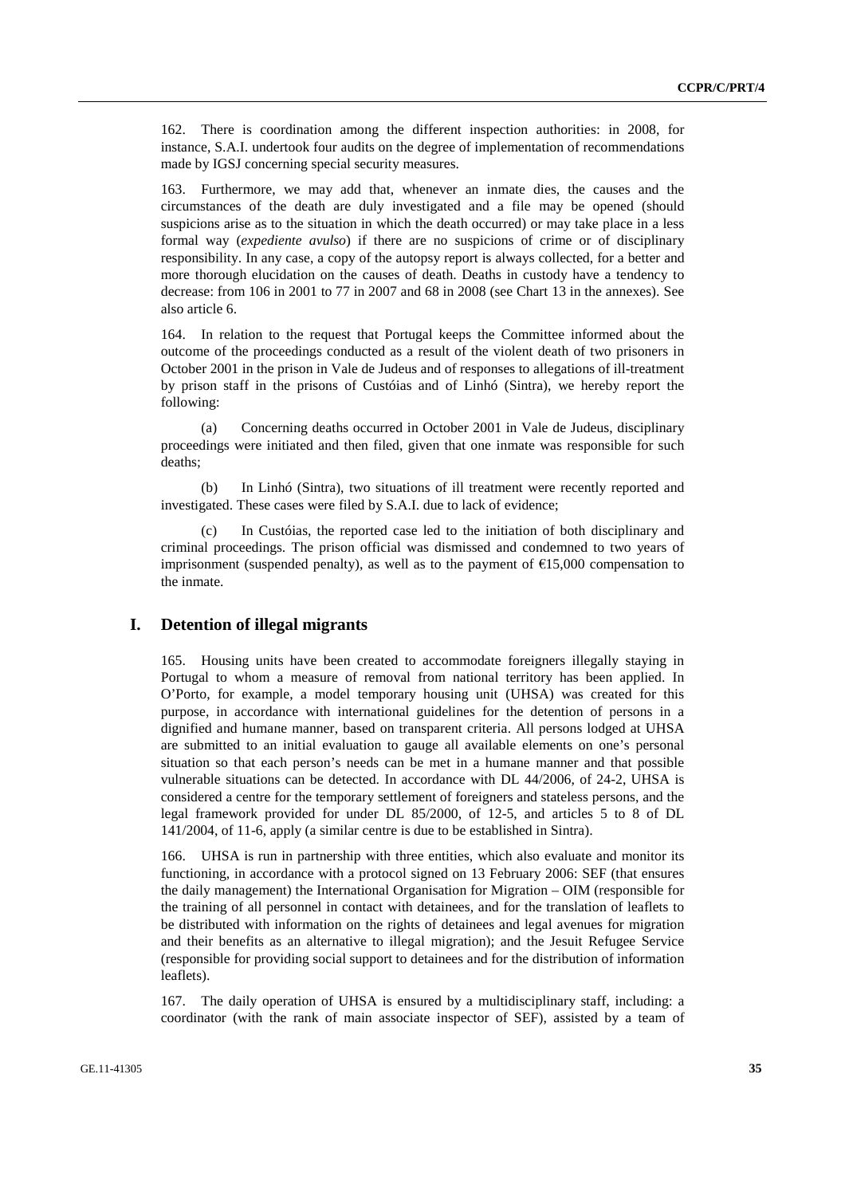162. There is coordination among the different inspection authorities: in 2008, for instance, S.A.I. undertook four audits on the degree of implementation of recommendations made by IGSJ concerning special security measures.

163. Furthermore, we may add that, whenever an inmate dies, the causes and the circumstances of the death are duly investigated and a file may be opened (should suspicions arise as to the situation in which the death occurred) or may take place in a less formal way (*expediente avulso*) if there are no suspicions of crime or of disciplinary responsibility. In any case, a copy of the autopsy report is always collected, for a better and more thorough elucidation on the causes of death. Deaths in custody have a tendency to decrease: from 106 in 2001 to 77 in 2007 and 68 in 2008 (see Chart 13 in the annexes). See also article 6.

164. In relation to the request that Portugal keeps the Committee informed about the outcome of the proceedings conducted as a result of the violent death of two prisoners in October 2001 in the prison in Vale de Judeus and of responses to allegations of ill-treatment by prison staff in the prisons of Custóias and of Linhó (Sintra), we hereby report the following:

(a) Concerning deaths occurred in October 2001 in Vale de Judeus, disciplinary proceedings were initiated and then filed, given that one inmate was responsible for such deaths;

(b) In Linhó (Sintra), two situations of ill treatment were recently reported and investigated. These cases were filed by S.A.I. due to lack of evidence;

(c) In Custóias, the reported case led to the initiation of both disciplinary and criminal proceedings. The prison official was dismissed and condemned to two years of imprisonment (suspended penalty), as well as to the payment of €15,000 compensation to the inmate.

## I. Detention of illegal migrants

165. Housing units have been created to accommodate foreigners illegally staying in Portugal to whom a measure of removal from national territory has been applied. In O'Porto, for example, a model temporary housing unit (UHSA) was created for this purpose, in accordance with international guidelines for the detention of persons in a dignified and humane manner, based on transparent criteria. All persons lodged at UHSA are submitted to an initial evaluation to gauge all available elements on one's personal situation so that each person's needs can be met in a humane manner and that possible vulnerable situations can be detected. In accordance with DL 44/2006, of 24-2, UHSA is considered a centre for the temporary settlement of foreigners and stateless persons, and the legal framework provided for under DL 85/2000, of 12-5, and articles 5 to 8 of DL 141/2004, of 11-6, apply (a similar centre is due to be established in Sintra).

166. UHSA is run in partnership with three entities, which also evaluate and monitor its functioning, in accordance with a protocol signed on 13 February 2006: SEF (that ensures the daily management) the International Organisation for Migration – OIM (responsible for the training of all personnel in contact with detainees, and for the translation of leaflets to be distributed with information on the rights of detainees and legal avenues for migration and their benefits as an alternative to illegal migration); and the Jesuit Refugee Service (responsible for providing social support to detainees and for the distribution of information leaflets).

167. The daily operation of UHSA is ensured by a multidisciplinary staff, including: a coordinator (with the rank of main associate inspector of SEF), assisted by a team of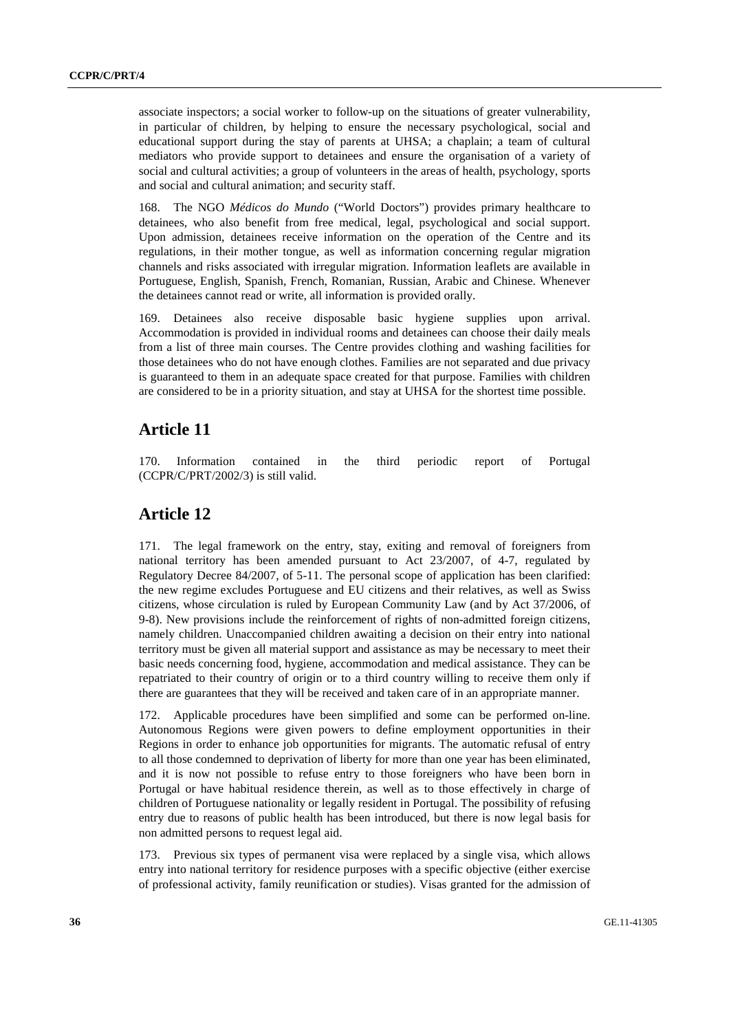associate inspectors; a social worker to follow-up on the situations of greater vulnerability, in particular of children, by helping to ensure the necessary psychological, social and educational support during the stay of parents at UHSA; a chaplain; a team of cultural mediators who provide support to detainees and ensure the organisation of a variety of social and cultural activities; a group of volunteers in the areas of health, psychology, sports and social and cultural animation; and security staff.

168. The NGO *Médicos do Mundo* ("World Doctors") provides primary healthcare to detainees, who also benefit from free medical, legal, psychological and social support. Upon admission, detainees receive information on the operation of the Centre and its regulations, in their mother tongue, as well as information concerning regular migration channels and risks associated with irregular migration. Information leaflets are available in Portuguese, English, Spanish, French, Romanian, Russian, Arabic and Chinese. Whenever the detainees cannot read or write, all information is provided orally.

169. Detainees also receive disposable basic hygiene supplies upon arrival. Accommodation is provided in individual rooms and detainees can choose their daily meals from a list of three main courses. The Centre provides clothing and washing facilities for those detainees who do not have enough clothes. Families are not separated and due privacy is guaranteed to them in an adequate space created for that purpose. Families with children are considered to be in a priority situation, and stay at UHSA for the shortest time possible.

## Article 11

170. Information contained in the third periodic report of Portugal (CCPR/C/PRT/2002/3) is still valid.

## Article 12

171. The legal framework on the entry, stay, exiting and removal of foreigners from national territory has been amended pursuant to Act 23/2007, of 4-7, regulated by Regulatory Decree 84/2007, of 5-11. The personal scope of application has been clarified: the new regime excludes Portuguese and EU citizens and their relatives, as well as Swiss citizens, whose circulation is ruled by European Community Law (and by Act 37/2006, of 9-8). New provisions include the reinforcement of rights of non-admitted foreign citizens, namely children. Unaccompanied children awaiting a decision on their entry into national territory must be given all material support and assistance as may be necessary to meet their basic needs concerning food, hygiene, accommodation and medical assistance. They can be repatriated to their country of origin or to a third country willing to receive them only if there are guarantees that they will be received and taken care of in an appropriate manner.

172. Applicable procedures have been simplified and some can be performed on-line. Autonomous Regions were given powers to define employment opportunities in their Regions in order to enhance job opportunities for migrants. The automatic refusal of entry to all those condemned to deprivation of liberty for more than one year has been eliminated, and it is now not possible to refuse entry to those foreigners who have been born in Portugal or have habitual residence therein, as well as to those effectively in charge of children of Portuguese nationality or legally resident in Portugal. The possibility of refusing entry due to reasons of public health has been introduced, but there is now legal basis for non admitted persons to request legal aid.

173. Previous six types of permanent visa were replaced by a single visa, which allows entry into national territory for residence purposes with a specific objective (either exercise of professional activity, family reunification or studies). Visas granted for the admission of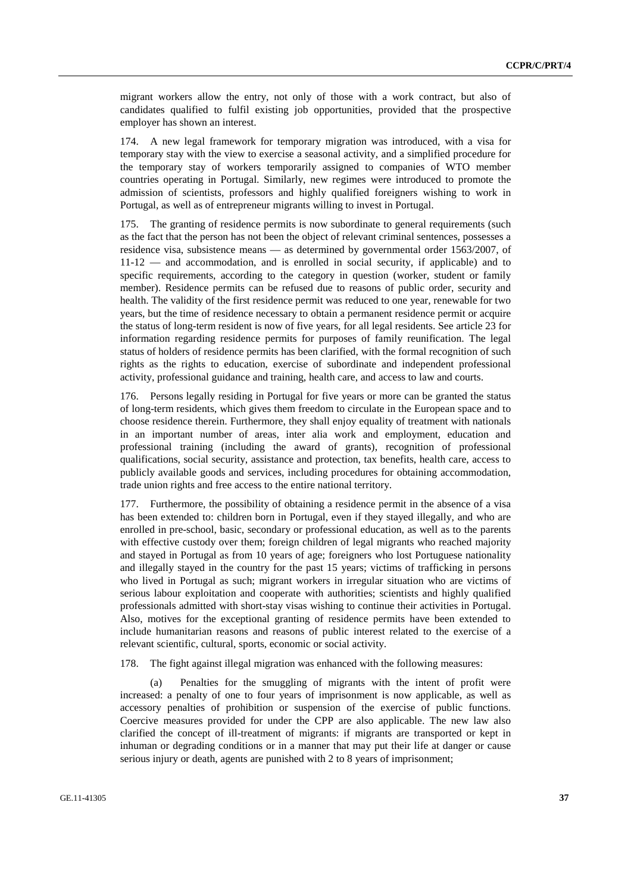migrant workers allow the entry, not only of those with a work contract, but also of candidates qualified to fulfil existing job opportunities, provided that the prospective employer has shown an interest.

174. A new legal framework for temporary migration was introduced, with a visa for temporary stay with the view to exercise a seasonal activity, and a simplified procedure for the temporary stay of workers temporarily assigned to companies of WTO member countries operating in Portugal. Similarly, new regimes were introduced to promote the admission of scientists, professors and highly qualified foreigners wishing to work in Portugal, as well as of entrepreneur migrants willing to invest in Portugal.

175. The granting of residence permits is now subordinate to general requirements (such as the fact that the person has not been the object of relevant criminal sentences, possesses a residence visa, subsistence means — as determined by governmental order 1563/2007, of 11-12 — and accommodation, and is enrolled in social security, if applicable) and to specific requirements, according to the category in question (worker, student or family member). Residence permits can be refused due to reasons of public order, security and health. The validity of the first residence permit was reduced to one year, renewable for two years, but the time of residence necessary to obtain a permanent residence permit or acquire the status of long-term resident is now of five years, for all legal residents. See article 23 for information regarding residence permits for purposes of family reunification. The legal status of holders of residence permits has been clarified, with the formal recognition of such rights as the rights to education, exercise of subordinate and independent professional activity, professional guidance and training, health care, and access to law and courts.

176. Persons legally residing in Portugal for five years or more can be granted the status of long-term residents, which gives them freedom to circulate in the European space and to choose residence therein. Furthermore, they shall enjoy equality of treatment with nationals in an important number of areas, inter alia work and employment, education and professional training (including the award of grants), recognition of professional qualifications, social security, assistance and protection, tax benefits, health care, access to publicly available goods and services, including procedures for obtaining accommodation, trade union rights and free access to the entire national territory.

177. Furthermore, the possibility of obtaining a residence permit in the absence of a visa has been extended to: children born in Portugal, even if they stayed illegally, and who are enrolled in pre-school, basic, secondary or professional education, as well as to the parents with effective custody over them; foreign children of legal migrants who reached majority and stayed in Portugal as from 10 years of age; foreigners who lost Portuguese nationality and illegally stayed in the country for the past 15 years; victims of trafficking in persons who lived in Portugal as such; migrant workers in irregular situation who are victims of serious labour exploitation and cooperate with authorities; scientists and highly qualified professionals admitted with short-stay visas wishing to continue their activities in Portugal. Also, motives for the exceptional granting of residence permits have been extended to include humanitarian reasons and reasons of public interest related to the exercise of a relevant scientific, cultural, sports, economic or social activity.

178. The fight against illegal migration was enhanced with the following measures:

(a) Penalties for the smuggling of migrants with the intent of profit were increased: a penalty of one to four years of imprisonment is now applicable, as well as accessory penalties of prohibition or suspension of the exercise of public functions. Coercive measures provided for under the CPP are also applicable. The new law also clarified the concept of ill-treatment of migrants: if migrants are transported or kept in inhuman or degrading conditions or in a manner that may put their life at danger or cause serious injury or death, agents are punished with 2 to 8 years of imprisonment;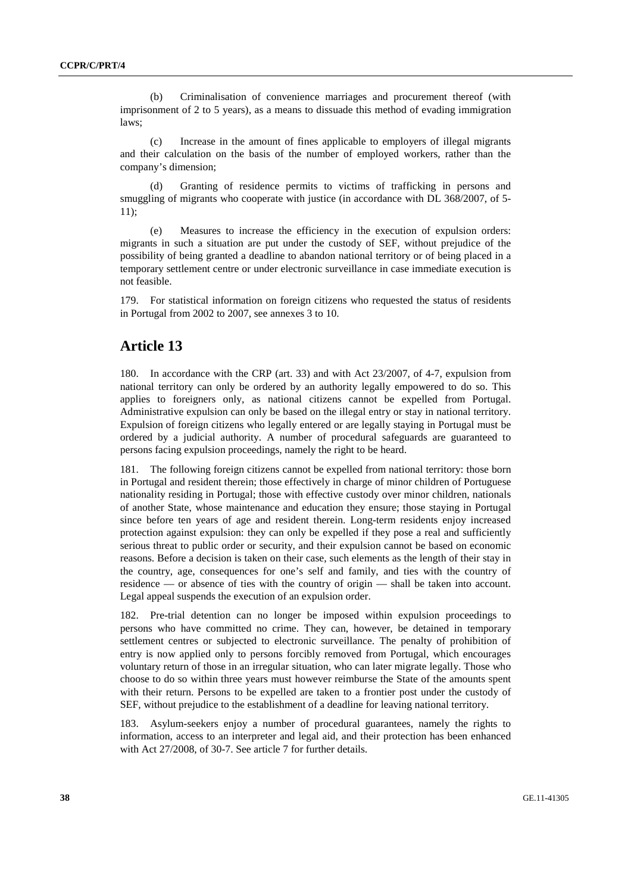(b) Criminalisation of convenience marriages and procurement thereof (with imprisonment of 2 to 5 years), as a means to dissuade this method of evading immigration laws;

(c) Increase in the amount of fines applicable to employers of illegal migrants and their calculation on the basis of the number of employed workers, rather than the company's dimension;

(d) Granting of residence permits to victims of trafficking in persons and smuggling of migrants who cooperate with justice (in accordance with DL 368/2007, of 5-11);

(e) Measures to increase the efficiency in the execution of expulsion orders: migrants in such a situation are put under the custody of SEF, without prejudice of the possibility of being granted a deadline to abandon national territory or of being placed in a temporary settlement centre or under electronic surveillance in case immediate execution is not feasible.

179. For statistical information on foreign citizens who requested the status of residents in Portugal from 2002 to 2007, see annexes 3 to 10.

## Article 13

180. In accordance with the CRP (art. 33) and with Act 23/2007, of 4-7, expulsion from national territory can only be ordered by an authority legally empowered to do so. This applies to foreigners only, as national citizens cannot be expelled from Portugal. Administrative expulsion can only be based on the illegal entry or stay in national territory. Expulsion of foreign citizens who legally entered or are legally staying in Portugal must be ordered by a judicial authority. A number of procedural safeguards are guaranteed to persons facing expulsion proceedings, namely the right to be heard.

181. The following foreign citizens cannot be expelled from national territory: those born in Portugal and resident therein; those effectively in charge of minor children of Portuguese nationality residing in Portugal; those with effective custody over minor children, nationals of another State, whose maintenance and education they ensure; those staying in Portugal since before ten years of age and resident therein. Long-term residents enjoy increased protection against expulsion: they can only be expelled if they pose a real and sufficiently serious threat to public order or security, and their expulsion cannot be based on economic reasons. Before a decision is taken on their case, such elements as the length of their stay in the country, age, consequences for one's self and family, and ties with the country of residence — or absence of ties with the country of origin — shall be taken into account. Legal appeal suspends the execution of an expulsion order.

182. Pre-trial detention can no longer be imposed within expulsion proceedings to persons who have committed no crime. They can, however, be detained in temporary settlement centres or subjected to electronic surveillance. The penalty of prohibition of entry is now applied only to persons forcibly removed from Portugal, which encourages voluntary return of those in an irregular situation, who can later migrate legally. Those who choose to do so within three years must however reimburse the State of the amounts spent with their return. Persons to be expelled are taken to a frontier post under the custody of SEF, without prejudice to the establishment of a deadline for leaving national territory.

183. Asylum-seekers enjoy a number of procedural guarantees, namely the rights to information, access to an interpreter and legal aid, and their protection has been enhanced with Act 27/2008, of 30-7. See article 7 for further details.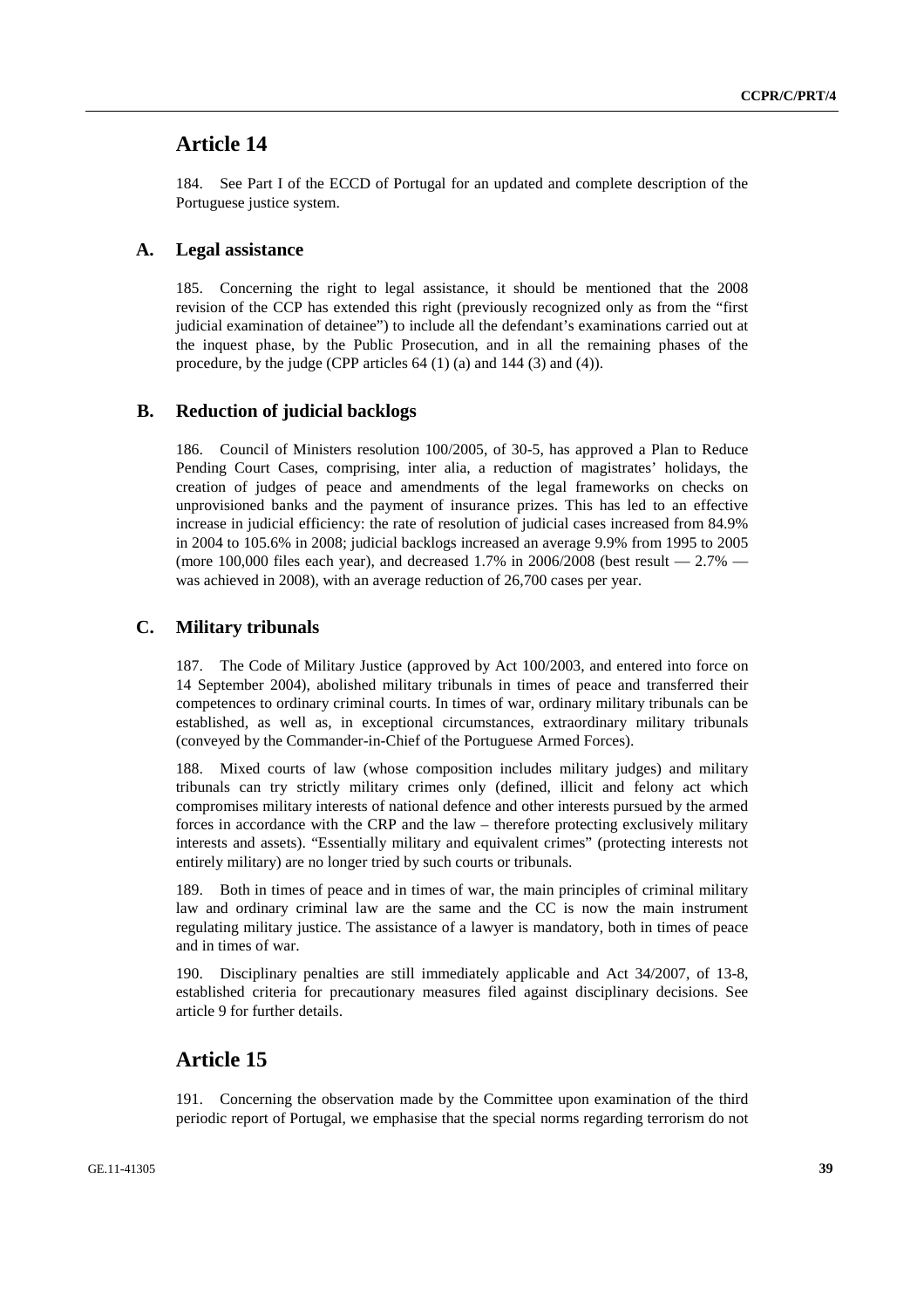# Article 14

184. See Part I of the ECCD of Portugal for an updated and complete description of the Portuguese justice system.

## A. Legal assistance

185. Concerning the right to legal assistance, it should be mentioned that the 2008 revision of the CCP has extended this right (previously recognized only as from the "first judicial examination of detainee") to include all the defendant's examinations carried out at the inquest phase, by the Public Prosecution, and in all the remaining phases of the procedure, by the judge (CPP articles 64 (1) (a) and 144 (3) and (4)).

## B. Reduction of judicial backlogs

186. Council of Ministers resolution 100/2005, of 30-5, has approved a Plan to Reduce Pending Court Cases, comprising, inter alia, a reduction of magistrates' holidays, the creation of judges of peace and amendments of the legal frameworks on checks on unprovisioned banks and the payment of insurance prizes. This has led to an effective increase in judicial efficiency: the rate of resolution of judicial cases increased from 84.9% in 2004 to 105.6% in 2008; judicial backlogs increased an average 9.9% from 1995 to 2005 (more 100,000 files each year), and decreased 1.7% in 2006/2008 (best result — 2.7% — was achieved in 2008), with an average reduction of 26,700 cases per year.

## C. Military tribunals

187. The Code of Military Justice (approved by Act 100/2003, and entered into force on 14 September 2004), abolished military tribunals in times of peace and transferred their competences to ordinary criminal courts. In times of war, ordinary military tribunals can be established, as well as, in exceptional circumstances, extraordinary military tribunals (conveyed by the Commander-in-Chief of the Portuguese Armed Forces).

188. Mixed courts of law (whose composition includes military judges) and military tribunals can try strictly military crimes only (defined, illicit and felony act which compromises military interests of national defence and other interests pursued by the armed forces in accordance with the CRP and the law – therefore protecting exclusively military interests and assets). "Essentially military and equivalent crimes" (protecting interests not entirely military) are no longer tried by such courts or tribunals.

189. Both in times of peace and in times of war, the main principles of criminal military law and ordinary criminal law are the same and the CC is now the main instrument regulating military justice. The assistance of a lawyer is mandatory, both in times of peace and in times of war.

190. Disciplinary penalties are still immediately applicable and Act 34/2007, of 13-8, established criteria for precautionary measures filed against disciplinary decisions. See article 9 for further details.

# Article 15

191. Concerning the observation made by the Committee upon examination of the third periodic report of Portugal, we emphasise that the special norms regarding terrorism do not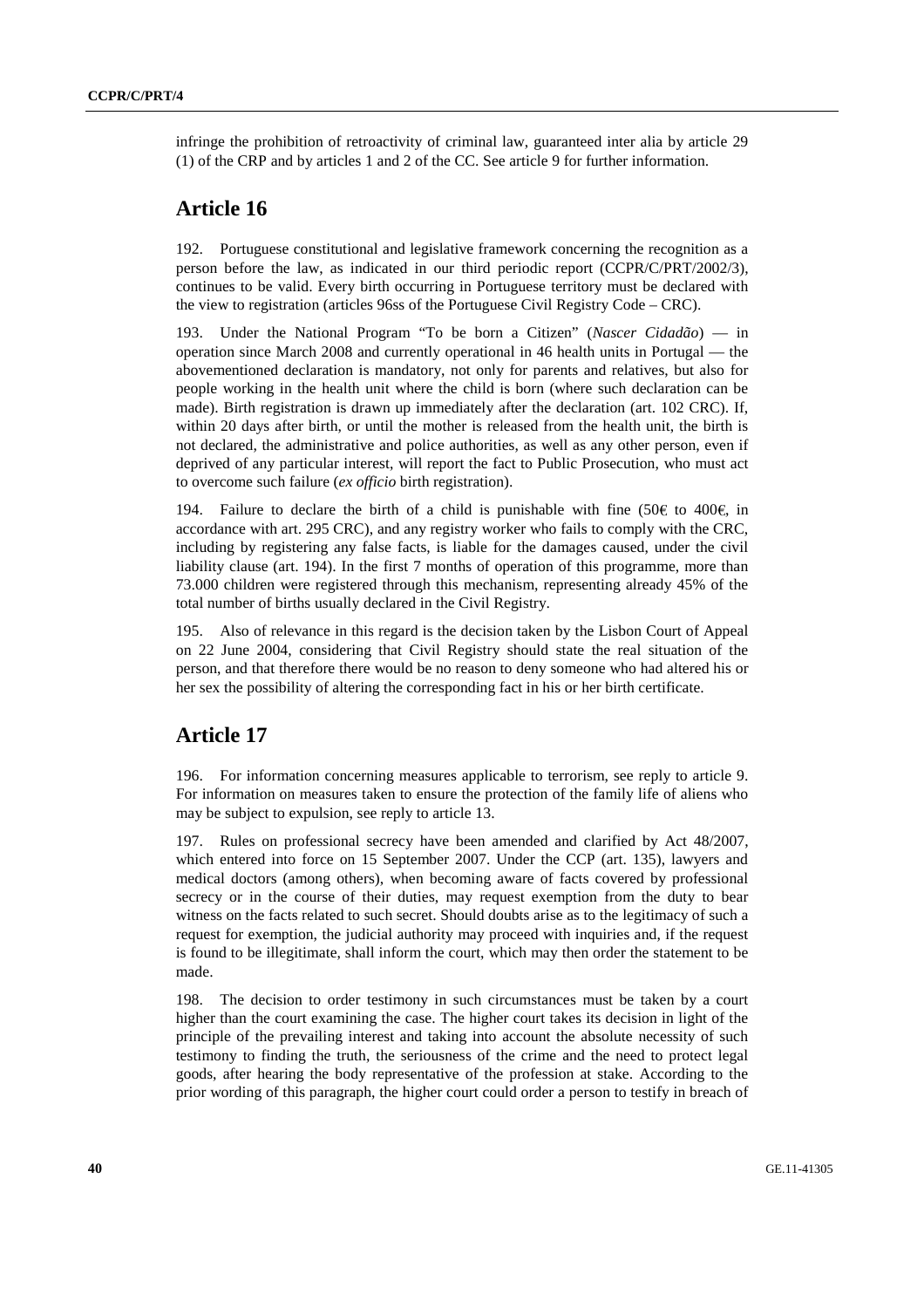infringe the prohibition of retroactivity of criminal law, guaranteed inter alia by article 29 (1) of the CRP and by articles 1 and 2 of the CC. See article 9 for further information.

## Article 16

192. Portuguese constitutional and legislative framework concerning the recognition as a person before the law, as indicated in our third periodic report (CCPR/C/PRT/2002/3), continues to be valid. Every birth occurring in Portuguese territory must be declared with the view to registration (articles 96ss of the Portuguese Civil Registry Code – CRC).

193. Under the National Program "To be born a Citizen" (*Nascer Cidadão*) — in operation since March 2008 and currently operational in 46 health units in Portugal — the abovementioned declaration is mandatory, not only for parents and relatives, but also for people working in the health unit where the child is born (where such declaration can be made). Birth registration is drawn up immediately after the declaration (art. 102 CRC). If, within 20 days after birth, or until the mother is released from the health unit, the birth is not declared, the administrative and police authorities, as well as any other person, even if deprived of any particular interest, will report the fact to Public Prosecution, who must act to overcome such failure (*ex officio* birth registration).

194. Failure to declare the birth of a child is punishable with fine (50€ to 400€, in accordance with art. 295 CRC), and any registry worker who fails to comply with the CRC, including by registering any false facts, is liable for the damages caused, under the civil liability clause (art. 194). In the first 7 months of operation of this programme, more than 73.000 children were registered through this mechanism, representing already 45% of the total number of births usually declared in the Civil Registry.

195. Also of relevance in this regard is the decision taken by the Lisbon Court of Appeal on 22 June 2004, considering that Civil Registry should state the real situation of the person, and that therefore there would be no reason to deny someone who had altered his or her sex the possibility of altering the corresponding fact in his or her birth certificate.

## Article 17

196. For information concerning measures applicable to terrorism, see reply to article 9. For information on measures taken to ensure the protection of the family life of aliens who may be subject to expulsion, see reply to article 13.

197. Rules on professional secrecy have been amended and clarified by Act 48/2007, which entered into force on 15 September 2007. Under the CCP (art. 135), lawyers and medical doctors (among others), when becoming aware of facts covered by professional secrecy or in the course of their duties, may request exemption from the duty to bear witness on the facts related to such secret. Should doubts arise as to the legitimacy of such a request for exemption, the judicial authority may proceed with inquiries and, if the request is found to be illegitimate, shall inform the court, which may then order the statement to be made.

198. The decision to order testimony in such circumstances must be taken by a court higher than the court examining the case. The higher court takes its decision in light of the principle of the prevailing interest and taking into account the absolute necessity of such testimony to finding the truth, the seriousness of the crime and the need to protect legal goods, after hearing the body representative of the profession at stake. According to the prior wording of this paragraph, the higher court could order a person to testify in breach of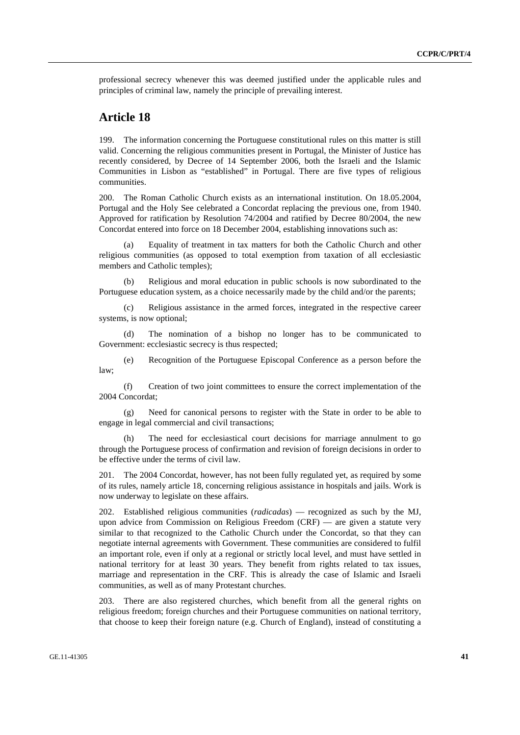professional secrecy whenever this was deemed justified under the applicable rules and principles of criminal law, namely the principle of prevailing interest.

## Article 18

199. The information concerning the Portuguese constitutional rules on this matter is still valid. Concerning the religious communities present in Portugal, the Minister of Justice has recently considered, by Decree of 14 September 2006, both the Israeli and the Islamic Communities in Lisbon as "established" in Portugal. There are five types of religious communities.

200. The Roman Catholic Church exists as an international institution. On 18.05.2004, Portugal and the Holy See celebrated a Concordat replacing the previous one, from 1940. Approved for ratification by Resolution 74/2004 and ratified by Decree 80/2004, the new Concordat entered into force on 18 December 2004, establishing innovations such as:

(a) Equality of treatment in tax matters for both the Catholic Church and other religious communities (as opposed to total exemption from taxation of all ecclesiastic members and Catholic temples);

(b) Religious and moral education in public schools is now subordinated to the Portuguese education system, as a choice necessarily made by the child and/or the parents;

(c) Religious assistance in the armed forces, integrated in the respective career systems, is now optional;

(d) The nomination of a bishop no longer has to be communicated to Government: ecclesiastic secrecy is thus respected;

(e) Recognition of the Portuguese Episcopal Conference as a person before the law;

(f) Creation of two joint committees to ensure the correct implementation of the 2004 Concordat;

(g) Need for canonical persons to register with the State in order to be able to engage in legal commercial and civil transactions;

(h) The need for ecclesiastical court decisions for marriage annulment to go through the Portuguese process of confirmation and revision of foreign decisions in order to be effective under the terms of civil law.

201. The 2004 Concordat, however, has not been fully regulated yet, as required by some of its rules, namely article 18, concerning religious assistance in hospitals and jails. Work is now underway to legislate on these affairs.

202. Established religious communities (*radicadas*) — recognized as such by the MJ, upon advice from Commission on Religious Freedom (CRF) — are given a statute very similar to that recognized to the Catholic Church under the Concordat, so that they can negotiate internal agreements with Government. These communities are considered to fulfil an important role, even if only at a regional or strictly local level, and must have settled in national territory for at least 30 years. They benefit from rights related to tax issues, marriage and representation in the CRF. This is already the case of Islamic and Israeli communities, as well as of many Protestant churches.

203. There are also registered churches, which benefit from all the general rights on religious freedom; foreign churches and their Portuguese communities on national territory, that choose to keep their foreign nature (e.g. Church of England), instead of constituting a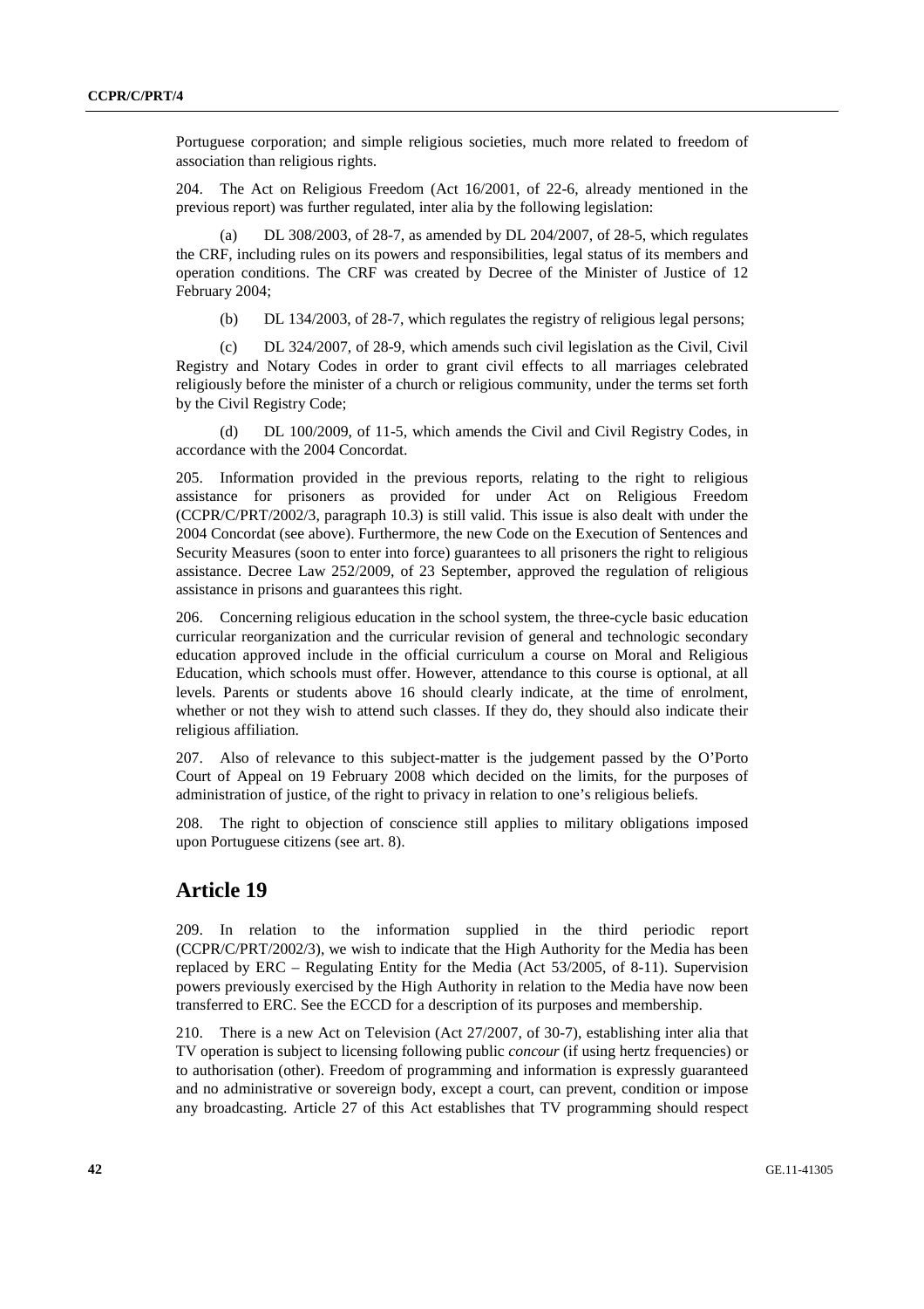Portuguese corporation; and simple religious societies, much more related to freedom of association than religious rights.

204. The Act on Religious Freedom (Act 16/2001, of 22-6, already mentioned in the previous report) was further regulated, inter alia by the following legislation:

(a) DL 308/2003, of 28-7, as amended by DL 204/2007, of 28-5, which regulates the CRF, including rules on its powers and responsibilities, legal status of its members and operation conditions. The CRF was created by Decree of the Minister of Justice of 12 February 2004;

(b) DL 134/2003, of 28-7, which regulates the registry of religious legal persons;

(c) DL 324/2007, of 28-9, which amends such civil legislation as the Civil, Civil Registry and Notary Codes in order to grant civil effects to all marriages celebrated religiously before the minister of a church or religious community, under the terms set forth by the Civil Registry Code;

(d) DL 100/2009, of 11-5, which amends the Civil and Civil Registry Codes, in accordance with the 2004 Concordat.

205. Information provided in the previous reports, relating to the right to religious assistance for prisoners as provided for under Act on Religious Freedom (CCPR/C/PRT/2002/3, paragraph 10.3) is still valid. This issue is also dealt with under the 2004 Concordat (see above). Furthermore, the new Code on the Execution of Sentences and Security Measures (soon to enter into force) guarantees to all prisoners the right to religious assistance. Decree Law 252/2009, of 23 September, approved the regulation of religious assistance in prisons and guarantees this right.

206. Concerning religious education in the school system, the three-cycle basic education curricular reorganization and the curricular revision of general and technologic secondary education approved include in the official curriculum a course on Moral and Religious Education, which schools must offer. However, attendance to this course is optional, at all levels. Parents or students above 16 should clearly indicate, at the time of enrolment, whether or not they wish to attend such classes. If they do, they should also indicate their religious affiliation.

207. Also of relevance to this subject-matter is the judgement passed by the O'Porto Court of Appeal on 19 February 2008 which decided on the limits, for the purposes of administration of justice, of the right to privacy in relation to one's religious beliefs.

208. The right to objection of conscience still applies to military obligations imposed upon Portuguese citizens (see art. 8).

## Article 19

209. In relation to the information supplied in the third periodic report (CCPR/C/PRT/2002/3), we wish to indicate that the High Authority for the Media has been replaced by ERC – Regulating Entity for the Media (Act 53/2005, of 8-11). Supervision powers previously exercised by the High Authority in relation to the Media have now been transferred to ERC. See the ECCD for a description of its purposes and membership.

210. There is a new Act on Television (Act 27/2007, of 30-7), establishing inter alia that TV operation is subject to licensing following public *concour* (if using hertz frequencies) or to authorisation (other). Freedom of programming and information is expressly guaranteed and no administrative or sovereign body, except a court, can prevent, condition or impose any broadcasting. Article 27 of this Act establishes that TV programming should respect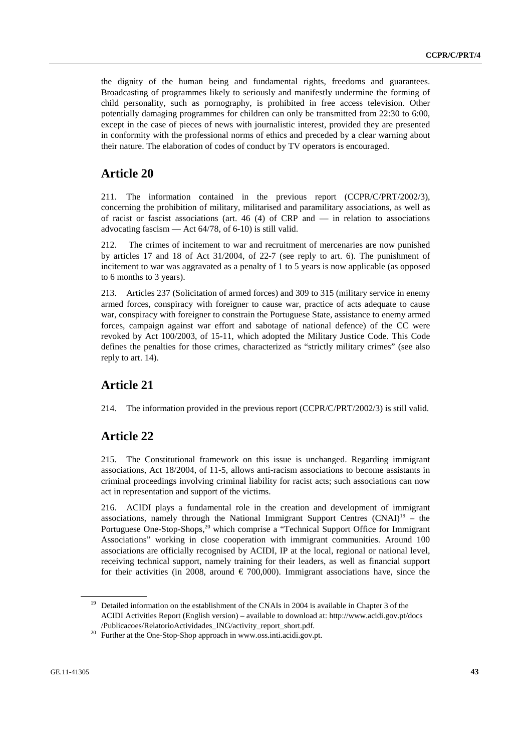the dignity of the human being and fundamental rights, freedoms and guarantees. Broadcasting of programmes likely to seriously and manifestly undermine the forming of child personality, such as pornography, is prohibited in free access television. Other potentially damaging programmes for children can only be transmitted from 22:30 to 6:00, except in the case of pieces of news with journalistic interest, provided they are presented in conformity with the professional norms of ethics and preceded by a clear warning about their nature. The elaboration of codes of conduct by TV operators is encouraged.

## Article 20

211. The information contained in the previous report (CCPR/C/PRT/2002/3), concerning the prohibition of military, militarised and paramilitary associations, as well as of racist or fascist associations (art. 46 (4) of CRP and — in relation to associations advocating fascism — Act 64/78, of 6-10) is still valid.

212. The crimes of incitement to war and recruitment of mercenaries are now punished by articles 17 and 18 of Act 31/2004, of 22-7 (see reply to art. 6). The punishment of incitement to war was aggravated as a penalty of 1 to 5 years is now applicable (as opposed to 6 months to 3 years).

213. Articles 237 (Solicitation of armed forces) and 309 to 315 (military service in enemy armed forces, conspiracy with foreigner to cause war, practice of acts adequate to cause war, conspiracy with foreigner to constrain the Portuguese State, assistance to enemy armed forces, campaign against war effort and sabotage of national defence) of the CC were revoked by Act 100/2003, of 15-11, which adopted the Military Justice Code. This Code defines the penalties for those crimes, characterized as "strictly military crimes" (see also reply to art. 14).

## Article 21

214. The information provided in the previous report (CCPR/C/PRT/2002/3) is still valid.

## Article 22

215. The Constitutional framework on this issue is unchanged. Regarding immigrant associations, Act 18/2004, of 11-5, allows anti-racism associations to become assistants in criminal proceedings involving criminal liability for racist acts; such associations can now act in representation and support of the victims.

216. ACIDI plays a fundamental role in the creation and development of immigrant associations, namely through the National Immigrant Support Centres (CNAI)[19] – the Portuguese One-Stop-Shops,[20] which comprise a "Technical Support Office for Immigrant Associations" working in close cooperation with immigrant communities. Around 100 associations are officially recognised by ACIDI, IP at the local, regional or national level, receiving technical support, namely training for their leaders, as well as financial support for their activities (in 2008, around € 700,000). Immigrant associations have, since the

[19] Detailed information on the establishment of the CNAIs in 2004 is available in Chapter 3 of the ACIDI Activities Report (English version) – available to download at: http://www.acidi.gov.pt/docs/Publicacoes/RelatorioActividades_ING/activity_report_short.pdf.

[20] Further at the One-Stop-Shop approach in www.oss.inti.acidi.gov.pt.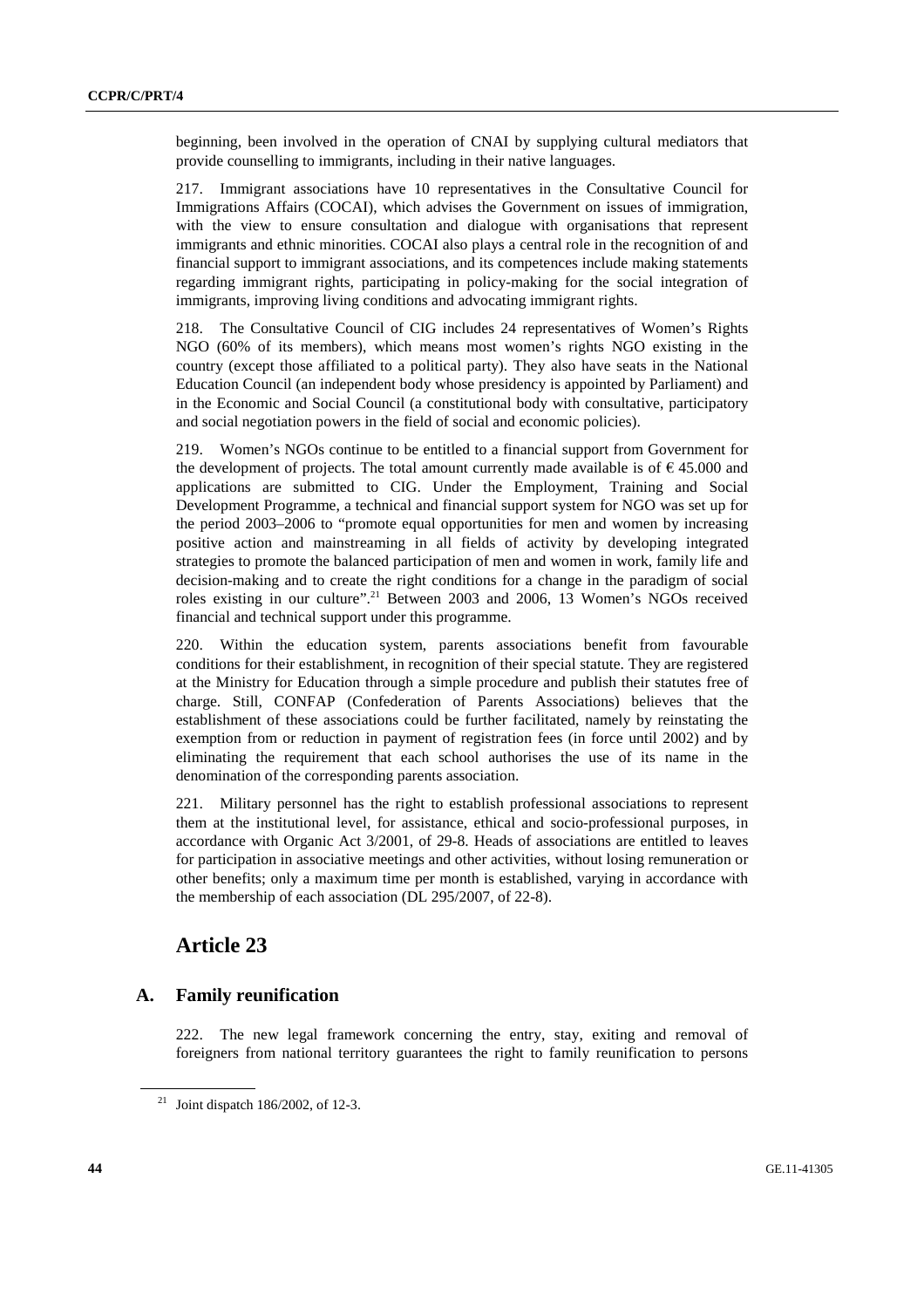beginning, been involved in the operation of CNAI by supplying cultural mediators that provide counselling to immigrants, including in their native languages.

217. Immigrant associations have 10 representatives in the Consultative Council for Immigrations Affairs (COCAI), which advises the Government on issues of immigration, with the view to ensure consultation and dialogue with organisations that represent immigrants and ethnic minorities. COCAI also plays a central role in the recognition of and financial support to immigrant associations, and its competences include making statements regarding immigrant rights, participating in policy-making for the social integration of immigrants, improving living conditions and advocating immigrant rights.

218. The Consultative Council of CIG includes 24 representatives of Women's Rights NGO (60% of its members), which means most women's rights NGO existing in the country (except those affiliated to a political party). They also have seats in the National Education Council (an independent body whose presidency is appointed by Parliament) and in the Economic and Social Council (a constitutional body with consultative, participatory and social negotiation powers in the field of social and economic policies).

219. Women's NGOs continue to be entitled to a financial support from Government for the development of projects. The total amount currently made available is of € 45.000 and applications are submitted to CIG. Under the Employment, Training and Social Development Programme, a technical and financial support system for NGO was set up for the period 2003–2006 to "promote equal opportunities for men and women by increasing positive action and mainstreaming in all fields of activity by developing integrated strategies to promote the balanced participation of men and women in work, family life and decision-making and to create the right conditions for a change in the paradigm of social roles existing in our culture".[21] Between 2003 and 2006, 13 Women's NGOs received financial and technical support under this programme.

220. Within the education system, parents associations benefit from favourable conditions for their establishment, in recognition of their special statute. They are registered at the Ministry for Education through a simple procedure and publish their statutes free of charge. Still, CONFAP (Confederation of Parents Associations) believes that the establishment of these associations could be further facilitated, namely by reinstating the exemption from or reduction in payment of registration fees (in force until 2002) and by eliminating the requirement that each school authorises the use of its name in the denomination of the corresponding parents association.

221. Military personnel has the right to establish professional associations to represent them at the institutional level, for assistance, ethical and socio-professional purposes, in accordance with Organic Act 3/2001, of 29-8. Heads of associations are entitled to leaves for participation in associative meetings and other activities, without losing remuneration or other benefits; only a maximum time per month is established, varying in accordance with the membership of each association (DL 295/2007, of 22-8).

# Article 23

## A. Family reunification

222. The new legal framework concerning the entry, stay, exiting and removal of foreigners from national territory guarantees the right to family reunification to persons

[21] Joint dispatch 186/2002, of 12-3.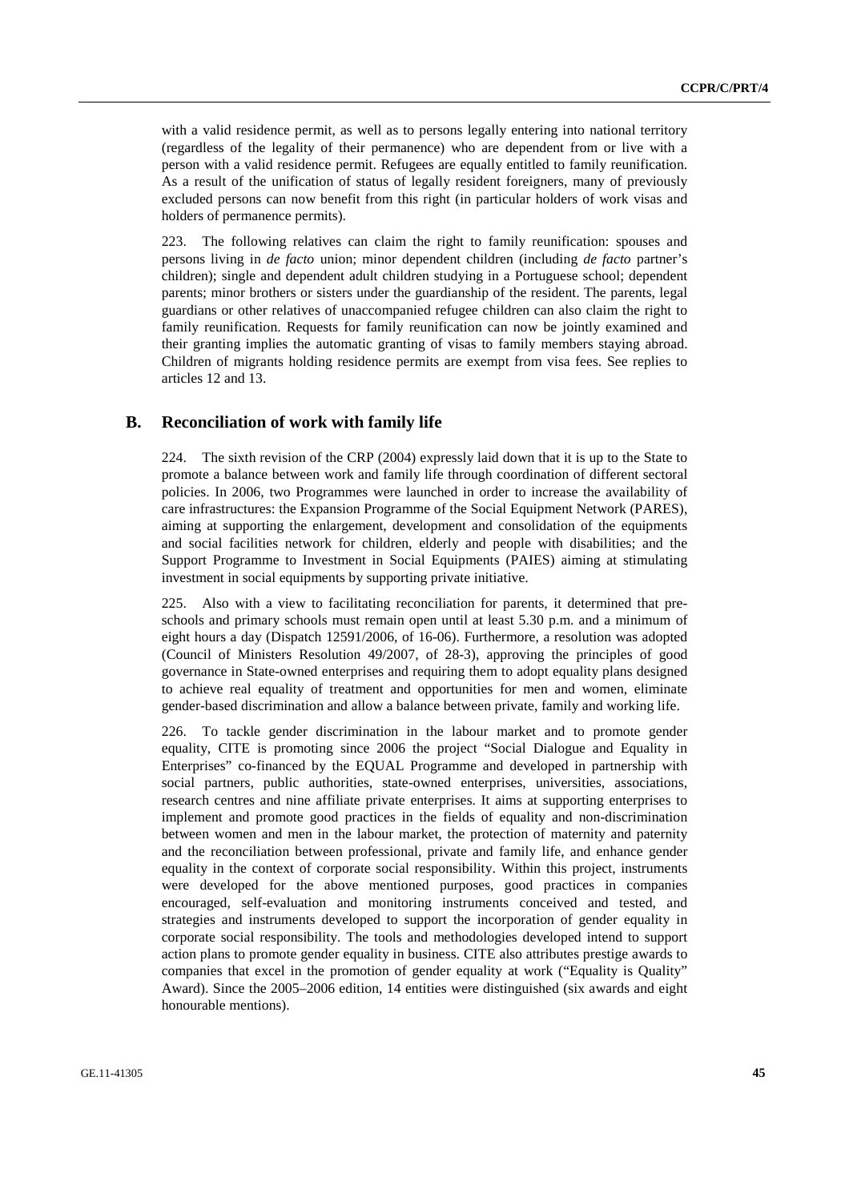with a valid residence permit, as well as to persons legally entering into national territory (regardless of the legality of their permanence) who are dependent from or live with a person with a valid residence permit. Refugees are equally entitled to family reunification. As a result of the unification of status of legally resident foreigners, many of previously excluded persons can now benefit from this right (in particular holders of work visas and holders of permanence permits).

223. The following relatives can claim the right to family reunification: spouses and persons living in *de facto* union; minor dependent children (including *de facto* partner's children); single and dependent adult children studying in a Portuguese school; dependent parents; minor brothers or sisters under the guardianship of the resident. The parents, legal guardians or other relatives of unaccompanied refugee children can also claim the right to family reunification. Requests for family reunification can now be jointly examined and their granting implies the automatic granting of visas to family members staying abroad. Children of migrants holding residence permits are exempt from visa fees. See replies to articles 12 and 13.

## B. Reconciliation of work with family life

224. The sixth revision of the CRP (2004) expressly laid down that it is up to the State to promote a balance between work and family life through coordination of different sectoral policies. In 2006, two Programmes were launched in order to increase the availability of care infrastructures: the Expansion Programme of the Social Equipment Network (PARES), aiming at supporting the enlargement, development and consolidation of the equipments and social facilities network for children, elderly and people with disabilities; and the Support Programme to Investment in Social Equipments (PAIES) aiming at stimulating investment in social equipments by supporting private initiative.

225. Also with a view to facilitating reconciliation for parents, it determined that pre-schools and primary schools must remain open until at least 5.30 p.m. and a minimum of eight hours a day (Dispatch 12591/2006, of 16-06). Furthermore, a resolution was adopted (Council of Ministers Resolution 49/2007, of 28-3), approving the principles of good governance in State-owned enterprises and requiring them to adopt equality plans designed to achieve real equality of treatment and opportunities for men and women, eliminate gender-based discrimination and allow a balance between private, family and working life.

226. To tackle gender discrimination in the labour market and to promote gender equality, CITE is promoting since 2006 the project "Social Dialogue and Equality in Enterprises" co-financed by the EQUAL Programme and developed in partnership with social partners, public authorities, state-owned enterprises, universities, associations, research centres and nine affiliate private enterprises. It aims at supporting enterprises to implement and promote good practices in the fields of equality and non-discrimination between women and men in the labour market, the protection of maternity and paternity and the reconciliation between professional, private and family life, and enhance gender equality in the context of corporate social responsibility. Within this project, instruments were developed for the above mentioned purposes, good practices in companies encouraged, self-evaluation and monitoring instruments conceived and tested, and strategies and instruments developed to support the incorporation of gender equality in corporate social responsibility. The tools and methodologies developed intend to support action plans to promote gender equality in business. CITE also attributes prestige awards to companies that excel in the promotion of gender equality at work ("Equality is Quality" Award). Since the 2005–2006 edition, 14 entities were distinguished (six awards and eight honourable mentions).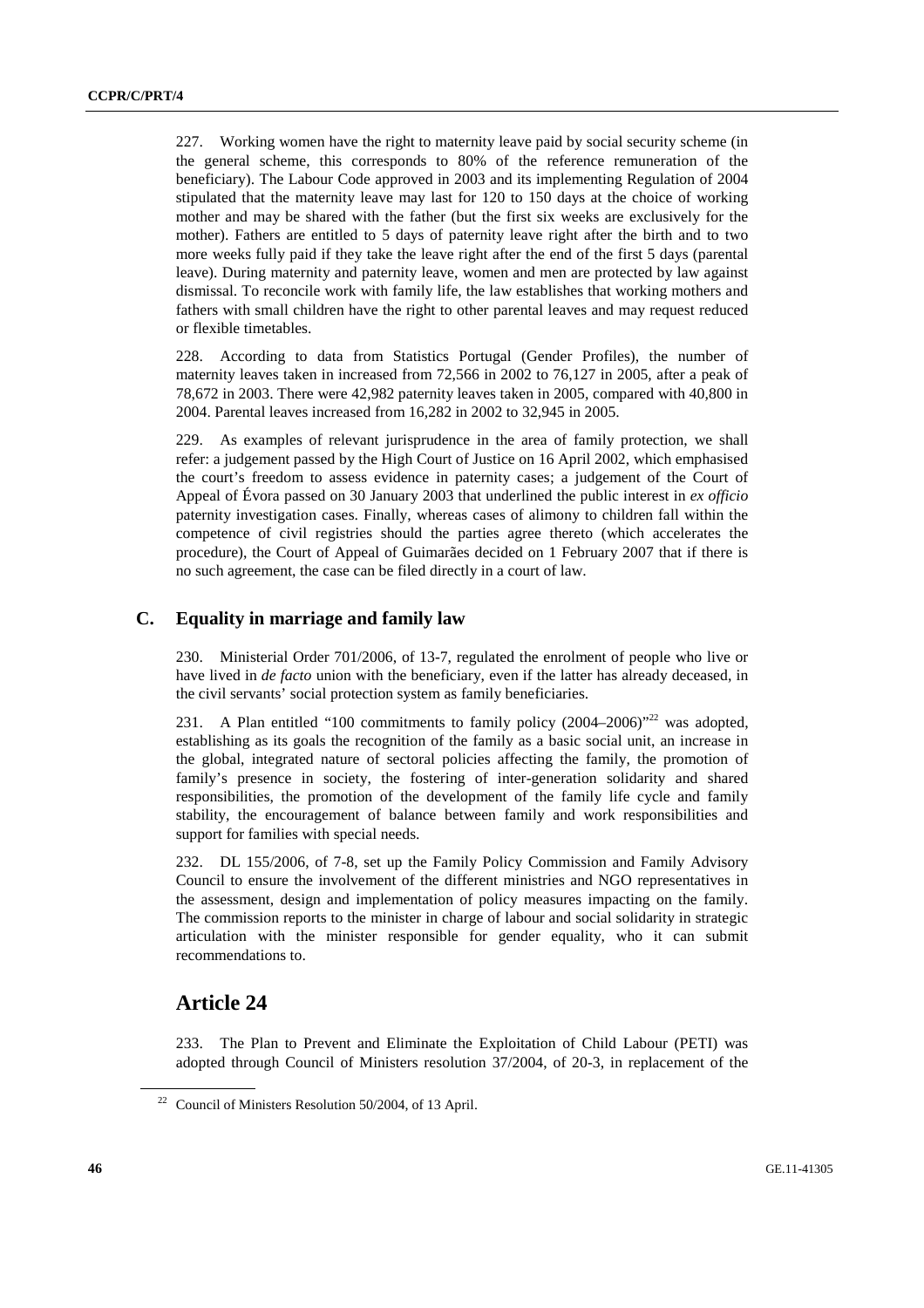227. Working women have the right to maternity leave paid by social security scheme (in the general scheme, this corresponds to 80% of the reference remuneration of the beneficiary). The Labour Code approved in 2003 and its implementing Regulation of 2004 stipulated that the maternity leave may last for 120 to 150 days at the choice of working mother and may be shared with the father (but the first six weeks are exclusively for the mother). Fathers are entitled to 5 days of paternity leave right after the birth and to two more weeks fully paid if they take the leave right after the end of the first 5 days (parental leave). During maternity and paternity leave, women and men are protected by law against dismissal. To reconcile work with family life, the law establishes that working mothers and fathers with small children have the right to other parental leaves and may request reduced or flexible timetables.

228. According to data from Statistics Portugal (Gender Profiles), the number of maternity leaves taken in increased from 72,566 in 2002 to 76,127 in 2005, after a peak of 78,672 in 2003. There were 42,982 paternity leaves taken in 2005, compared with 40,800 in 2004. Parental leaves increased from 16,282 in 2002 to 32,945 in 2005.

229. As examples of relevant jurisprudence in the area of family protection, we shall refer: a judgement passed by the High Court of Justice on 16 April 2002, which emphasised the court's freedom to assess evidence in paternity cases; a judgement of the Court of Appeal of Évora passed on 30 January 2003 that underlined the public interest in *ex officio* paternity investigation cases. Finally, whereas cases of alimony to children fall within the competence of civil registries should the parties agree thereto (which accelerates the procedure), the Court of Appeal of Guimarães decided on 1 February 2007 that if there is no such agreement, the case can be filed directly in a court of law.

## C. Equality in marriage and family law

230. Ministerial Order 701/2006, of 13-7, regulated the enrolment of people who live or have lived in *de facto* union with the beneficiary, even if the latter has already deceased, in the civil servants' social protection system as family beneficiaries.

231. A Plan entitled "100 commitments to family policy (2004–2006)"[22] was adopted, establishing as its goals the recognition of the family as a basic social unit, an increase in the global, integrated nature of sectoral policies affecting the family, the promotion of family's presence in society, the fostering of inter-generation solidarity and shared responsibilities, the promotion of the development of the family life cycle and family stability, the encouragement of balance between family and work responsibilities and support for families with special needs.

232. DL 155/2006, of 7-8, set up the Family Policy Commission and Family Advisory Council to ensure the involvement of the different ministries and NGO representatives in the assessment, design and implementation of policy measures impacting on the family. The commission reports to the minister in charge of labour and social solidarity in strategic articulation with the minister responsible for gender equality, who it can submit recommendations to.

# Article 24

233. The Plan to Prevent and Eliminate the Exploitation of Child Labour (PETI) was adopted through Council of Ministers resolution 37/2004, of 20-3, in replacement of the

[22] Council of Ministers Resolution 50/2004, of 13 April.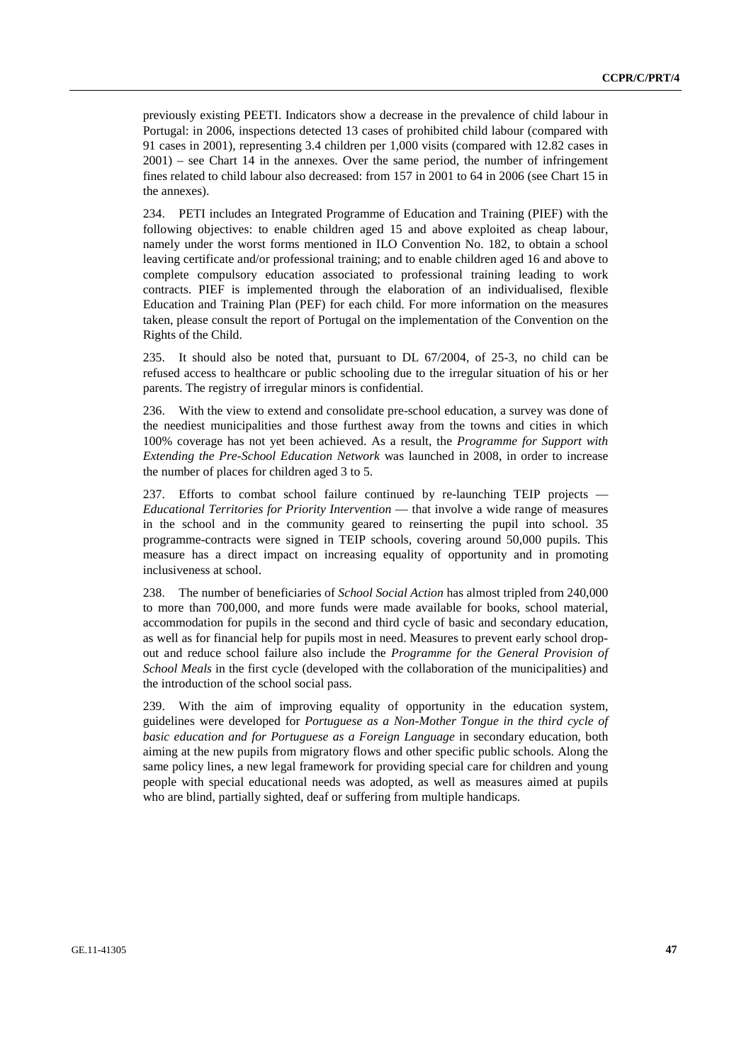previously existing PEETI. Indicators show a decrease in the prevalence of child labour in Portugal: in 2006, inspections detected 13 cases of prohibited child labour (compared with 91 cases in 2001), representing 3.4 children per 1,000 visits (compared with 12.82 cases in 2001) – see Chart 14 in the annexes. Over the same period, the number of infringement fines related to child labour also decreased: from 157 in 2001 to 64 in 2006 (see Chart 15 in the annexes).

234. PETI includes an Integrated Programme of Education and Training (PIEF) with the following objectives: to enable children aged 15 and above exploited as cheap labour, namely under the worst forms mentioned in ILO Convention No. 182, to obtain a school leaving certificate and/or professional training; and to enable children aged 16 and above to complete compulsory education associated to professional training leading to work contracts. PIEF is implemented through the elaboration of an individualised, flexible Education and Training Plan (PEF) for each child. For more information on the measures taken, please consult the report of Portugal on the implementation of the Convention on the Rights of the Child.

235. It should also be noted that, pursuant to DL 67/2004, of 25-3, no child can be refused access to healthcare or public schooling due to the irregular situation of his or her parents. The registry of irregular minors is confidential.

236. With the view to extend and consolidate pre-school education, a survey was done of the neediest municipalities and those furthest away from the towns and cities in which 100% coverage has not yet been achieved. As a result, the *Programme for Support with Extending the Pre-School Education Network* was launched in 2008, in order to increase the number of places for children aged 3 to 5.

237. Efforts to combat school failure continued by re-launching TEIP projects — *Educational Territories for Priority Intervention* — that involve a wide range of measures in the school and in the community geared to reinserting the pupil into school. 35 programme-contracts were signed in TEIP schools, covering around 50,000 pupils. This measure has a direct impact on increasing equality of opportunity and in promoting inclusiveness at school.

238. The number of beneficiaries of *School Social Action* has almost tripled from 240,000 to more than 700,000, and more funds were made available for books, school material, accommodation for pupils in the second and third cycle of basic and secondary education, as well as for financial help for pupils most in need. Measures to prevent early school drop-out and reduce school failure also include the *Programme for the General Provision of School Meals* in the first cycle (developed with the collaboration of the municipalities) and the introduction of the school social pass.

239. With the aim of improving equality of opportunity in the education system, guidelines were developed for *Portuguese as a Non-Mother Tongue in the third cycle of basic education and for Portuguese as a Foreign Language* in secondary education, both aiming at the new pupils from migratory flows and other specific public schools. Along the same policy lines, a new legal framework for providing special care for children and young people with special educational needs was adopted, as well as measures aimed at pupils who are blind, partially sighted, deaf or suffering from multiple handicaps.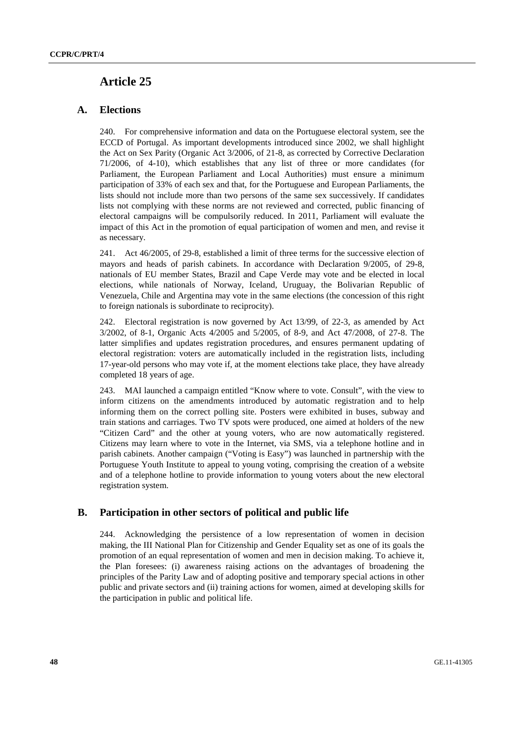# Article 25

## A. Elections

240. For comprehensive information and data on the Portuguese electoral system, see the ECCD of Portugal. As important developments introduced since 2002, we shall highlight the Act on Sex Parity (Organic Act 3/2006, of 21-8, as corrected by Corrective Declaration 71/2006, of 4-10), which establishes that any list of three or more candidates (for Parliament, the European Parliament and Local Authorities) must ensure a minimum participation of 33% of each sex and that, for the Portuguese and European Parliaments, the lists should not include more than two persons of the same sex successively. If candidates lists not complying with these norms are not reviewed and corrected, public financing of electoral campaigns will be compulsorily reduced. In 2011, Parliament will evaluate the impact of this Act in the promotion of equal participation of women and men, and revise it as necessary.

241. Act 46/2005, of 29-8, established a limit of three terms for the successive election of mayors and heads of parish cabinets. In accordance with Declaration 9/2005, of 29-8, nationals of EU member States, Brazil and Cape Verde may vote and be elected in local elections, while nationals of Norway, Iceland, Uruguay, the Bolivarian Republic of Venezuela, Chile and Argentina may vote in the same elections (the concession of this right to foreign nationals is subordinate to reciprocity).

242. Electoral registration is now governed by Act 13/99, of 22-3, as amended by Act 3/2002, of 8-1, Organic Acts 4/2005 and 5/2005, of 8-9, and Act 47/2008, of 27-8. The latter simplifies and updates registration procedures, and ensures permanent updating of electoral registration: voters are automatically included in the registration lists, including 17-year-old persons who may vote if, at the moment elections take place, they have already completed 18 years of age.

243. MAI launched a campaign entitled "Know where to vote. Consult", with the view to inform citizens on the amendments introduced by automatic registration and to help informing them on the correct polling site. Posters were exhibited in buses, subway and train stations and carriages. Two TV spots were produced, one aimed at holders of the new "Citizen Card" and the other at young voters, who are now automatically registered. Citizens may learn where to vote in the Internet, via SMS, via a telephone hotline and in parish cabinets. Another campaign ("Voting is Easy") was launched in partnership with the Portuguese Youth Institute to appeal to young voting, comprising the creation of a website and of a telephone hotline to provide information to young voters about the new electoral registration system.

## B. Participation in other sectors of political and public life

244. Acknowledging the persistence of a low representation of women in decision making, the III National Plan for Citizenship and Gender Equality set as one of its goals the promotion of an equal representation of women and men in decision making. To achieve it, the Plan foresees: (i) awareness raising actions on the advantages of broadening the principles of the Parity Law and of adopting positive and temporary special actions in other public and private sectors and (ii) training actions for women, aimed at developing skills for the participation in public and political life.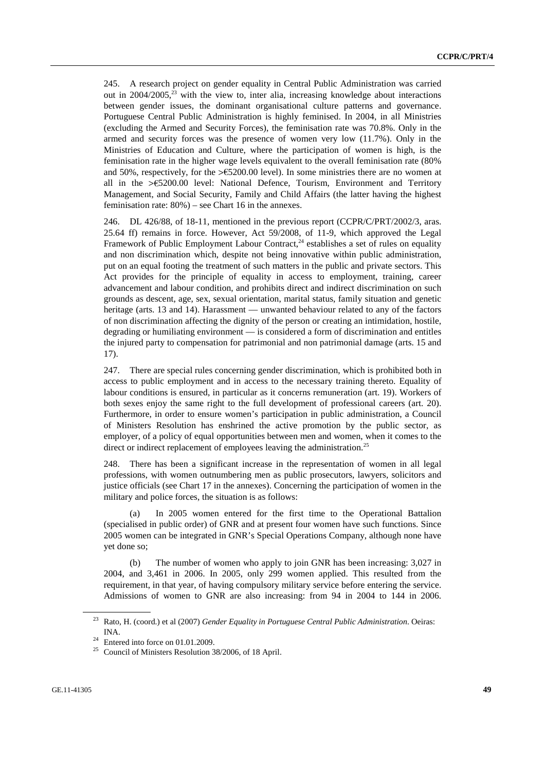245. A research project on gender equality in Central Public Administration was carried out in 2004/2005,[23] with the view to, inter alia, increasing knowledge about interactions between gender issues, the dominant organisational culture patterns and governance. Portuguese Central Public Administration is highly feminised. In 2004, in all Ministries (excluding the Armed and Security Forces), the feminisation rate was 70.8%. Only in the armed and security forces was the presence of women very low (11.7%). Only in the Ministries of Education and Culture, where the participation of women is high, is the feminisation rate in the higher wage levels equivalent to the overall feminisation rate (80% and 50%, respectively, for the >€5200.00 level). In some ministries there are no women at all in the >€5200.00 level: National Defence, Tourism, Environment and Territory Management, and Social Security, Family and Child Affairs (the latter having the highest feminisation rate: 80%) – see Chart 16 in the annexes.

246. DL 426/88, of 18-11, mentioned in the previous report (CCPR/C/PRT/2002/3, aras. 25.64 ff) remains in force. However, Act 59/2008, of 11-9, which approved the Legal Framework of Public Employment Labour Contract,[24] establishes a set of rules on equality and non discrimination which, despite not being innovative within public administration, put on an equal footing the treatment of such matters in the public and private sectors. This Act provides for the principle of equality in access to employment, training, career advancement and labour condition, and prohibits direct and indirect discrimination on such grounds as descent, age, sex, sexual orientation, marital status, family situation and genetic heritage (arts. 13 and 14). Harassment — unwanted behaviour related to any of the factors of non discrimination affecting the dignity of the person or creating an intimidation, hostile, degrading or humiliating environment — is considered a form of discrimination and entitles the injured party to compensation for patrimonial and non patrimonial damage (arts. 15 and 17).

247. There are special rules concerning gender discrimination, which is prohibited both in access to public employment and in access to the necessary training thereto. Equality of labour conditions is ensured, in particular as it concerns remuneration (art. 19). Workers of both sexes enjoy the same right to the full development of professional careers (art. 20). Furthermore, in order to ensure women's participation in public administration, a Council of Ministers Resolution has enshrined the active promotion by the public sector, as employer, of a policy of equal opportunities between men and women, when it comes to the direct or indirect replacement of employees leaving the administration.[25]

248. There has been a significant increase in the representation of women in all legal professions, with women outnumbering men as public prosecutors, lawyers, solicitors and justice officials (see Chart 17 in the annexes). Concerning the participation of women in the military and police forces, the situation is as follows:

(a) In 2005 women entered for the first time to the Operational Battalion (specialised in public order) of GNR and at present four women have such functions. Since 2005 women can be integrated in GNR's Special Operations Company, although none have yet done so;

(b) The number of women who apply to join GNR has been increasing: 3,027 in 2004, and 3,461 in 2006. In 2005, only 299 women applied. This resulted from the requirement, in that year, of having compulsory military service before entering the service. Admissions of women to GNR are also increasing: from 94 in 2004 to 144 in 2006.

---

[23] Rato, H. (coord.) et al (2007) *Gender Equality in Portuguese Central Public Administration*. Oeiras: INA.

[24] Entered into force on 01.01.2009.

[25] Council of Ministers Resolution 38/2006, of 18 April.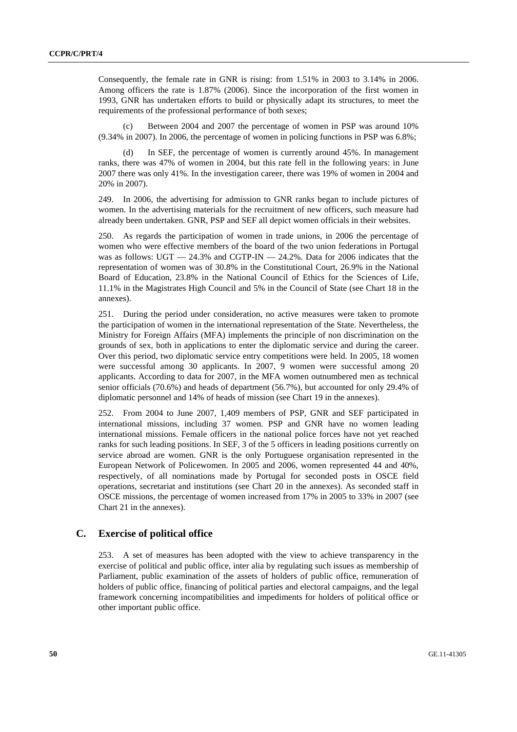Consequently, the female rate in GNR is rising: from 1.51% in 2003 to 3.14% in 2006. Among officers the rate is 1.87% (2006). Since the incorporation of the first women in 1993, GNR has undertaken efforts to build or physically adapt its structures, to meet the requirements of the professional performance of both sexes;

(c) Between 2004 and 2007 the percentage of women in PSP was around 10% (9.34% in 2007). In 2006, the percentage of women in policing functions in PSP was 6.8%;

(d) In SEF, the percentage of women is currently around 45%. In management ranks, there was 47% of women in 2004, but this rate fell in the following years: in June 2007 there was only 41%. In the investigation career, there was 19% of women in 2004 and 20% in 2007).

249. In 2006, the advertising for admission to GNR ranks began to include pictures of women. In the advertising materials for the recruitment of new officers, such measure had already been undertaken. GNR, PSP and SEF all depict women officials in their websites.

250. As regards the participation of women in trade unions, in 2006 the percentage of women who were effective members of the board of the two union federations in Portugal was as follows: UGT — 24.3% and CGTP-IN — 24.2%. Data for 2006 indicates that the representation of women was of 30.8% in the Constitutional Court, 26.9% in the National Board of Education, 23.8% in the National Council of Ethics for the Sciences of Life, 11.1% in the Magistrates High Council and 5% in the Council of State (see Chart 18 in the annexes).

251. During the period under consideration, no active measures were taken to promote the participation of women in the international representation of the State. Nevertheless, the Ministry for Foreign Affairs (MFA) implements the principle of non discrimination on the grounds of sex, both in applications to enter the diplomatic service and during the career. Over this period, two diplomatic service entry competitions were held. In 2005, 18 women were successful among 30 applicants. In 2007, 9 women were successful among 20 applicants. According to data for 2007, in the MFA women outnumbered men as technical senior officials (70.6%) and heads of department (56.7%), but accounted for only 29.4% of diplomatic personnel and 14% of heads of mission (see Chart 19 in the annexes).

252. From 2004 to June 2007, 1,409 members of PSP, GNR and SEF participated in international missions, including 37 women. PSP and GNR have no women leading international missions. Female officers in the national police forces have not yet reached ranks for such leading positions. In SEF, 3 of the 5 officers in leading positions currently on service abroad are women. GNR is the only Portuguese organisation represented in the European Network of Policewomen. In 2005 and 2006, women represented 44 and 40%, respectively, of all nominations made by Portugal for seconded posts in OSCE field operations, secretariat and institutions (see Chart 20 in the annexes). As seconded staff in OSCE missions, the percentage of women increased from 17% in 2005 to 33% in 2007 (see Chart 21 in the annexes).

## C. Exercise of political office

253. A set of measures has been adopted with the view to achieve transparency in the exercise of political and public office, inter alia by regulating such issues as membership of Parliament, public examination of the assets of holders of public office, remuneration of holders of public office, financing of political parties and electoral campaigns, and the legal framework concerning incompatibilities and impediments for holders of political office or other important public office.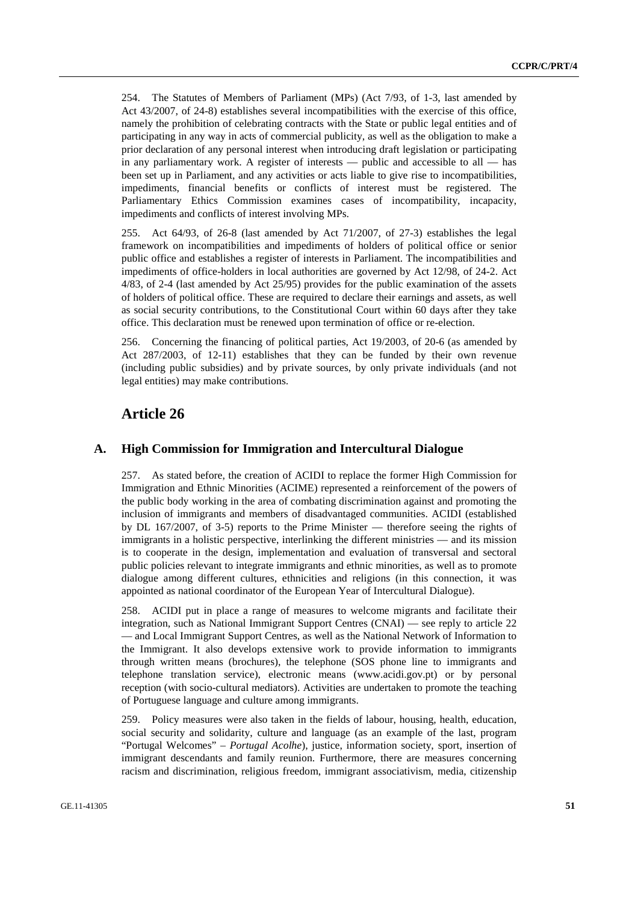254. The Statutes of Members of Parliament (MPs) (Act 7/93, of 1-3, last amended by Act 43/2007, of 24-8) establishes several incompatibilities with the exercise of this office, namely the prohibition of celebrating contracts with the State or public legal entities and of participating in any way in acts of commercial publicity, as well as the obligation to make a prior declaration of any personal interest when introducing draft legislation or participating in any parliamentary work. A register of interests — public and accessible to all — has been set up in Parliament, and any activities or acts liable to give rise to incompatibilities, impediments, financial benefits or conflicts of interest must be registered. The Parliamentary Ethics Commission examines cases of incompatibility, incapacity, impediments and conflicts of interest involving MPs.

255. Act 64/93, of 26-8 (last amended by Act 71/2007, of 27-3) establishes the legal framework on incompatibilities and impediments of holders of political office or senior public office and establishes a register of interests in Parliament. The incompatibilities and impediments of office-holders in local authorities are governed by Act 12/98, of 24-2. Act 4/83, of 2-4 (last amended by Act 25/95) provides for the public examination of the assets of holders of political office. These are required to declare their earnings and assets, as well as social security contributions, to the Constitutional Court within 60 days after they take office. This declaration must be renewed upon termination of office or re-election.

256. Concerning the financing of political parties, Act 19/2003, of 20-6 (as amended by Act 287/2003, of 12-11) establishes that they can be funded by their own revenue (including public subsidies) and by private sources, by only private individuals (and not legal entities) may make contributions.

# Article 26

## A. High Commission for Immigration and Intercultural Dialogue

257. As stated before, the creation of ACIDI to replace the former High Commission for Immigration and Ethnic Minorities (ACIME) represented a reinforcement of the powers of the public body working in the area of combating discrimination against and promoting the inclusion of immigrants and members of disadvantaged communities. ACIDI (established by DL 167/2007, of 3-5) reports to the Prime Minister — therefore seeing the rights of immigrants in a holistic perspective, interlinking the different ministries — and its mission is to cooperate in the design, implementation and evaluation of transversal and sectoral public policies relevant to integrate immigrants and ethnic minorities, as well as to promote dialogue among different cultures, ethnicities and religions (in this connection, it was appointed as national coordinator of the European Year of Intercultural Dialogue).

258. ACIDI put in place a range of measures to welcome migrants and facilitate their integration, such as National Immigrant Support Centres (CNAI) — see reply to article 22 — and Local Immigrant Support Centres, as well as the National Network of Information to the Immigrant. It also develops extensive work to provide information to immigrants through written means (brochures), the telephone (SOS phone line to immigrants and telephone translation service), electronic means (www.acidi.gov.pt) or by personal reception (with socio-cultural mediators). Activities are undertaken to promote the teaching of Portuguese language and culture among immigrants.

259. Policy measures were also taken in the fields of labour, housing, health, education, social security and solidarity, culture and language (as an example of the last, program "Portugal Welcomes" – *Portugal Acolhe*), justice, information society, sport, insertion of immigrant descendants and family reunion. Furthermore, there are measures concerning racism and discrimination, religious freedom, immigrant associativism, media, citizenship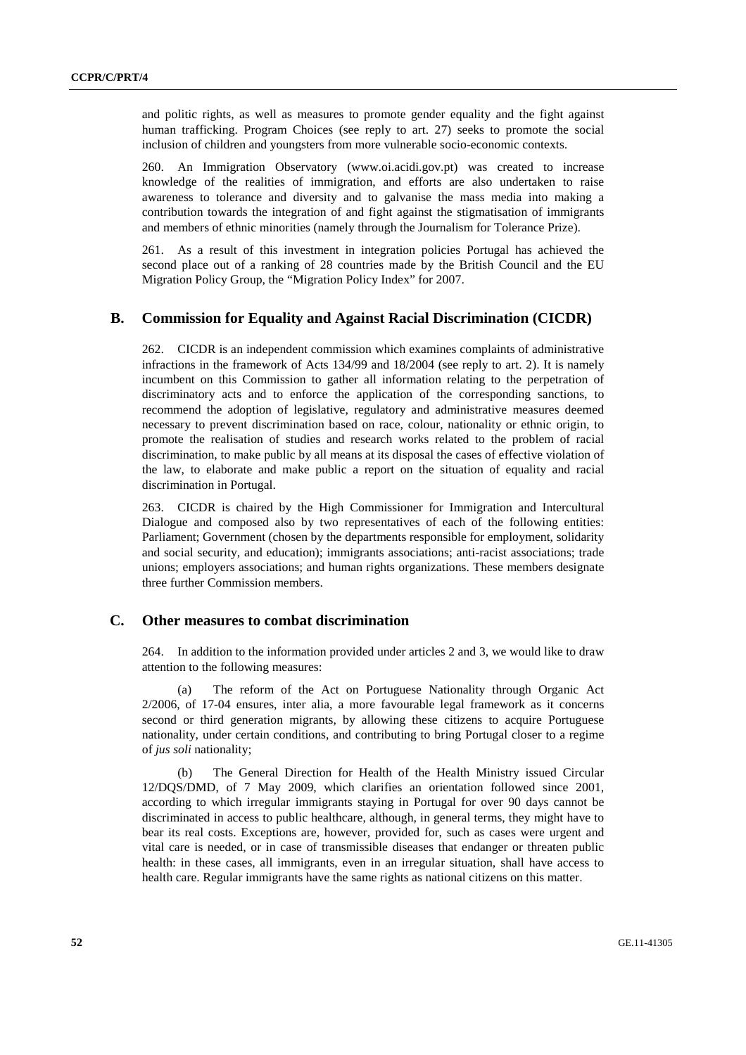and politic rights, as well as measures to promote gender equality and the fight against human trafficking. Program Choices (see reply to art. 27) seeks to promote the social inclusion of children and youngsters from more vulnerable socio-economic contexts.

260. An Immigration Observatory (www.oi.acidi.gov.pt) was created to increase knowledge of the realities of immigration, and efforts are also undertaken to raise awareness to tolerance and diversity and to galvanise the mass media into making a contribution towards the integration of and fight against the stigmatisation of immigrants and members of ethnic minorities (namely through the Journalism for Tolerance Prize).

261. As a result of this investment in integration policies Portugal has achieved the second place out of a ranking of 28 countries made by the British Council and the EU Migration Policy Group, the "Migration Policy Index" for 2007.

## B. Commission for Equality and Against Racial Discrimination (CICDR)

262. CICDR is an independent commission which examines complaints of administrative infractions in the framework of Acts 134/99 and 18/2004 (see reply to art. 2). It is namely incumbent on this Commission to gather all information relating to the perpetration of discriminatory acts and to enforce the application of the corresponding sanctions, to recommend the adoption of legislative, regulatory and administrative measures deemed necessary to prevent discrimination based on race, colour, nationality or ethnic origin, to promote the realisation of studies and research works related to the problem of racial discrimination, to make public by all means at its disposal the cases of effective violation of the law, to elaborate and make public a report on the situation of equality and racial discrimination in Portugal.

263. CICDR is chaired by the High Commissioner for Immigration and Intercultural Dialogue and composed also by two representatives of each of the following entities: Parliament; Government (chosen by the departments responsible for employment, solidarity and social security, and education); immigrants associations; anti-racist associations; trade unions; employers associations; and human rights organizations. These members designate three further Commission members.

## C. Other measures to combat discrimination

264. In addition to the information provided under articles 2 and 3, we would like to draw attention to the following measures:

(a) The reform of the Act on Portuguese Nationality through Organic Act 2/2006, of 17-04 ensures, inter alia, a more favourable legal framework as it concerns second or third generation migrants, by allowing these citizens to acquire Portuguese nationality, under certain conditions, and contributing to bring Portugal closer to a regime of *jus soli* nationality;

(b) The General Direction for Health of the Health Ministry issued Circular 12/DQS/DMD, of 7 May 2009, which clarifies an orientation followed since 2001, according to which irregular immigrants staying in Portugal for over 90 days cannot be discriminated in access to public healthcare, although, in general terms, they might have to bear its real costs. Exceptions are, however, provided for, such as cases were urgent and vital care is needed, or in case of transmissible diseases that endanger or threaten public health: in these cases, all immigrants, even in an irregular situation, shall have access to health care. Regular immigrants have the same rights as national citizens on this matter.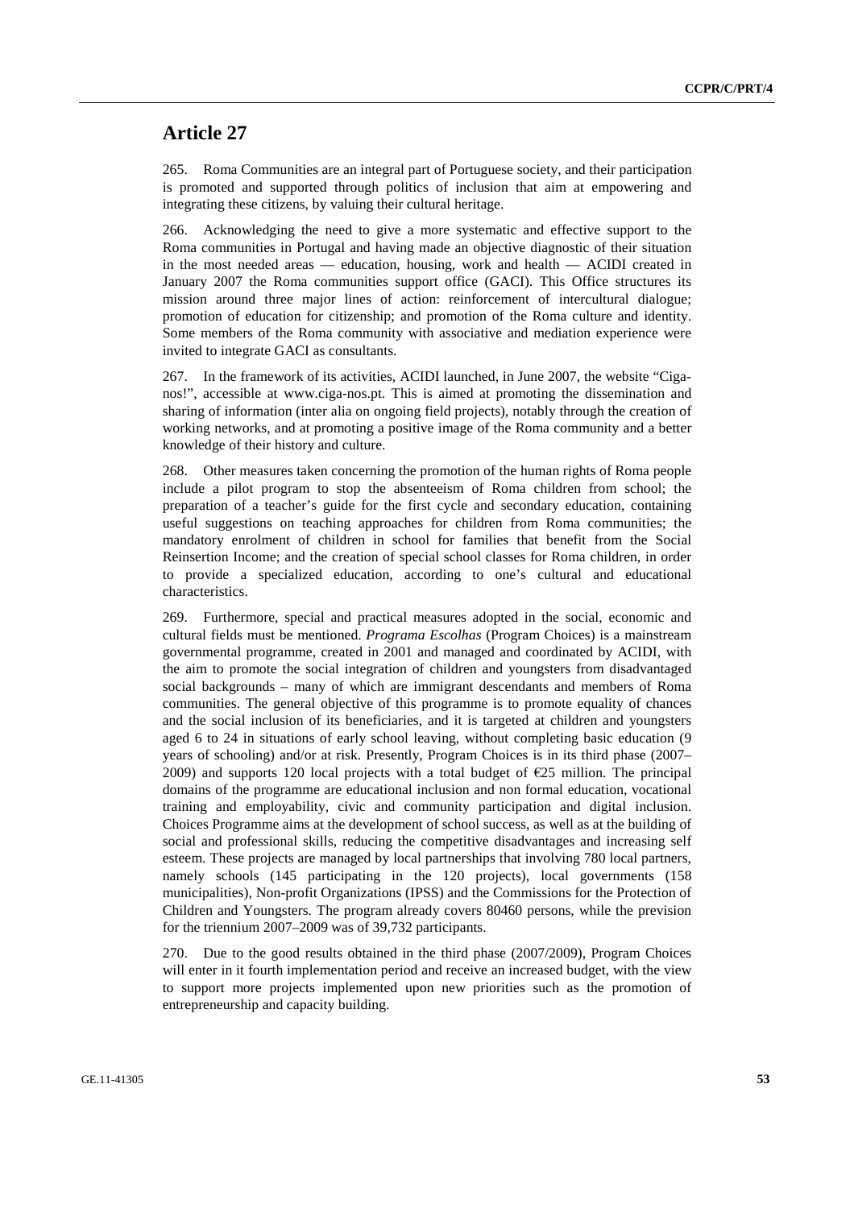# Article 27

265. Roma Communities are an integral part of Portuguese society, and their participation is promoted and supported through politics of inclusion that aim at empowering and integrating these citizens, by valuing their cultural heritage.

266. Acknowledging the need to give a more systematic and effective support to the Roma communities in Portugal and having made an objective diagnostic of their situation in the most needed areas — education, housing, work and health — ACIDI created in January 2007 the Roma communities support office (GACI). This Office structures its mission around three major lines of action: reinforcement of intercultural dialogue; promotion of education for citizenship; and promotion of the Roma culture and identity. Some members of the Roma community with associative and mediation experience were invited to integrate GACI as consultants.

267. In the framework of its activities, ACIDI launched, in June 2007, the website "Ciga-nos!", accessible at www.ciga-nos.pt. This is aimed at promoting the dissemination and sharing of information (inter alia on ongoing field projects), notably through the creation of working networks, and at promoting a positive image of the Roma community and a better knowledge of their history and culture.

268. Other measures taken concerning the promotion of the human rights of Roma people include a pilot program to stop the absenteeism of Roma children from school; the preparation of a teacher's guide for the first cycle and secondary education, containing useful suggestions on teaching approaches for children from Roma communities; the mandatory enrolment of children in school for families that benefit from the Social Reinsertion Income; and the creation of special school classes for Roma children, in order to provide a specialized education, according to one's cultural and educational characteristics.

269. Furthermore, special and practical measures adopted in the social, economic and cultural fields must be mentioned. *Programa Escolhas* (Program Choices) is a mainstream governmental programme, created in 2001 and managed and coordinated by ACIDI, with the aim to promote the social integration of children and youngsters from disadvantaged social backgrounds – many of which are immigrant descendants and members of Roma communities. The general objective of this programme is to promote equality of chances and the social inclusion of its beneficiaries, and it is targeted at children and youngsters aged 6 to 24 in situations of early school leaving, without completing basic education (9 years of schooling) and/or at risk. Presently, Program Choices is in its third phase (2007–2009) and supports 120 local projects with a total budget of €25 million. The principal domains of the programme are educational inclusion and non formal education, vocational training and employability, civic and community participation and digital inclusion. Choices Programme aims at the development of school success, as well as at the building of social and professional skills, reducing the competitive disadvantages and increasing self esteem. These projects are managed by local partnerships that involving 780 local partners, namely schools (145 participating in the 120 projects), local governments (158 municipalities), Non-profit Organizations (IPSS) and the Commissions for the Protection of Children and Youngsters. The program already covers 80460 persons, while the prevision for the triennium 2007–2009 was of 39,732 participants.

270. Due to the good results obtained in the third phase (2007/2009), Program Choices will enter in it fourth implementation period and receive an increased budget, with the view to support more projects implemented upon new priorities such as the promotion of entrepreneurship and capacity building.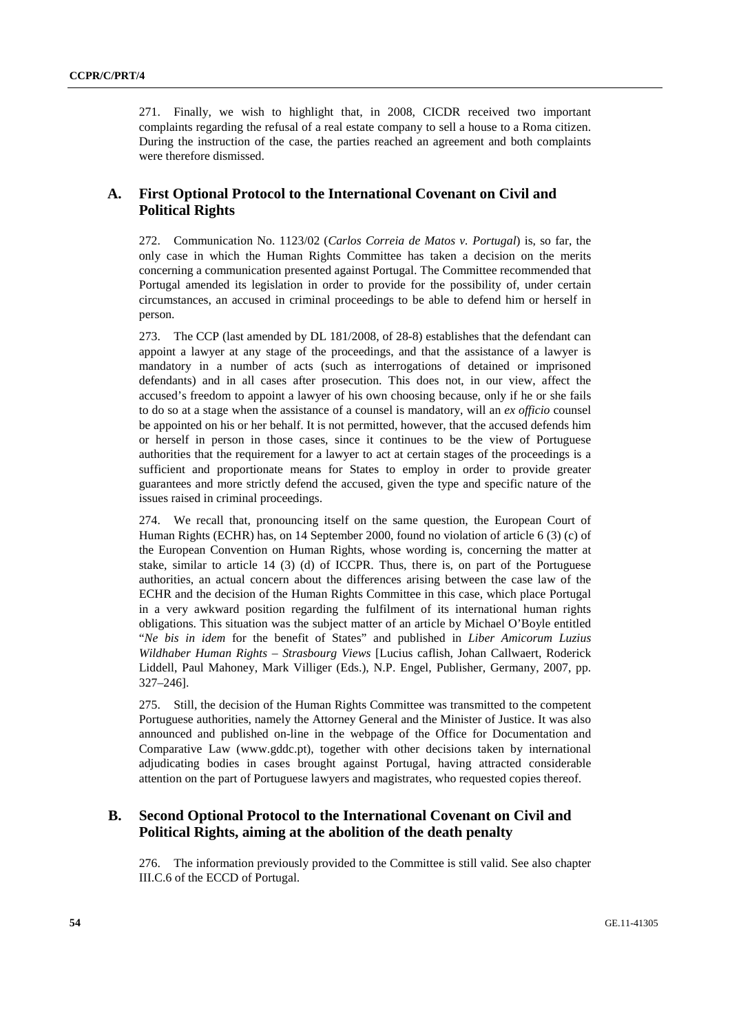271. Finally, we wish to highlight that, in 2008, CICDR received two important complaints regarding the refusal of a real estate company to sell a house to a Roma citizen. During the instruction of the case, the parties reached an agreement and both complaints were therefore dismissed.

## A. First Optional Protocol to the International Covenant on Civil and Political Rights

272. Communication No. 1123/02 (*Carlos Correia de Matos v. Portugal*) is, so far, the only case in which the Human Rights Committee has taken a decision on the merits concerning a communication presented against Portugal. The Committee recommended that Portugal amended its legislation in order to provide for the possibility of, under certain circumstances, an accused in criminal proceedings to be able to defend him or herself in person.

273. The CCP (last amended by DL 181/2008, of 28-8) establishes that the defendant can appoint a lawyer at any stage of the proceedings, and that the assistance of a lawyer is mandatory in a number of acts (such as interrogations of detained or imprisoned defendants) and in all cases after prosecution. This does not, in our view, affect the accused's freedom to appoint a lawyer of his own choosing because, only if he or she fails to do so at a stage when the assistance of a counsel is mandatory, will an *ex officio* counsel be appointed on his or her behalf. It is not permitted, however, that the accused defends him or herself in person in those cases, since it continues to be the view of Portuguese authorities that the requirement for a lawyer to act at certain stages of the proceedings is a sufficient and proportionate means for States to employ in order to provide greater guarantees and more strictly defend the accused, given the type and specific nature of the issues raised in criminal proceedings.

274. We recall that, pronouncing itself on the same question, the European Court of Human Rights (ECHR) has, on 14 September 2000, found no violation of article 6 (3) (c) of the European Convention on Human Rights, whose wording is, concerning the matter at stake, similar to article 14 (3) (d) of ICCPR. Thus, there is, on part of the Portuguese authorities, an actual concern about the differences arising between the case law of the ECHR and the decision of the Human Rights Committee in this case, which place Portugal in a very awkward position regarding the fulfilment of its international human rights obligations. This situation was the subject matter of an article by Michael O'Boyle entitled "*Ne bis in idem* for the benefit of States" and published in *Liber Amicorum Luzius Wildhaber Human Rights – Strasbourg Views* [Lucius caflish, Johan Callwaert, Roderick Liddell, Paul Mahoney, Mark Villiger (Eds.), N.P. Engel, Publisher, Germany, 2007, pp. 327–246].

275. Still, the decision of the Human Rights Committee was transmitted to the competent Portuguese authorities, namely the Attorney General and the Minister of Justice. It was also announced and published on-line in the webpage of the Office for Documentation and Comparative Law (www.gddc.pt), together with other decisions taken by international adjudicating bodies in cases brought against Portugal, having attracted considerable attention on the part of Portuguese lawyers and magistrates, who requested copies thereof.

## B. Second Optional Protocol to the International Covenant on Civil and Political Rights, aiming at the abolition of the death penalty

276. The information previously provided to the Committee is still valid. See also chapter III.C.6 of the ECCD of Portugal.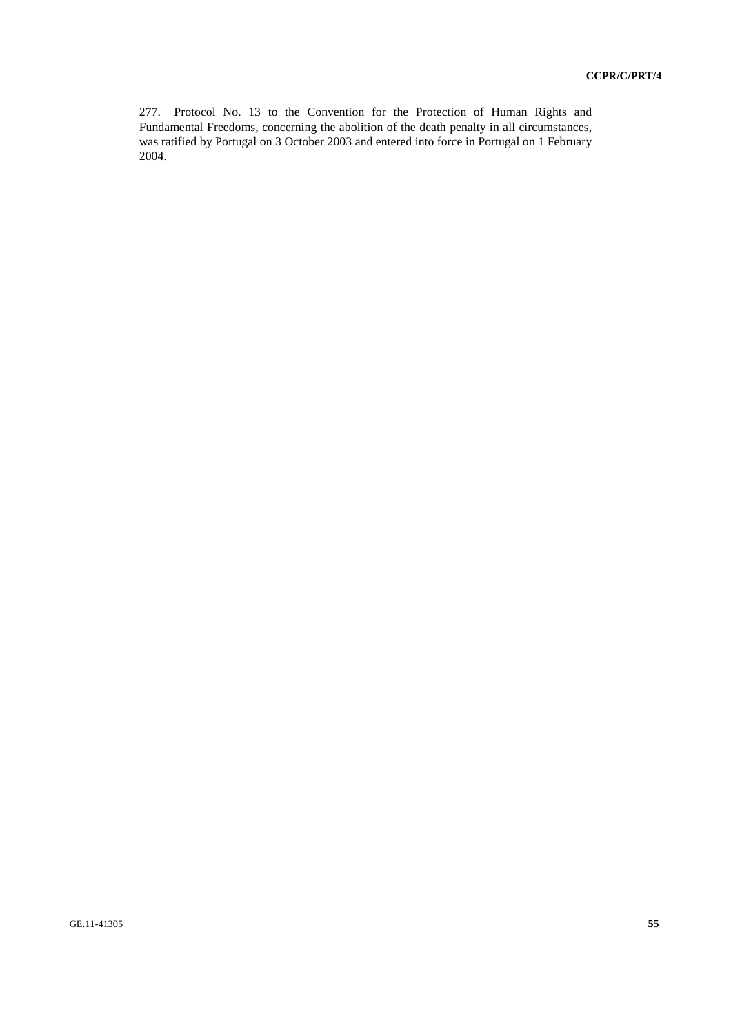277. Protocol No. 13 to the Convention for the Protection of Human Rights and Fundamental Freedoms, concerning the abolition of the death penalty in all circumstances, was ratified by Portugal on 3 October 2003 and entered into force in Portugal on 1 February 2004.